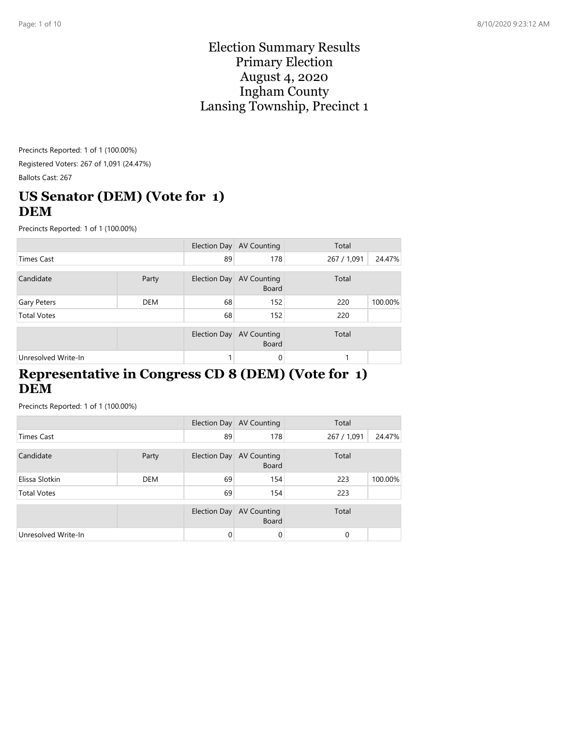# Election Summary Results
# Primary Election
# August 4, 2020
# Ingham County
# Lansing Township, Precinct 1

Precincts Reported: 1 of 1 (100.00%)

Registered Voters: 267 of 1,091 (24.47%)

Ballots Cast: 267

## US Senator (DEM) (Vote for 1) DEM

Precincts Reported: 1 of 1 (100.00%)

| | | Election Day | AV Counting | Total | |
|---|---|---|---|---|---|
| Times Cast | | 89 | 178 | 267 / 1,091 | 24.47% |

| Candidate | Party | Election Day | AV Counting Board | Total | |
|---|---|---|---|---|---|
| Gary Peters | DEM | 68 | 152 | 220 | 100.00% |
| Total Votes | | 68 | 152 | 220 | |

| | | Election Day | AV Counting Board | Total | |
|---|---|---|---|---|---|
| Unresolved Write-In | | 1 | 0 | 1 | |

## Representative in Congress CD 8 (DEM) (Vote for 1) DEM

Precincts Reported: 1 of 1 (100.00%)

| | | Election Day | AV Counting | Total | |
|---|---|---|---|---|---|
| Times Cast | | 89 | 178 | 267 / 1,091 | 24.47% |

| Candidate | Party | Election Day | AV Counting Board | Total | |
|---|---|---|---|---|---|
| Elissa Slotkin | DEM | 69 | 154 | 223 | 100.00% |
| Total Votes | | 69 | 154 | 223 | |

| | | Election Day | AV Counting Board | Total | |
|---|---|---|---|---|---|
| Unresolved Write-In | | 0 | 0 | 0 | |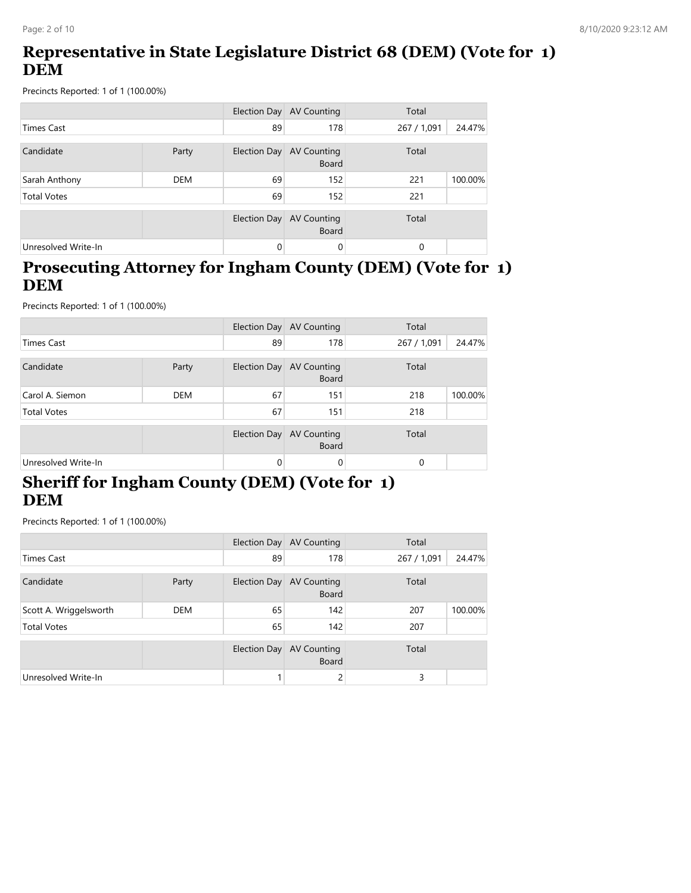## Representative in State Legislature District 68 (DEM) (Vote for 1) DEM

Precincts Reported: 1 of 1 (100.00%)

| | | Election Day | AV Counting | Total | |
|---|---|---|---|---|---|
| Times Cast | | 89 | 178 | 267 / 1,091 | 24.47% |

| Candidate | Party | Election Day | AV Counting Board | Total | |
|---|---|---|---|---|---|
| Sarah Anthony | DEM | 69 | 152 | 221 | 100.00% |
| Total Votes | | 69 | 152 | 221 | |

| | | Election Day | AV Counting Board | Total | |
|---|---|---|---|---|---|
| Unresolved Write-In | | 0 | 0 | 0 | |

## Prosecuting Attorney for Ingham County (DEM) (Vote for 1) DEM

Precincts Reported: 1 of 1 (100.00%)

| | | Election Day | AV Counting | Total | |
|---|---|---|---|---|---|
| Times Cast | | 89 | 178 | 267 / 1,091 | 24.47% |

| Candidate | Party | Election Day | AV Counting Board | Total | |
|---|---|---|---|---|---|
| Carol A. Siemon | DEM | 67 | 151 | 218 | 100.00% |
| Total Votes | | 67 | 151 | 218 | |

| | | Election Day | AV Counting Board | Total | |
|---|---|---|---|---|---|
| Unresolved Write-In | | 0 | 0 | 0 | |

## Sheriff for Ingham County (DEM) (Vote for 1) DEM

Precincts Reported: 1 of 1 (100.00%)

| | | Election Day | AV Counting | Total | |
|---|---|---|---|---|---|
| Times Cast | | 89 | 178 | 267 / 1,091 | 24.47% |

| Candidate | Party | Election Day | AV Counting Board | Total | |
|---|---|---|---|---|---|
| Scott A. Wriggelsworth | DEM | 65 | 142 | 207 | 100.00% |
| Total Votes | | 65 | 142 | 207 | |

| | | Election Day | AV Counting Board | Total | |
|---|---|---|---|---|---|
| Unresolved Write-In | | 1 | 2 | 3 | |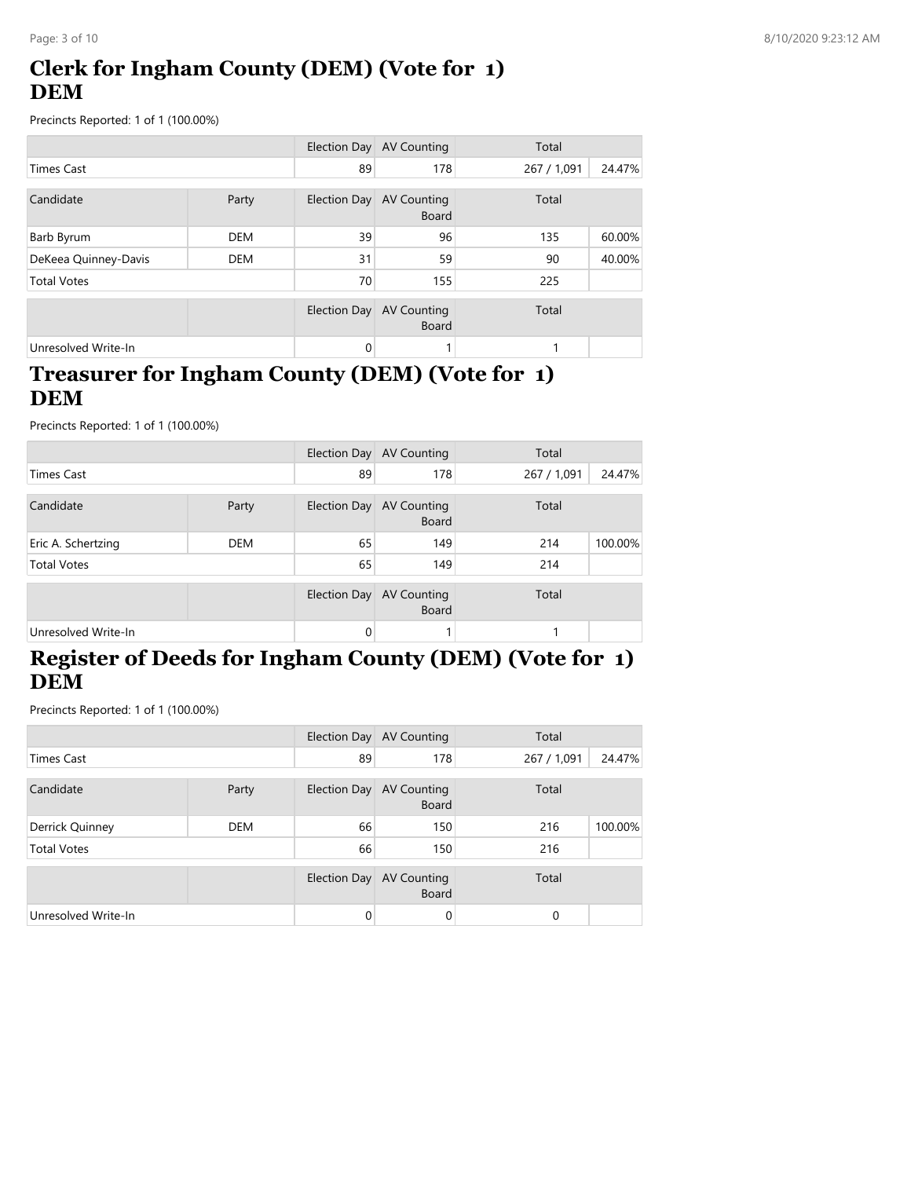## Clerk for Ingham County (DEM) (Vote for 1) DEM

Precincts Reported: 1 of 1 (100.00%)

| | | Election Day | AV Counting | Total | |
|---|---|---|---|---|---|
| Times Cast | | 89 | 178 | 267 / 1,091 | 24.47% |

| Candidate | Party | Election Day | AV Counting Board | Total | |
|---|---|---|---|---|---|
| Barb Byrum | DEM | 39 | 96 | 135 | 60.00% |
| DeKeea Quinney-Davis | DEM | 31 | 59 | 90 | 40.00% |
| Total Votes | | 70 | 155 | 225 | |

| | | Election Day | AV Counting Board | Total | |
|---|---|---|---|---|---|
| Unresolved Write-In | | 0 | 1 | 1 | |

## Treasurer for Ingham County (DEM) (Vote for 1) DEM

Precincts Reported: 1 of 1 (100.00%)

| | | Election Day | AV Counting | Total | |
|---|---|---|---|---|---|
| Times Cast | | 89 | 178 | 267 / 1,091 | 24.47% |

| Candidate | Party | Election Day | AV Counting Board | Total | |
|---|---|---|---|---|---|
| Eric A. Schertzing | DEM | 65 | 149 | 214 | 100.00% |
| Total Votes | | 65 | 149 | 214 | |

| | | Election Day | AV Counting Board | Total | |
|---|---|---|---|---|---|
| Unresolved Write-In | | 0 | 1 | 1 | |

## Register of Deeds for Ingham County (DEM) (Vote for 1) DEM

Precincts Reported: 1 of 1 (100.00%)

| | | Election Day | AV Counting | Total | |
|---|---|---|---|---|---|
| Times Cast | | 89 | 178 | 267 / 1,091 | 24.47% |

| Candidate | Party | Election Day | AV Counting Board | Total | |
|---|---|---|---|---|---|
| Derrick Quinney | DEM | 66 | 150 | 216 | 100.00% |
| Total Votes | | 66 | 150 | 216 | |

| | | Election Day | AV Counting Board | Total | |
|---|---|---|---|---|---|
| Unresolved Write-In | | 0 | 0 | 0 | |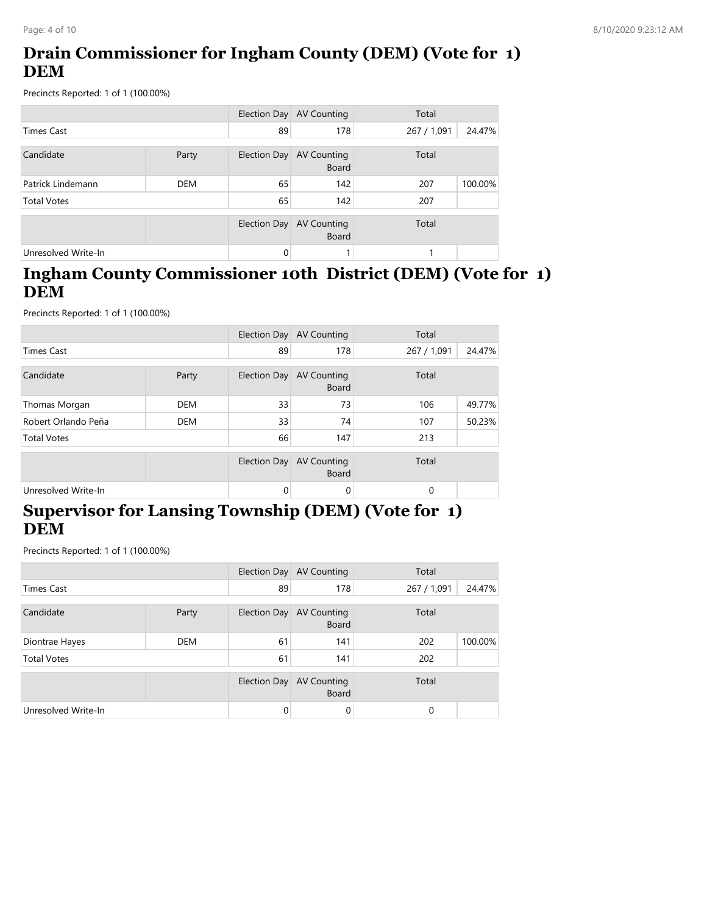## Drain Commissioner for Ingham County (DEM) (Vote for 1) DEM

Precincts Reported: 1 of 1 (100.00%)

| | | Election Day | AV Counting | Total | |
|---|---|---|---|---|---|
| Times Cast | | 89 | 178 | 267 / 1,091 | 24.47% |

| Candidate | Party | Election Day | AV Counting Board | Total | |
|---|---|---|---|---|---|
| Patrick Lindemann | DEM | 65 | 142 | 207 | 100.00% |
| Total Votes | | 65 | 142 | 207 | |

| | | Election Day | AV Counting Board | Total | |
|---|---|---|---|---|---|
| Unresolved Write-In | | 0 | 1 | 1 | |

## Ingham County Commissioner 10th District (DEM) (Vote for 1) DEM

Precincts Reported: 1 of 1 (100.00%)

| | | Election Day | AV Counting | Total | |
|---|---|---|---|---|---|
| Times Cast | | 89 | 178 | 267 / 1,091 | 24.47% |

| Candidate | Party | Election Day | AV Counting Board | Total | |
|---|---|---|---|---|---|
| Thomas Morgan | DEM | 33 | 73 | 106 | 49.77% |
| Robert Orlando Peña | DEM | 33 | 74 | 107 | 50.23% |
| Total Votes | | 66 | 147 | 213 | |

| | | Election Day | AV Counting Board | Total | |
|---|---|---|---|---|---|
| Unresolved Write-In | | 0 | 0 | 0 | |

## Supervisor for Lansing Township (DEM) (Vote for 1) DEM

Precincts Reported: 1 of 1 (100.00%)

| | | Election Day | AV Counting | Total | |
|---|---|---|---|---|---|
| Times Cast | | 89 | 178 | 267 / 1,091 | 24.47% |

| Candidate | Party | Election Day | AV Counting Board | Total | |
|---|---|---|---|---|---|
| Diontrae Hayes | DEM | 61 | 141 | 202 | 100.00% |
| Total Votes | | 61 | 141 | 202 | |

| | | Election Day | AV Counting Board | Total | |
|---|---|---|---|---|---|
| Unresolved Write-In | | 0 | 0 | 0 | |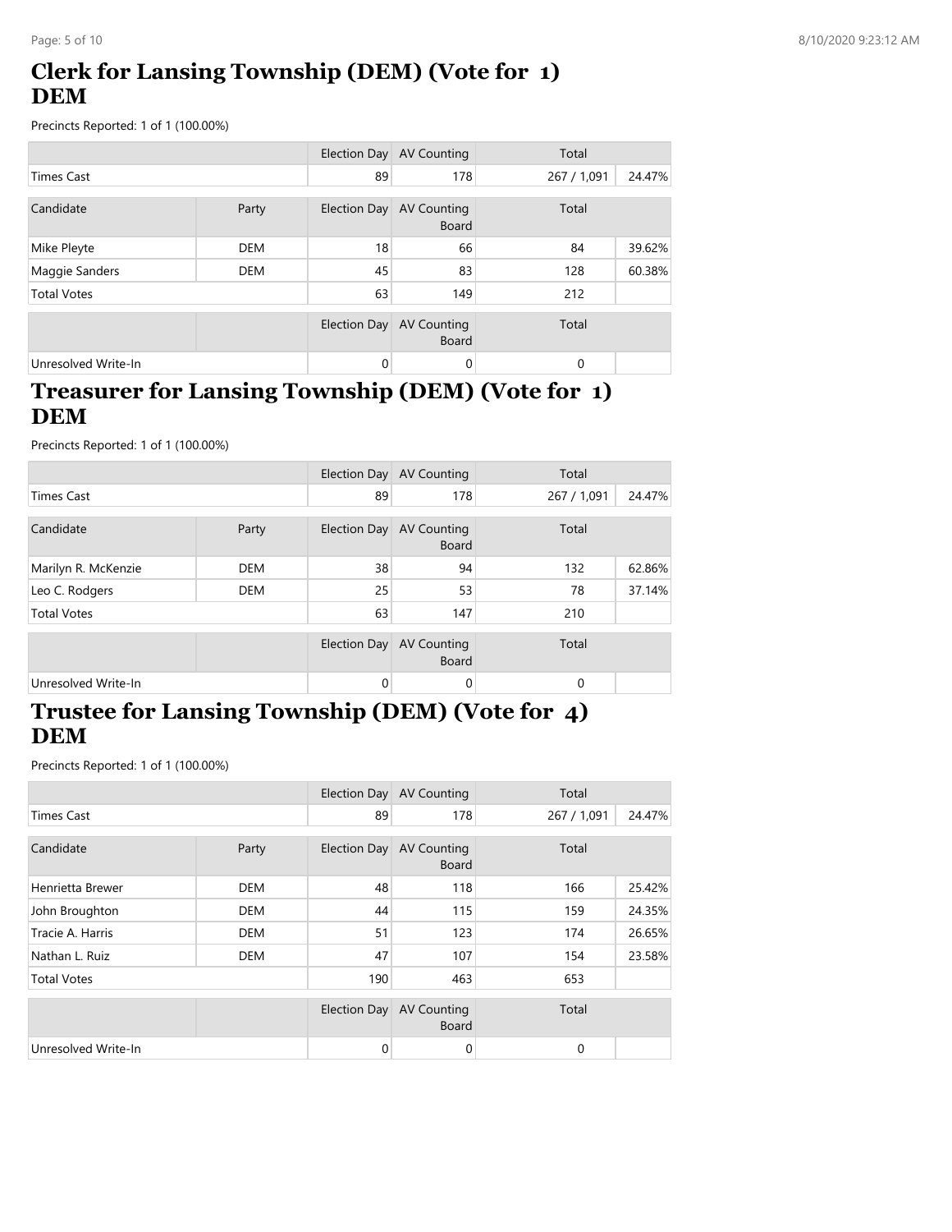## Clerk for Lansing Township (DEM) (Vote for 1) DEM

Precincts Reported: 1 of 1 (100.00%)

| | | Election Day | AV Counting | Total | |
|---|---|---|---|---|---|
| Times Cast | | 89 | 178 | 267 / 1,091 | 24.47% |

| Candidate | Party | Election Day | AV Counting Board | Total | |
|---|---|---|---|---|---|
| Mike Pleyte | DEM | 18 | 66 | 84 | 39.62% |
| Maggie Sanders | DEM | 45 | 83 | 128 | 60.38% |
| Total Votes | | 63 | 149 | 212 | |

| | | Election Day | AV Counting Board | Total | |
|---|---|---|---|---|---|
| Unresolved Write-In | | 0 | 0 | 0 | |

## Treasurer for Lansing Township (DEM) (Vote for 1) DEM

Precincts Reported: 1 of 1 (100.00%)

| | | Election Day | AV Counting | Total | |
|---|---|---|---|---|---|
| Times Cast | | 89 | 178 | 267 / 1,091 | 24.47% |

| Candidate | Party | Election Day | AV Counting Board | Total | |
|---|---|---|---|---|---|
| Marilyn R. McKenzie | DEM | 38 | 94 | 132 | 62.86% |
| Leo C. Rodgers | DEM | 25 | 53 | 78 | 37.14% |
| Total Votes | | 63 | 147 | 210 | |

| | | Election Day | AV Counting Board | Total | |
|---|---|---|---|---|---|
| Unresolved Write-In | | 0 | 0 | 0 | |

## Trustee for Lansing Township (DEM) (Vote for 4) DEM

Precincts Reported: 1 of 1 (100.00%)

| | | Election Day | AV Counting | Total | |
|---|---|---|---|---|---|
| Times Cast | | 89 | 178 | 267 / 1,091 | 24.47% |

| Candidate | Party | Election Day | AV Counting Board | Total | |
|---|---|---|---|---|---|
| Henrietta Brewer | DEM | 48 | 118 | 166 | 25.42% |
| John Broughton | DEM | 44 | 115 | 159 | 24.35% |
| Tracie A. Harris | DEM | 51 | 123 | 174 | 26.65% |
| Nathan L. Ruiz | DEM | 47 | 107 | 154 | 23.58% |
| Total Votes | | 190 | 463 | 653 | |

| | | Election Day | AV Counting Board | Total | |
|---|---|---|---|---|---|
| Unresolved Write-In | | 0 | 0 | 0 | |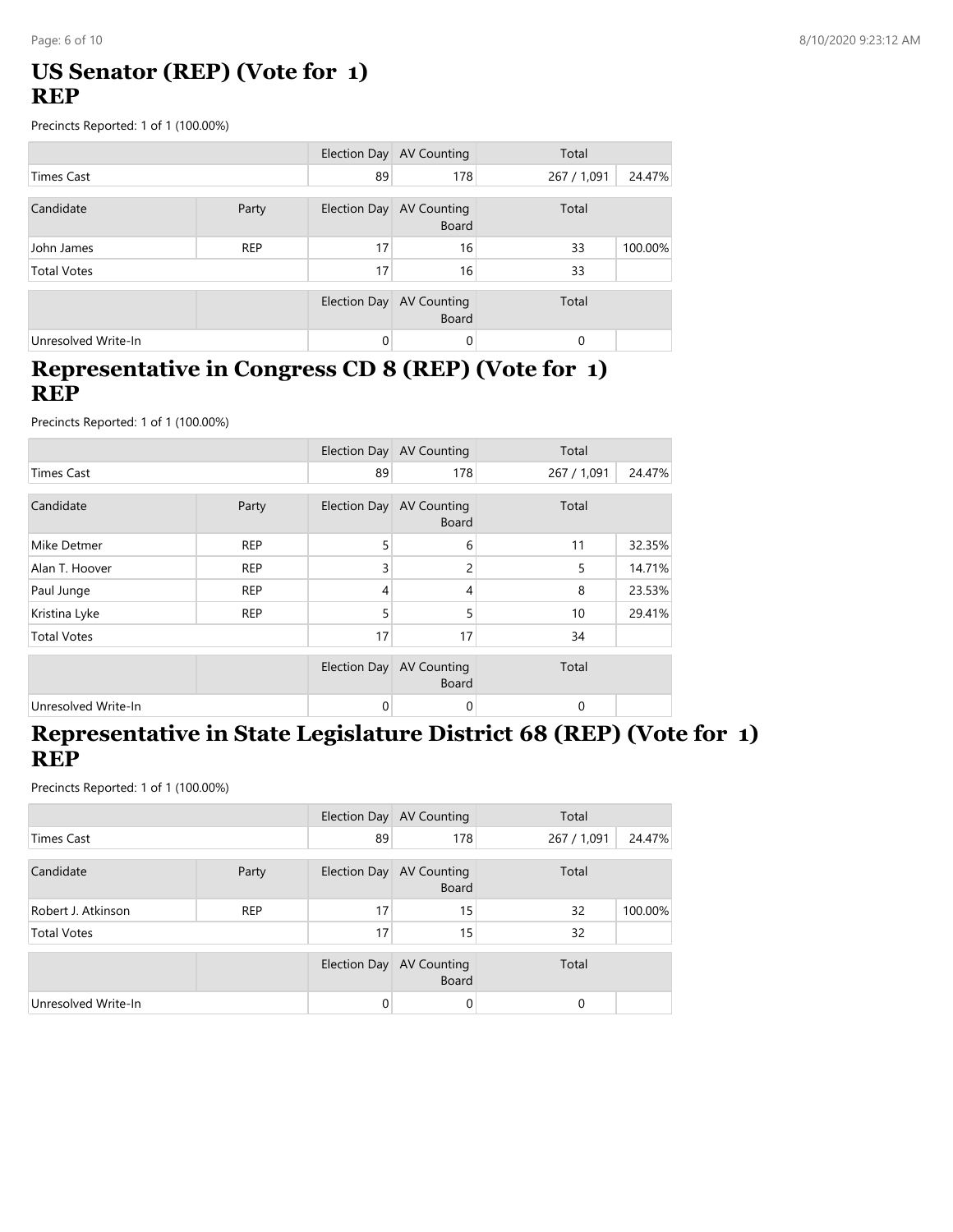## US Senator (REP) (Vote for 1)
## REP

Precincts Reported: 1 of 1 (100.00%)

| | | Election Day | AV Counting | Total | |
|---|---|---|---|---|---|
| Times Cast | | 89 | 178 | 267 / 1,091 | 24.47% |

| Candidate | Party | Election Day | AV Counting Board | Total | |
|---|---|---|---|---|---|
| John James | REP | 17 | 16 | 33 | 100.00% |
| Total Votes | | 17 | 16 | 33 | |

| | | Election Day | AV Counting Board | Total | |
|---|---|---|---|---|---|
| Unresolved Write-In | | 0 | 0 | 0 | |

## Representative in Congress CD 8 (REP) (Vote for 1)
## REP

Precincts Reported: 1 of 1 (100.00%)

| | | Election Day | AV Counting | Total | |
|---|---|---|---|---|---|
| Times Cast | | 89 | 178 | 267 / 1,091 | 24.47% |

| Candidate | Party | Election Day | AV Counting Board | Total | |
|---|---|---|---|---|---|
| Mike Detmer | REP | 5 | 6 | 11 | 32.35% |
| Alan T. Hoover | REP | 3 | 2 | 5 | 14.71% |
| Paul Junge | REP | 4 | 4 | 8 | 23.53% |
| Kristina Lyke | REP | 5 | 5 | 10 | 29.41% |
| Total Votes | | 17 | 17 | 34 | |

| | | Election Day | AV Counting Board | Total | |
|---|---|---|---|---|---|
| Unresolved Write-In | | 0 | 0 | 0 | |

## Representative in State Legislature District 68 (REP) (Vote for 1)
## REP

Precincts Reported: 1 of 1 (100.00%)

| | | Election Day | AV Counting | Total | |
|---|---|---|---|---|---|
| Times Cast | | 89 | 178 | 267 / 1,091 | 24.47% |

| Candidate | Party | Election Day | AV Counting Board | Total | |
|---|---|---|---|---|---|
| Robert J. Atkinson | REP | 17 | 15 | 32 | 100.00% |
| Total Votes | | 17 | 15 | 32 | |

| | | Election Day | AV Counting Board | Total | |
|---|---|---|---|---|---|
| Unresolved Write-In | | 0 | 0 | 0 | |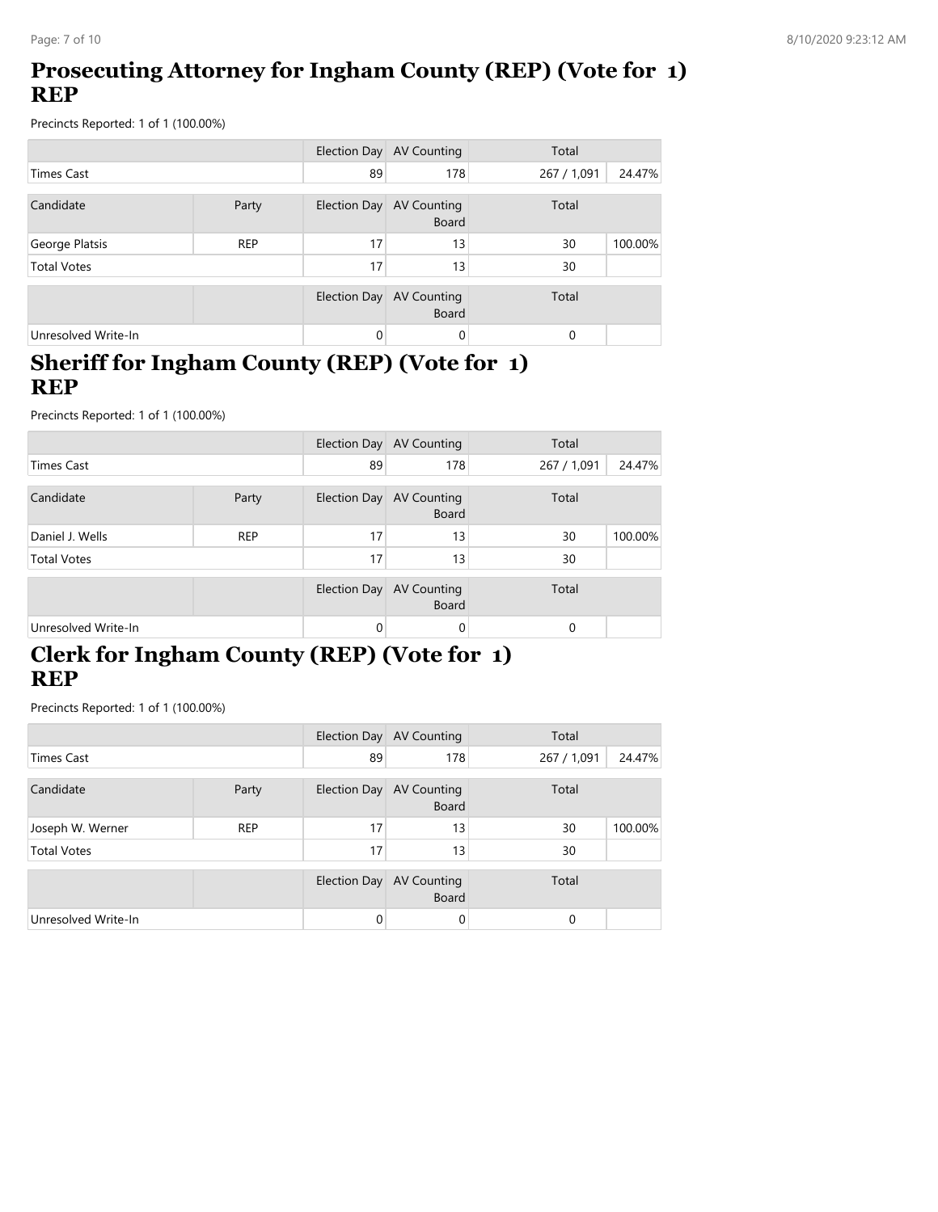## Prosecuting Attorney for Ingham County (REP) (Vote for 1) REP

Precincts Reported: 1 of 1 (100.00%)

| | | Election Day | AV Counting | Total | |
|---|---|---|---|---|---|
| Times Cast | | 89 | 178 | 267 / 1,091 | 24.47% |

| Candidate | Party | Election Day | AV Counting Board | Total | |
|---|---|---|---|---|---|
| George Platsis | REP | 17 | 13 | 30 | 100.00% |
| Total Votes | | 17 | 13 | 30 | |

| | | Election Day | AV Counting Board | Total | |
|---|---|---|---|---|---|
| Unresolved Write-In | | 0 | 0 | 0 | |

## Sheriff for Ingham County (REP) (Vote for 1) REP

Precincts Reported: 1 of 1 (100.00%)

| | | Election Day | AV Counting | Total | |
|---|---|---|---|---|---|
| Times Cast | | 89 | 178 | 267 / 1,091 | 24.47% |

| Candidate | Party | Election Day | AV Counting Board | Total | |
|---|---|---|---|---|---|
| Daniel J. Wells | REP | 17 | 13 | 30 | 100.00% |
| Total Votes | | 17 | 13 | 30 | |

| | | Election Day | AV Counting Board | Total | |
|---|---|---|---|---|---|
| Unresolved Write-In | | 0 | 0 | 0 | |

## Clerk for Ingham County (REP) (Vote for 1) REP

Precincts Reported: 1 of 1 (100.00%)

| | | Election Day | AV Counting | Total | |
|---|---|---|---|---|---|
| Times Cast | | 89 | 178 | 267 / 1,091 | 24.47% |

| Candidate | Party | Election Day | AV Counting Board | Total | |
|---|---|---|---|---|---|
| Joseph W. Werner | REP | 17 | 13 | 30 | 100.00% |
| Total Votes | | 17 | 13 | 30 | |

| | | Election Day | AV Counting Board | Total | |
|---|---|---|---|---|---|
| Unresolved Write-In | | 0 | 0 | 0 | |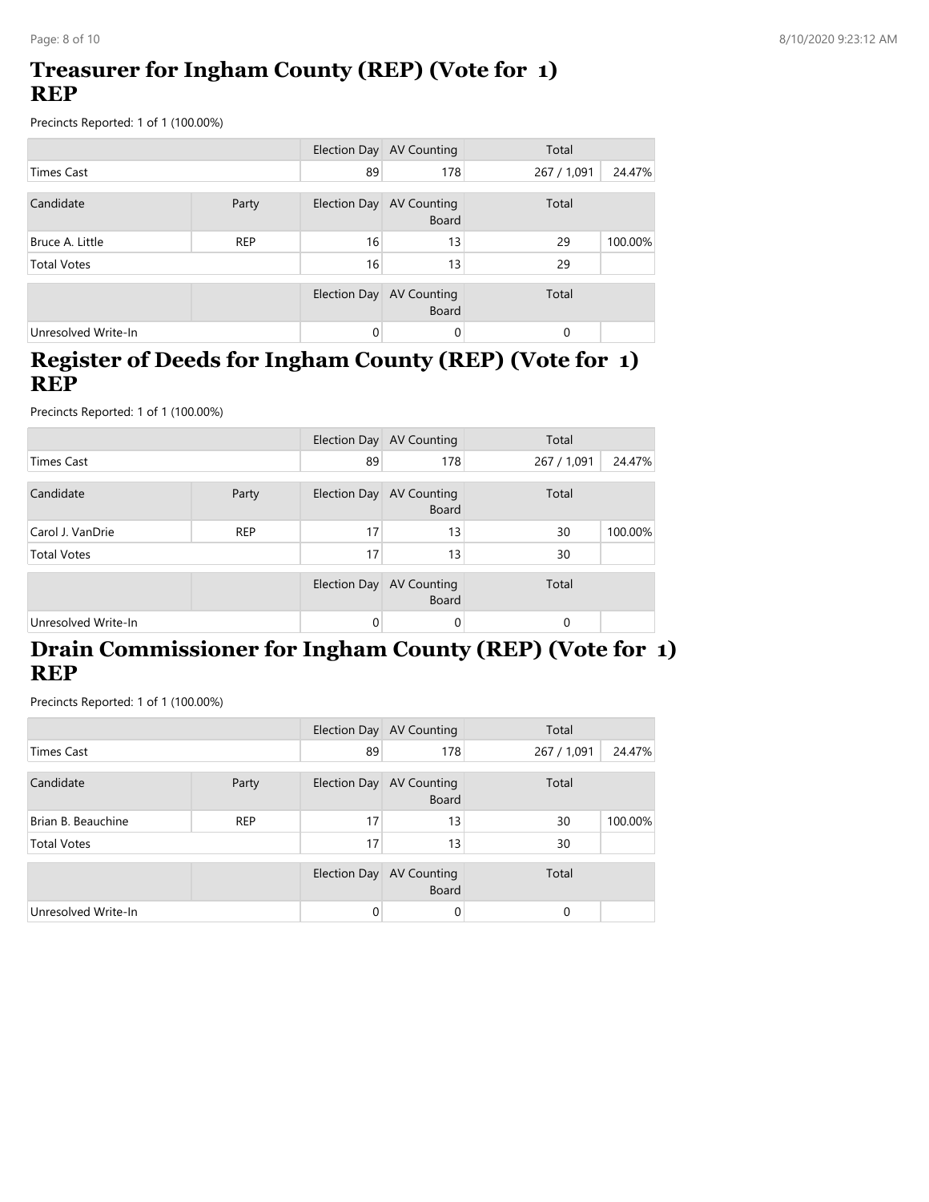## Treasurer for Ingham County (REP) (Vote for 1) REP

Precincts Reported: 1 of 1 (100.00%)

| | | Election Day | AV Counting | Total | |
|---|---|---|---|---|---|
| Times Cast | | 89 | 178 | 267 / 1,091 | 24.47% |

| Candidate | Party | Election Day | AV Counting Board | Total | |
|---|---|---|---|---|---|
| Bruce A. Little | REP | 16 | 13 | 29 | 100.00% |
| Total Votes | | 16 | 13 | 29 | |

| | | Election Day | AV Counting Board | Total | |
|---|---|---|---|---|---|
| Unresolved Write-In | | 0 | 0 | 0 | |

## Register of Deeds for Ingham County (REP) (Vote for 1) REP

Precincts Reported: 1 of 1 (100.00%)

| | | Election Day | AV Counting | Total | |
|---|---|---|---|---|---|
| Times Cast | | 89 | 178 | 267 / 1,091 | 24.47% |

| Candidate | Party | Election Day | AV Counting Board | Total | |
|---|---|---|---|---|---|
| Carol J. VanDrie | REP | 17 | 13 | 30 | 100.00% |
| Total Votes | | 17 | 13 | 30 | |

| | | Election Day | AV Counting Board | Total | |
|---|---|---|---|---|---|
| Unresolved Write-In | | 0 | 0 | 0 | |

## Drain Commissioner for Ingham County (REP) (Vote for 1) REP

Precincts Reported: 1 of 1 (100.00%)

| | | Election Day | AV Counting | Total | |
|---|---|---|---|---|---|
| Times Cast | | 89 | 178 | 267 / 1,091 | 24.47% |

| Candidate | Party | Election Day | AV Counting Board | Total | |
|---|---|---|---|---|---|
| Brian B. Beauchine | REP | 17 | 13 | 30 | 100.00% |
| Total Votes | | 17 | 13 | 30 | |

| | | Election Day | AV Counting Board | Total | |
|---|---|---|---|---|---|
| Unresolved Write-In | | 0 | 0 | 0 | |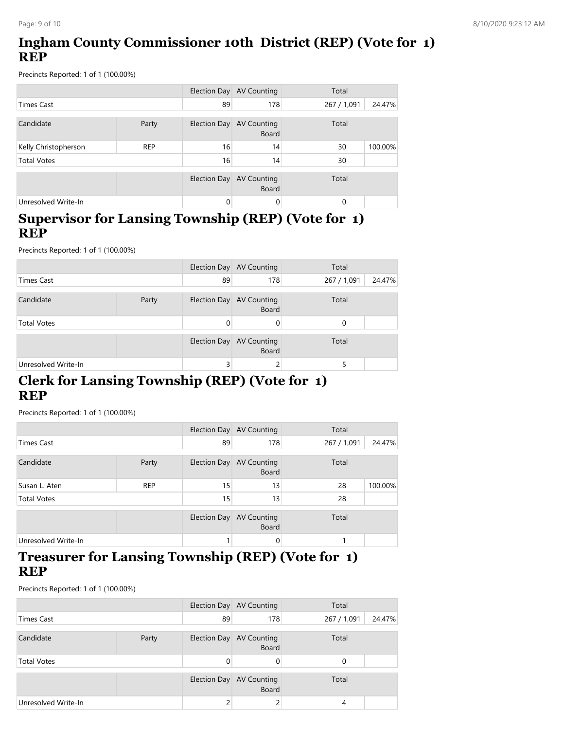## Ingham County Commissioner 10th District (REP) (Vote for 1) REP

Precincts Reported: 1 of 1 (100.00%)

| | | Election Day | AV Counting | Total | |
|---|---|---|---|---|---|
| Times Cast | | 89 | 178 | 267 / 1,091 | 24.47% |

| Candidate | Party | Election Day | AV Counting Board | Total | |
|---|---|---|---|---|---|
| Kelly Christopherson | REP | 16 | 14 | 30 | 100.00% |
| Total Votes | | 16 | 14 | 30 | |

| | | Election Day | AV Counting Board | Total | |
|---|---|---|---|---|---|
| Unresolved Write-In | | 0 | 0 | 0 | |

## Supervisor for Lansing Township (REP) (Vote for 1) REP

Precincts Reported: 1 of 1 (100.00%)

| | | Election Day | AV Counting | Total | |
|---|---|---|---|---|---|
| Times Cast | | 89 | 178 | 267 / 1,091 | 24.47% |

| Candidate | Party | Election Day | AV Counting Board | Total | |
|---|---|---|---|---|---|
| Total Votes | | 0 | 0 | 0 | |

| | | Election Day | AV Counting Board | Total | |
|---|---|---|---|---|---|
| Unresolved Write-In | | 3 | 2 | 5 | |

## Clerk for Lansing Township (REP) (Vote for 1) REP

Precincts Reported: 1 of 1 (100.00%)

| | | Election Day | AV Counting | Total | |
|---|---|---|---|---|---|
| Times Cast | | 89 | 178 | 267 / 1,091 | 24.47% |

| Candidate | Party | Election Day | AV Counting Board | Total | |
|---|---|---|---|---|---|
| Susan L. Aten | REP | 15 | 13 | 28 | 100.00% |
| Total Votes | | 15 | 13 | 28 | |

| | | Election Day | AV Counting Board | Total | |
|---|---|---|---|---|---|
| Unresolved Write-In | | 1 | 0 | 1 | |

## Treasurer for Lansing Township (REP) (Vote for 1) REP

Precincts Reported: 1 of 1 (100.00%)

| | | Election Day | AV Counting | Total | |
|---|---|---|---|---|---|
| Times Cast | | 89 | 178 | 267 / 1,091 | 24.47% |

| Candidate | Party | Election Day | AV Counting Board | Total | |
|---|---|---|---|---|---|
| Total Votes | | 0 | 0 | 0 | |

| | | Election Day | AV Counting Board | Total | |
|---|---|---|---|---|---|
| Unresolved Write-In | | 2 | 2 | 4 | |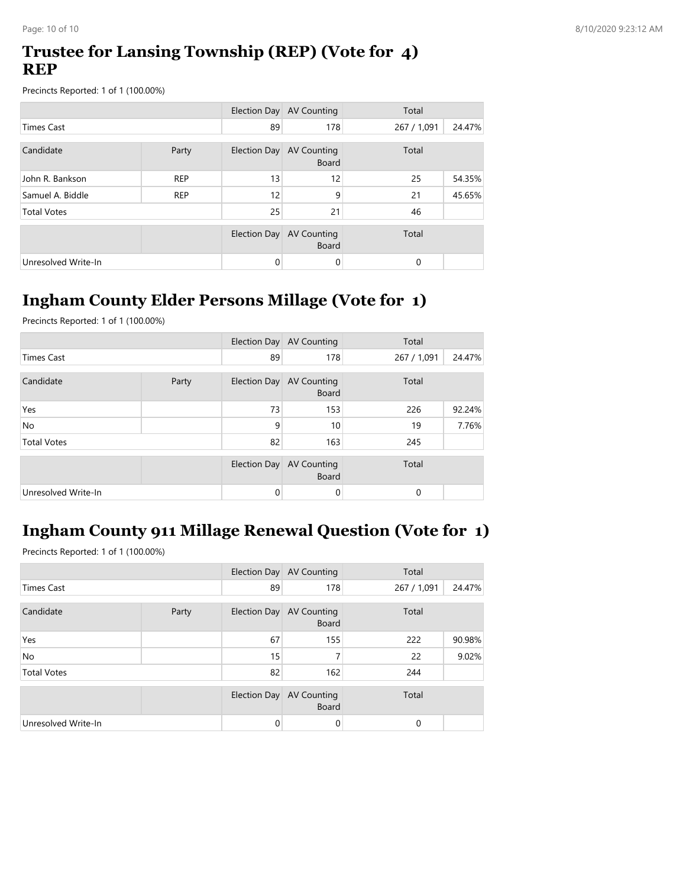## Trustee for Lansing Township (REP) (Vote for 4) REP

Precincts Reported: 1 of 1 (100.00%)

| | | Election Day | AV Counting | Total | |
|---|---|---|---|---|---|
| Times Cast | | 89 | 178 | 267 / 1,091 | 24.47% |

| Candidate | Party | Election Day | AV Counting Board | Total | |
|---|---|---|---|---|---|
| John R. Bankson | REP | 13 | 12 | 25 | 54.35% |
| Samuel A. Biddle | REP | 12 | 9 | 21 | 45.65% |
| Total Votes | | 25 | 21 | 46 | |

| | | Election Day | AV Counting Board | Total | |
|---|---|---|---|---|---|
| Unresolved Write-In | | 0 | 0 | 0 | |

## Ingham County Elder Persons Millage (Vote for 1)

Precincts Reported: 1 of 1 (100.00%)

| | | Election Day | AV Counting | Total | |
|---|---|---|---|---|---|
| Times Cast | | 89 | 178 | 267 / 1,091 | 24.47% |

| Candidate | Party | Election Day | AV Counting Board | Total | |
|---|---|---|---|---|---|
| Yes | | 73 | 153 | 226 | 92.24% |
| No | | 9 | 10 | 19 | 7.76% |
| Total Votes | | 82 | 163 | 245 | |

| | | Election Day | AV Counting Board | Total | |
|---|---|---|---|---|---|
| Unresolved Write-In | | 0 | 0 | 0 | |

## Ingham County 911 Millage Renewal Question (Vote for 1)

Precincts Reported: 1 of 1 (100.00%)

| | | Election Day | AV Counting | Total | |
|---|---|---|---|---|---|
| Times Cast | | 89 | 178 | 267 / 1,091 | 24.47% |

| Candidate | Party | Election Day | AV Counting Board | Total | |
|---|---|---|---|---|---|
| Yes | | 67 | 155 | 222 | 90.98% |
| No | | 15 | 7 | 22 | 9.02% |
| Total Votes | | 82 | 162 | 244 | |

| | | Election Day | AV Counting Board | Total | |
|---|---|---|---|---|---|
| Unresolved Write-In | | 0 | 0 | 0 | |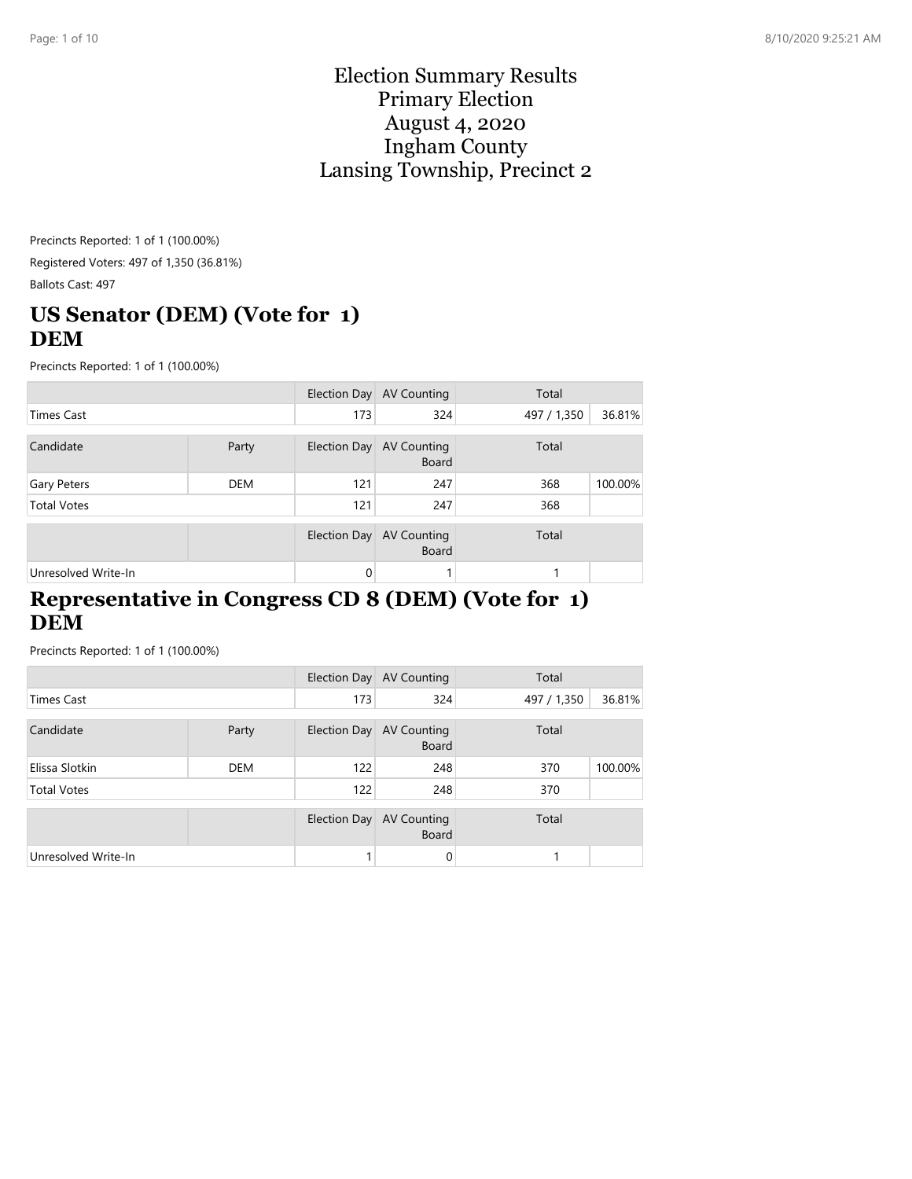# Election Summary Results
# Primary Election
# August 4, 2020
# Ingham County
# Lansing Township, Precinct 2

Precincts Reported: 1 of 1 (100.00%)

Registered Voters: 497 of 1,350 (36.81%)

Ballots Cast: 497

## US Senator (DEM) (Vote for 1) DEM

Precincts Reported: 1 of 1 (100.00%)

| | | Election Day | AV Counting | Total | |
|---|---|---|---|---|---|
| Times Cast | | 173 | 324 | 497 / 1,350 | 36.81% |

| Candidate | Party | Election Day | AV Counting Board | Total | |
|---|---|---|---|---|---|
| Gary Peters | DEM | 121 | 247 | 368 | 100.00% |
| Total Votes | | 121 | 247 | 368 | |

| | | Election Day | AV Counting Board | Total | |
|---|---|---|---|---|---|
| Unresolved Write-In | | 0 | 1 | 1 | |

## Representative in Congress CD 8 (DEM) (Vote for 1) DEM

Precincts Reported: 1 of 1 (100.00%)

| | | Election Day | AV Counting | Total | |
|---|---|---|---|---|---|
| Times Cast | | 173 | 324 | 497 / 1,350 | 36.81% |

| Candidate | Party | Election Day | AV Counting Board | Total | |
|---|---|---|---|---|---|
| Elissa Slotkin | DEM | 122 | 248 | 370 | 100.00% |
| Total Votes | | 122 | 248 | 370 | |

| | | Election Day | AV Counting Board | Total | |
|---|---|---|---|---|---|
| Unresolved Write-In | | 1 | 0 | 1 | |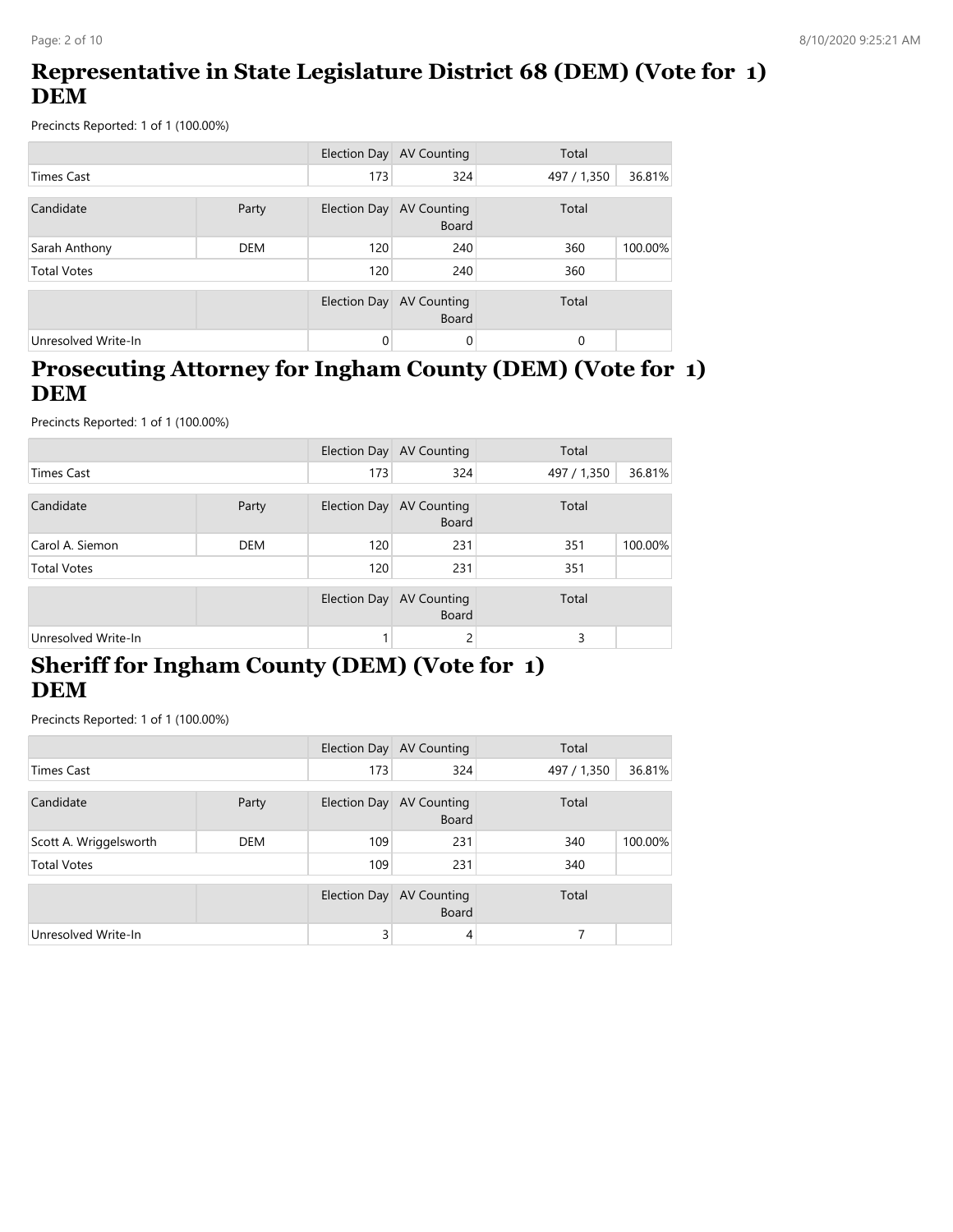## Representative in State Legislature District 68 (DEM) (Vote for 1) DEM

Precincts Reported: 1 of 1 (100.00%)

| | | Election Day | AV Counting | Total | |
|---|---|---|---|---|---|
| Times Cast | | 173 | 324 | 497 / 1,350 | 36.81% |

| Candidate | Party | Election Day | AV Counting Board | Total | |
|---|---|---|---|---|---|
| Sarah Anthony | DEM | 120 | 240 | 360 | 100.00% |
| Total Votes | | 120 | 240 | 360 | |

| | | Election Day | AV Counting Board | Total | |
|---|---|---|---|---|---|
| Unresolved Write-In | | 0 | 0 | 0 | |

## Prosecuting Attorney for Ingham County (DEM) (Vote for 1) DEM

Precincts Reported: 1 of 1 (100.00%)

| | | Election Day | AV Counting | Total | |
|---|---|---|---|---|---|
| Times Cast | | 173 | 324 | 497 / 1,350 | 36.81% |

| Candidate | Party | Election Day | AV Counting Board | Total | |
|---|---|---|---|---|---|
| Carol A. Siemon | DEM | 120 | 231 | 351 | 100.00% |
| Total Votes | | 120 | 231 | 351 | |

| | | Election Day | AV Counting Board | Total | |
|---|---|---|---|---|---|
| Unresolved Write-In | | 1 | 2 | 3 | |

## Sheriff for Ingham County (DEM) (Vote for 1) DEM

Precincts Reported: 1 of 1 (100.00%)

| | | Election Day | AV Counting | Total | |
|---|---|---|---|---|---|
| Times Cast | | 173 | 324 | 497 / 1,350 | 36.81% |

| Candidate | Party | Election Day | AV Counting Board | Total | |
|---|---|---|---|---|---|
| Scott A. Wriggelsworth | DEM | 109 | 231 | 340 | 100.00% |
| Total Votes | | 109 | 231 | 340 | |

| | | Election Day | AV Counting Board | Total | |
|---|---|---|---|---|---|
| Unresolved Write-In | | 3 | 4 | 7 | |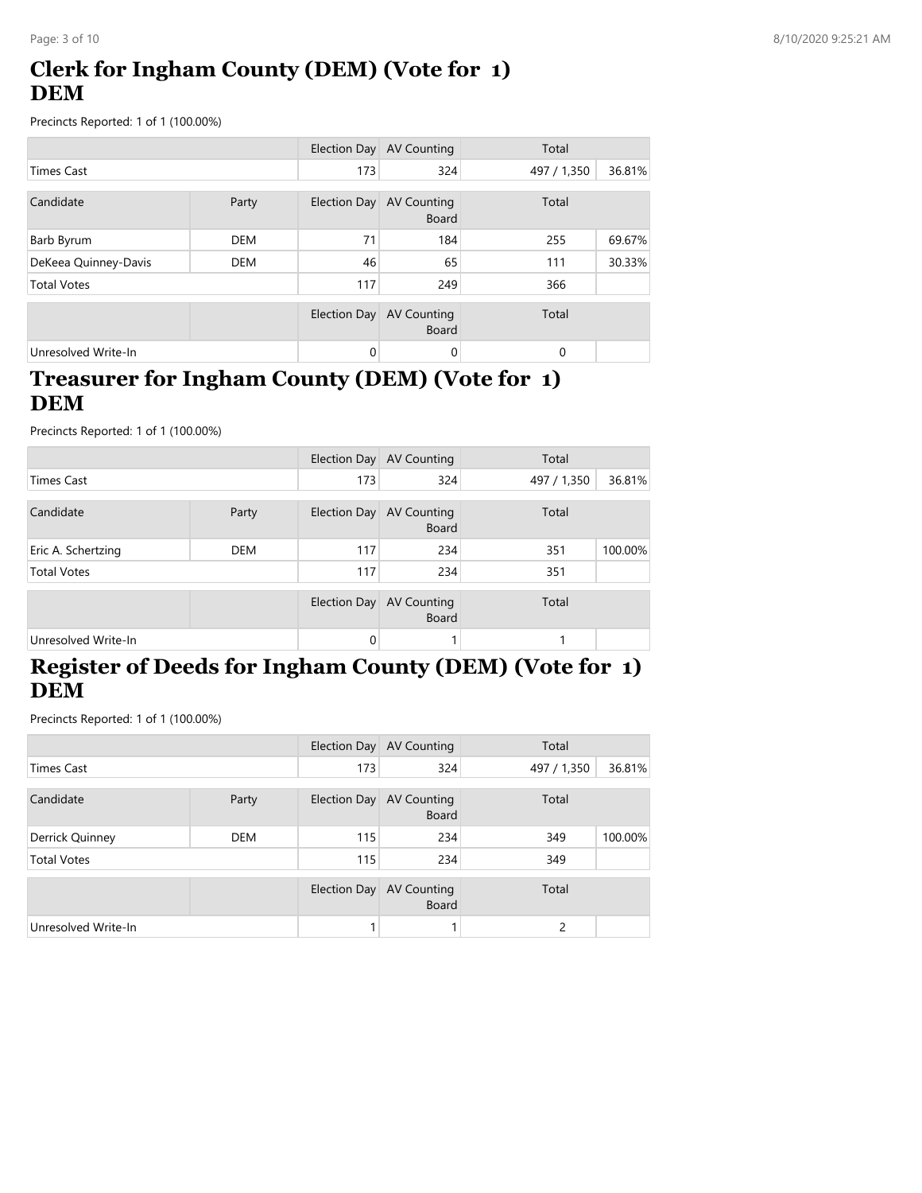## Clerk for Ingham County (DEM) (Vote for 1) DEM

Precincts Reported: 1 of 1 (100.00%)

| | | Election Day | AV Counting | Total | |
|---|---|---|---|---|---|
| Times Cast | | 173 | 324 | 497 / 1,350 | 36.81% |

| Candidate | Party | Election Day | AV Counting Board | Total | |
|---|---|---|---|---|---|
| Barb Byrum | DEM | 71 | 184 | 255 | 69.67% |
| DeKeea Quinney-Davis | DEM | 46 | 65 | 111 | 30.33% |
| Total Votes | | 117 | 249 | 366 | |

| | | Election Day | AV Counting Board | Total | |
|---|---|---|---|---|---|
| Unresolved Write-In | | 0 | 0 | 0 | |

## Treasurer for Ingham County (DEM) (Vote for 1) DEM

Precincts Reported: 1 of 1 (100.00%)

| | | Election Day | AV Counting | Total | |
|---|---|---|---|---|---|
| Times Cast | | 173 | 324 | 497 / 1,350 | 36.81% |

| Candidate | Party | Election Day | AV Counting Board | Total | |
|---|---|---|---|---|---|
| Eric A. Schertzing | DEM | 117 | 234 | 351 | 100.00% |
| Total Votes | | 117 | 234 | 351 | |

| | | Election Day | AV Counting Board | Total | |
|---|---|---|---|---|---|
| Unresolved Write-In | | 0 | 1 | 1 | |

## Register of Deeds for Ingham County (DEM) (Vote for 1) DEM

Precincts Reported: 1 of 1 (100.00%)

| | | Election Day | AV Counting | Total | |
|---|---|---|---|---|---|
| Times Cast | | 173 | 324 | 497 / 1,350 | 36.81% |

| Candidate | Party | Election Day | AV Counting Board | Total | |
|---|---|---|---|---|---|
| Derrick Quinney | DEM | 115 | 234 | 349 | 100.00% |
| Total Votes | | 115 | 234 | 349 | |

| | | Election Day | AV Counting Board | Total | |
|---|---|---|---|---|---|
| Unresolved Write-In | | 1 | 1 | 2 | |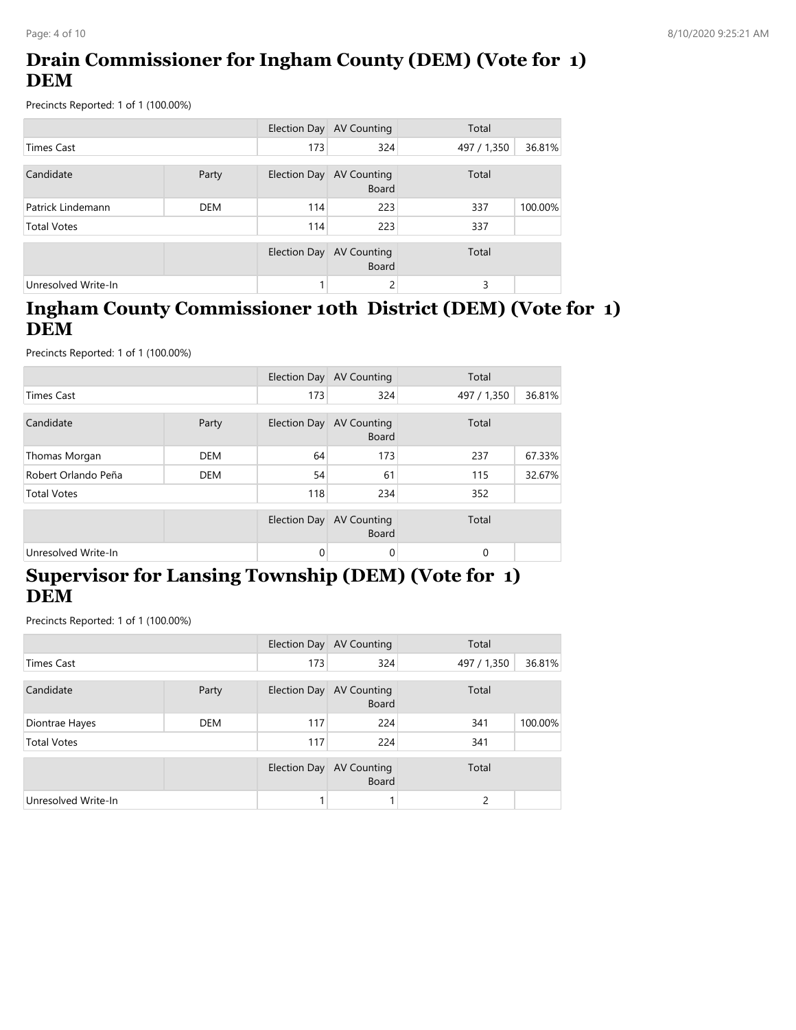## Drain Commissioner for Ingham County (DEM) (Vote for 1) DEM

Precincts Reported: 1 of 1 (100.00%)

| | | Election Day | AV Counting | Total | |
|---|---|---|---|---|---|
| Times Cast | | 173 | 324 | 497 / 1,350 | 36.81% |

| Candidate | Party | Election Day | AV Counting Board | Total | |
|---|---|---|---|---|---|
| Patrick Lindemann | DEM | 114 | 223 | 337 | 100.00% |
| Total Votes | | 114 | 223 | 337 | |

| | | Election Day | AV Counting Board | Total | |
|---|---|---|---|---|---|
| Unresolved Write-In | | 1 | 2 | 3 | |

## Ingham County Commissioner 10th District (DEM) (Vote for 1) DEM

Precincts Reported: 1 of 1 (100.00%)

| | | Election Day | AV Counting | Total | |
|---|---|---|---|---|---|
| Times Cast | | 173 | 324 | 497 / 1,350 | 36.81% |

| Candidate | Party | Election Day | AV Counting Board | Total | |
|---|---|---|---|---|---|
| Thomas Morgan | DEM | 64 | 173 | 237 | 67.33% |
| Robert Orlando Peña | DEM | 54 | 61 | 115 | 32.67% |
| Total Votes | | 118 | 234 | 352 | |

| | | Election Day | AV Counting Board | Total | |
|---|---|---|---|---|---|
| Unresolved Write-In | | 0 | 0 | 0 | |

## Supervisor for Lansing Township (DEM) (Vote for 1) DEM

Precincts Reported: 1 of 1 (100.00%)

| | | Election Day | AV Counting | Total | |
|---|---|---|---|---|---|
| Times Cast | | 173 | 324 | 497 / 1,350 | 36.81% |

| Candidate | Party | Election Day | AV Counting Board | Total | |
|---|---|---|---|---|---|
| Diontrae Hayes | DEM | 117 | 224 | 341 | 100.00% |
| Total Votes | | 117 | 224 | 341 | |

| | | Election Day | AV Counting Board | Total | |
|---|---|---|---|---|---|
| Unresolved Write-In | | 1 | 1 | 2 | |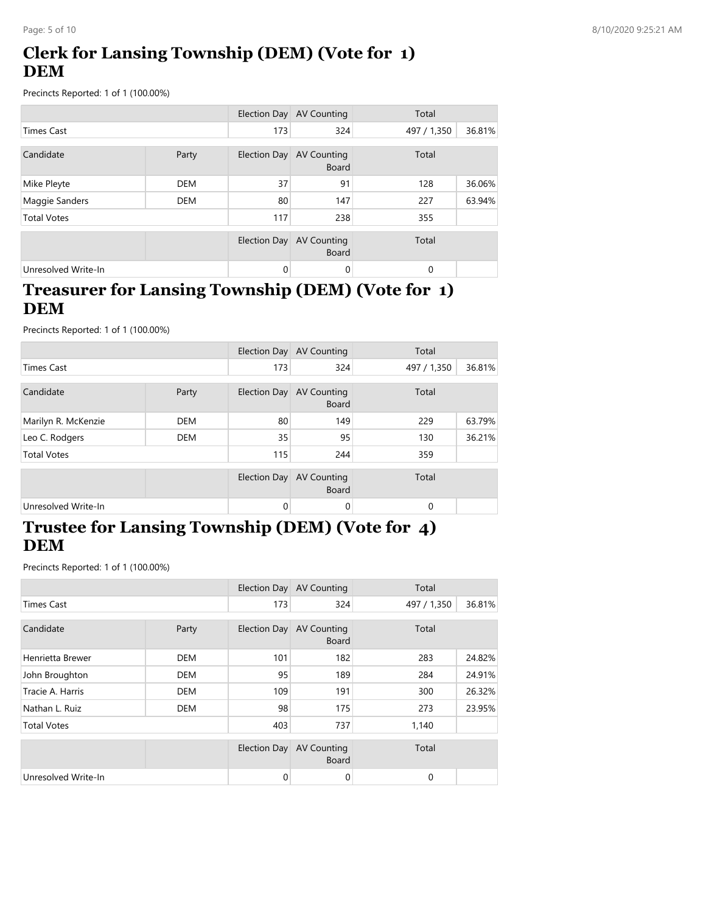## Clerk for Lansing Township (DEM) (Vote for 1) DEM

Precincts Reported: 1 of 1 (100.00%)

| | | Election Day | AV Counting | Total | |
|---|---|---|---|---|---|
| Times Cast | | 173 | 324 | 497 / 1,350 | 36.81% |

| Candidate | Party | Election Day | AV Counting Board | Total | |
|---|---|---|---|---|---|
| Mike Pleyte | DEM | 37 | 91 | 128 | 36.06% |
| Maggie Sanders | DEM | 80 | 147 | 227 | 63.94% |
| Total Votes | | 117 | 238 | 355 | |

| | | Election Day | AV Counting Board | Total | |
|---|---|---|---|---|---|
| Unresolved Write-In | | 0 | 0 | 0 | |

## Treasurer for Lansing Township (DEM) (Vote for 1) DEM

Precincts Reported: 1 of 1 (100.00%)

| | | Election Day | AV Counting | Total | |
|---|---|---|---|---|---|
| Times Cast | | 173 | 324 | 497 / 1,350 | 36.81% |

| Candidate | Party | Election Day | AV Counting Board | Total | |
|---|---|---|---|---|---|
| Marilyn R. McKenzie | DEM | 80 | 149 | 229 | 63.79% |
| Leo C. Rodgers | DEM | 35 | 95 | 130 | 36.21% |
| Total Votes | | 115 | 244 | 359 | |

| | | Election Day | AV Counting Board | Total | |
|---|---|---|---|---|---|
| Unresolved Write-In | | 0 | 0 | 0 | |

## Trustee for Lansing Township (DEM) (Vote for 4) DEM

Precincts Reported: 1 of 1 (100.00%)

| | | Election Day | AV Counting | Total | |
|---|---|---|---|---|---|
| Times Cast | | 173 | 324 | 497 / 1,350 | 36.81% |

| Candidate | Party | Election Day | AV Counting Board | Total | |
|---|---|---|---|---|---|
| Henrietta Brewer | DEM | 101 | 182 | 283 | 24.82% |
| John Broughton | DEM | 95 | 189 | 284 | 24.91% |
| Tracie A. Harris | DEM | 109 | 191 | 300 | 26.32% |
| Nathan L. Ruiz | DEM | 98 | 175 | 273 | 23.95% |
| Total Votes | | 403 | 737 | 1,140 | |

| | | Election Day | AV Counting Board | Total | |
|---|---|---|---|---|---|
| Unresolved Write-In | | 0 | 0 | 0 | |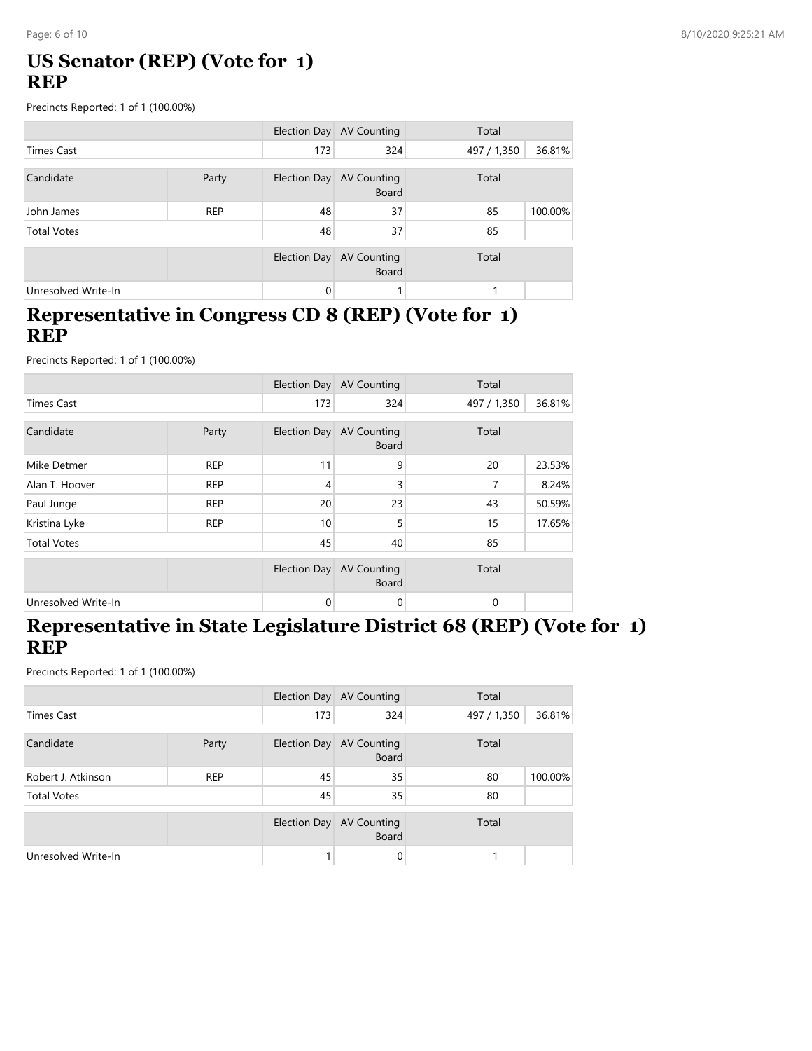## US Senator (REP) (Vote for 1)
## REP

Precincts Reported: 1 of 1 (100.00%)

| | | Election Day | AV Counting | Total | |
|---|---|---|---|---|---|
| Times Cast | | 173 | 324 | 497 / 1,350 | 36.81% |

| Candidate | Party | Election Day | AV Counting Board | Total | |
|---|---|---|---|---|---|
| John James | REP | 48 | 37 | 85 | 100.00% |
| Total Votes | | 48 | 37 | 85 | |

| | | Election Day | AV Counting Board | Total | |
|---|---|---|---|---|---|
| Unresolved Write-In | | 0 | 1 | 1 | |

## Representative in Congress CD 8 (REP) (Vote for 1)
## REP

Precincts Reported: 1 of 1 (100.00%)

| | | Election Day | AV Counting | Total | |
|---|---|---|---|---|---|
| Times Cast | | 173 | 324 | 497 / 1,350 | 36.81% |

| Candidate | Party | Election Day | AV Counting Board | Total | |
|---|---|---|---|---|---|
| Mike Detmer | REP | 11 | 9 | 20 | 23.53% |
| Alan T. Hoover | REP | 4 | 3 | 7 | 8.24% |
| Paul Junge | REP | 20 | 23 | 43 | 50.59% |
| Kristina Lyke | REP | 10 | 5 | 15 | 17.65% |
| Total Votes | | 45 | 40 | 85 | |

| | | Election Day | AV Counting Board | Total | |
|---|---|---|---|---|---|
| Unresolved Write-In | | 0 | 0 | 0 | |

## Representative in State Legislature District 68 (REP) (Vote for 1)
## REP

Precincts Reported: 1 of 1 (100.00%)

| | | Election Day | AV Counting | Total | |
|---|---|---|---|---|---|
| Times Cast | | 173 | 324 | 497 / 1,350 | 36.81% |

| Candidate | Party | Election Day | AV Counting Board | Total | |
|---|---|---|---|---|---|
| Robert J. Atkinson | REP | 45 | 35 | 80 | 100.00% |
| Total Votes | | 45 | 35 | 80 | |

| | | Election Day | AV Counting Board | Total | |
|---|---|---|---|---|---|
| Unresolved Write-In | | 1 | 0 | 1 | |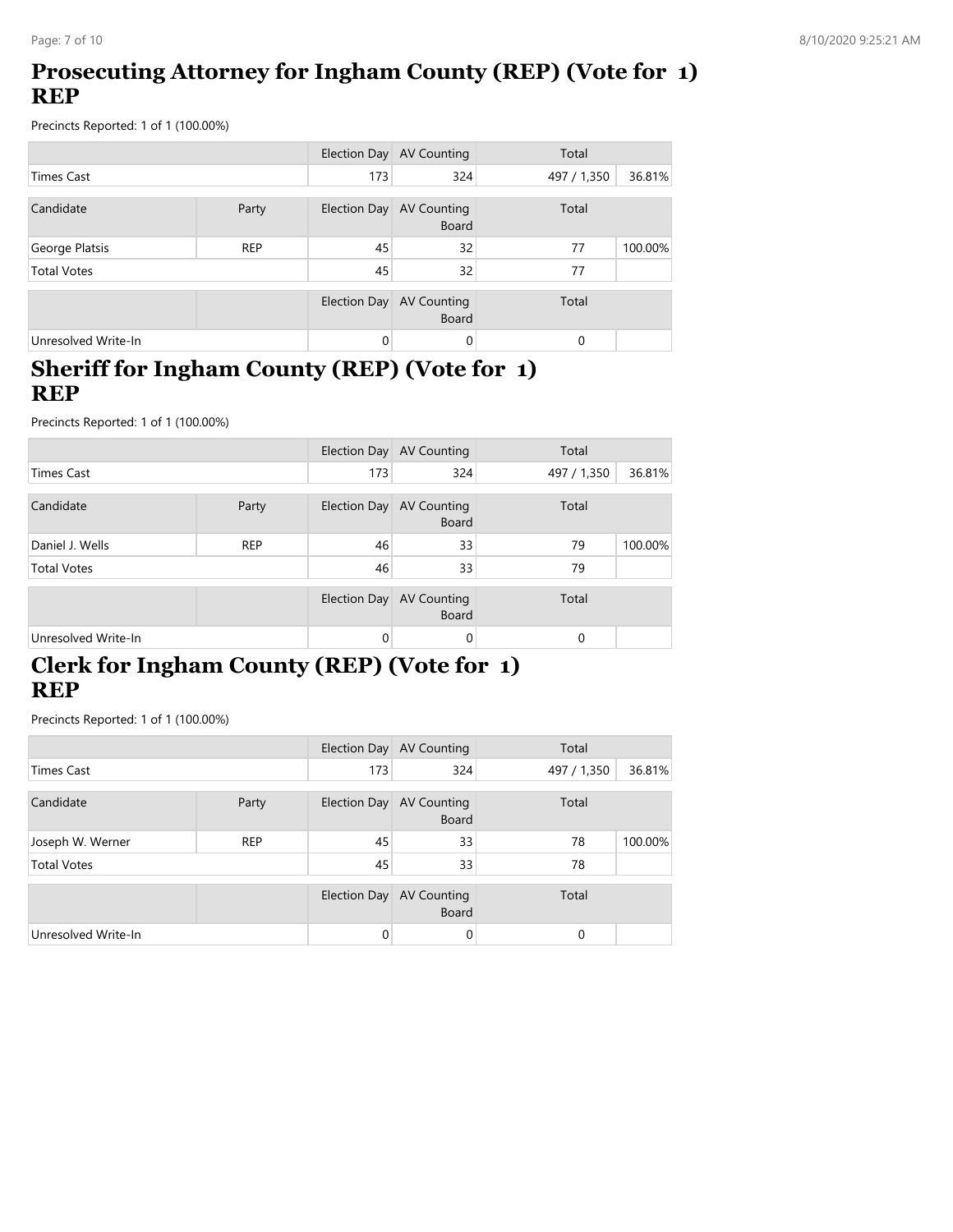## Prosecuting Attorney for Ingham County (REP) (Vote for 1) REP

Precincts Reported: 1 of 1 (100.00%)

| | | Election Day | AV Counting | Total | |
|---|---|---|---|---|---|
| Times Cast | | 173 | 324 | 497 / 1,350 | 36.81% |

| Candidate | Party | Election Day | AV Counting Board | Total | |
|---|---|---|---|---|---|
| George Platsis | REP | 45 | 32 | 77 | 100.00% |
| Total Votes | | 45 | 32 | 77 | |

| | | Election Day | AV Counting Board | Total | |
|---|---|---|---|---|---|
| Unresolved Write-In | | 0 | 0 | 0 | |

## Sheriff for Ingham County (REP) (Vote for 1) REP

Precincts Reported: 1 of 1 (100.00%)

| | | Election Day | AV Counting | Total | |
|---|---|---|---|---|---|
| Times Cast | | 173 | 324 | 497 / 1,350 | 36.81% |

| Candidate | Party | Election Day | AV Counting Board | Total | |
|---|---|---|---|---|---|
| Daniel J. Wells | REP | 46 | 33 | 79 | 100.00% |
| Total Votes | | 46 | 33 | 79 | |

| | | Election Day | AV Counting Board | Total | |
|---|---|---|---|---|---|
| Unresolved Write-In | | 0 | 0 | 0 | |

## Clerk for Ingham County (REP) (Vote for 1) REP

Precincts Reported: 1 of 1 (100.00%)

| | | Election Day | AV Counting | Total | |
|---|---|---|---|---|---|
| Times Cast | | 173 | 324 | 497 / 1,350 | 36.81% |

| Candidate | Party | Election Day | AV Counting Board | Total | |
|---|---|---|---|---|---|
| Joseph W. Werner | REP | 45 | 33 | 78 | 100.00% |
| Total Votes | | 45 | 33 | 78 | |

| | | Election Day | AV Counting Board | Total | |
|---|---|---|---|---|---|
| Unresolved Write-In | | 0 | 0 | 0 | |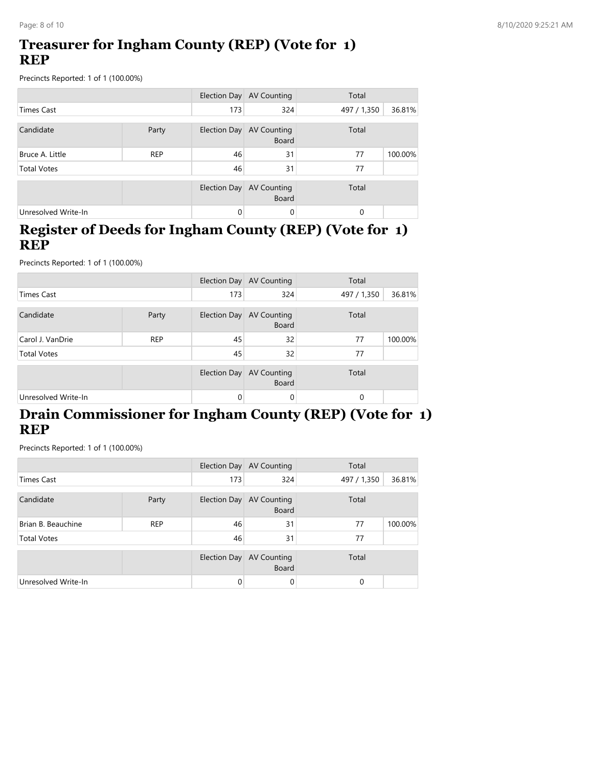## Treasurer for Ingham County (REP) (Vote for 1) REP

Precincts Reported: 1 of 1 (100.00%)

| | | Election Day | AV Counting | Total | |
|---|---|---|---|---|---|
| Times Cast | | 173 | 324 | 497 / 1,350 | 36.81% |

| Candidate | Party | Election Day | AV Counting Board | Total | |
|---|---|---|---|---|---|
| Bruce A. Little | REP | 46 | 31 | 77 | 100.00% |
| Total Votes | | 46 | 31 | 77 | |

| | | Election Day | AV Counting Board | Total | |
|---|---|---|---|---|---|
| Unresolved Write-In | | 0 | 0 | 0 | |

## Register of Deeds for Ingham County (REP) (Vote for 1) REP

Precincts Reported: 1 of 1 (100.00%)

| | | Election Day | AV Counting | Total | |
|---|---|---|---|---|---|
| Times Cast | | 173 | 324 | 497 / 1,350 | 36.81% |

| Candidate | Party | Election Day | AV Counting Board | Total | |
|---|---|---|---|---|---|
| Carol J. VanDrie | REP | 45 | 32 | 77 | 100.00% |
| Total Votes | | 45 | 32 | 77 | |

| | | Election Day | AV Counting Board | Total | |
|---|---|---|---|---|---|
| Unresolved Write-In | | 0 | 0 | 0 | |

## Drain Commissioner for Ingham County (REP) (Vote for 1) REP

Precincts Reported: 1 of 1 (100.00%)

| | | Election Day | AV Counting | Total | |
|---|---|---|---|---|---|
| Times Cast | | 173 | 324 | 497 / 1,350 | 36.81% |

| Candidate | Party | Election Day | AV Counting Board | Total | |
|---|---|---|---|---|---|
| Brian B. Beauchine | REP | 46 | 31 | 77 | 100.00% |
| Total Votes | | 46 | 31 | 77 | |

| | | Election Day | AV Counting Board | Total | |
|---|---|---|---|---|---|
| Unresolved Write-In | | 0 | 0 | 0 | |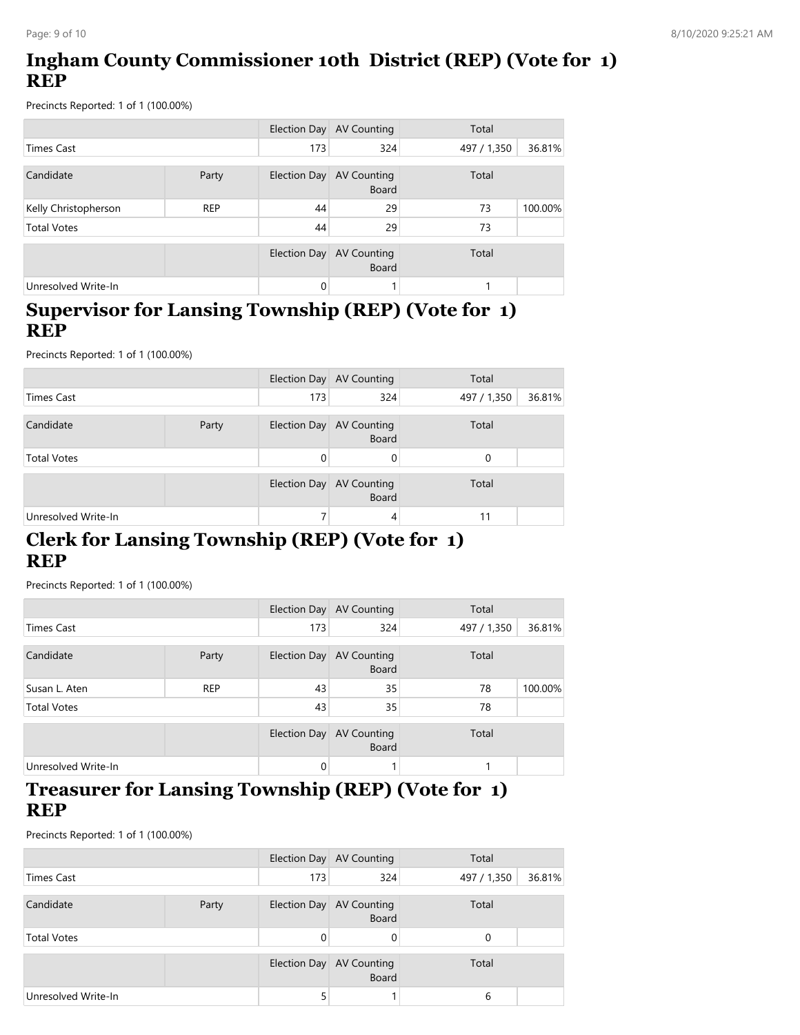## Ingham County Commissioner 10th District (REP) (Vote for 1) REP

Precincts Reported: 1 of 1 (100.00%)

| | | Election Day | AV Counting | Total | |
|---|---|---|---|---|---|
| Times Cast | | 173 | 324 | 497 / 1,350 | 36.81% |

| Candidate | Party | Election Day | AV Counting Board | Total | |
|---|---|---|---|---|---|
| Kelly Christopherson | REP | 44 | 29 | 73 | 100.00% |
| Total Votes | | 44 | 29 | 73 | |

| | | Election Day | AV Counting Board | Total | |
|---|---|---|---|---|---|
| Unresolved Write-In | | 0 | 1 | 1 | |

## Supervisor for Lansing Township (REP) (Vote for 1) REP

Precincts Reported: 1 of 1 (100.00%)

| | | Election Day | AV Counting | Total | |
|---|---|---|---|---|---|
| Times Cast | | 173 | 324 | 497 / 1,350 | 36.81% |

| Candidate | Party | Election Day | AV Counting Board | Total | |
|---|---|---|---|---|---|
| Total Votes | | 0 | 0 | 0 | |

| | | Election Day | AV Counting Board | Total | |
|---|---|---|---|---|---|
| Unresolved Write-In | | 7 | 4 | 11 | |

## Clerk for Lansing Township (REP) (Vote for 1) REP

Precincts Reported: 1 of 1 (100.00%)

| | | Election Day | AV Counting | Total | |
|---|---|---|---|---|---|
| Times Cast | | 173 | 324 | 497 / 1,350 | 36.81% |

| Candidate | Party | Election Day | AV Counting Board | Total | |
|---|---|---|---|---|---|
| Susan L. Aten | REP | 43 | 35 | 78 | 100.00% |
| Total Votes | | 43 | 35 | 78 | |

| | | Election Day | AV Counting Board | Total | |
|---|---|---|---|---|---|
| Unresolved Write-In | | 0 | 1 | 1 | |

## Treasurer for Lansing Township (REP) (Vote for 1) REP

Precincts Reported: 1 of 1 (100.00%)

| | | Election Day | AV Counting | Total | |
|---|---|---|---|---|---|
| Times Cast | | 173 | 324 | 497 / 1,350 | 36.81% |

| Candidate | Party | Election Day | AV Counting Board | Total | |
|---|---|---|---|---|---|
| Total Votes | | 0 | 0 | 0 | |

| | | Election Day | AV Counting Board | Total | |
|---|---|---|---|---|---|
| Unresolved Write-In | | 5 | 1 | 6 | |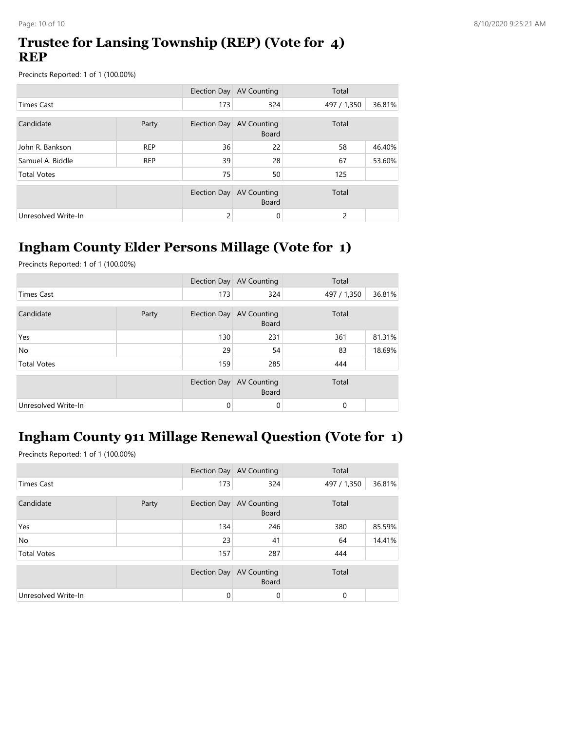## Trustee for Lansing Township (REP) (Vote for 4) REP

Precincts Reported: 1 of 1 (100.00%)

| | | Election Day | AV Counting | Total | |
|---|---|---|---|---|---|
| Times Cast | | 173 | 324 | 497 / 1,350 | 36.81% |

| Candidate | Party | Election Day | AV Counting Board | Total | |
|---|---|---|---|---|---|
| John R. Bankson | REP | 36 | 22 | 58 | 46.40% |
| Samuel A. Biddle | REP | 39 | 28 | 67 | 53.60% |
| Total Votes | | 75 | 50 | 125 | |

| | | Election Day | AV Counting Board | Total | |
|---|---|---|---|---|---|
| Unresolved Write-In | | 2 | 0 | 2 | |

## Ingham County Elder Persons Millage (Vote for 1)

Precincts Reported: 1 of 1 (100.00%)

| | | Election Day | AV Counting | Total | |
|---|---|---|---|---|---|
| Times Cast | | 173 | 324 | 497 / 1,350 | 36.81% |

| Candidate | Party | Election Day | AV Counting Board | Total | |
|---|---|---|---|---|---|
| Yes | | 130 | 231 | 361 | 81.31% |
| No | | 29 | 54 | 83 | 18.69% |
| Total Votes | | 159 | 285 | 444 | |

| | | Election Day | AV Counting Board | Total | |
|---|---|---|---|---|---|
| Unresolved Write-In | | 0 | 0 | 0 | |

## Ingham County 911 Millage Renewal Question (Vote for 1)

Precincts Reported: 1 of 1 (100.00%)

| | | Election Day | AV Counting | Total | |
|---|---|---|---|---|---|
| Times Cast | | 173 | 324 | 497 / 1,350 | 36.81% |

| Candidate | Party | Election Day | AV Counting Board | Total | |
|---|---|---|---|---|---|
| Yes | | 134 | 246 | 380 | 85.59% |
| No | | 23 | 41 | 64 | 14.41% |
| Total Votes | | 157 | 287 | 444 | |

| | | Election Day | AV Counting Board | Total | |
|---|---|---|---|---|---|
| Unresolved Write-In | | 0 | 0 | 0 | |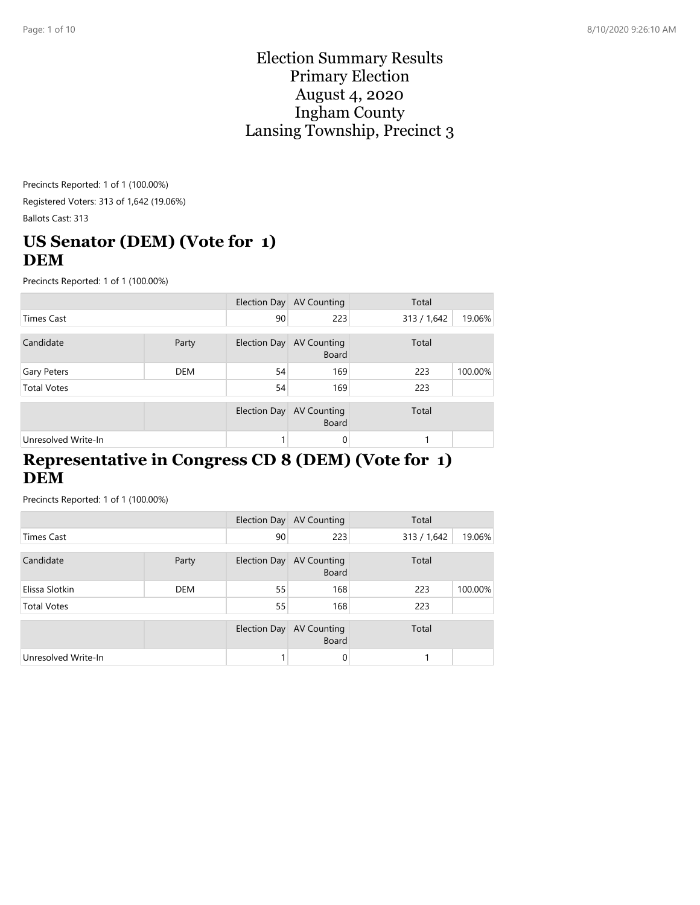# Election Summary Results
# Primary Election
# August 4, 2020
# Ingham County
# Lansing Township, Precinct 3

Precincts Reported: 1 of 1 (100.00%)

Registered Voters: 313 of 1,642 (19.06%)

Ballots Cast: 313

## US Senator (DEM) (Vote for 1) DEM

Precincts Reported: 1 of 1 (100.00%)

| | | Election Day | AV Counting | Total | |
|---|---|---|---|---|---|
| Times Cast | | 90 | 223 | 313 / 1,642 | 19.06% |

| Candidate | Party | Election Day | AV Counting Board | Total | |
|---|---|---|---|---|---|
| Gary Peters | DEM | 54 | 169 | 223 | 100.00% |
| Total Votes | | 54 | 169 | 223 | |

| | | Election Day | AV Counting Board | Total | |
|---|---|---|---|---|---|
| Unresolved Write-In | | 1 | 0 | 1 | |

## Representative in Congress CD 8 (DEM) (Vote for 1) DEM

Precincts Reported: 1 of 1 (100.00%)

| | | Election Day | AV Counting | Total | |
|---|---|---|---|---|---|
| Times Cast | | 90 | 223 | 313 / 1,642 | 19.06% |

| Candidate | Party | Election Day | AV Counting Board | Total | |
|---|---|---|---|---|---|
| Elissa Slotkin | DEM | 55 | 168 | 223 | 100.00% |
| Total Votes | | 55 | 168 | 223 | |

| | | Election Day | AV Counting Board | Total | |
|---|---|---|---|---|---|
| Unresolved Write-In | | 1 | 0 | 1 | |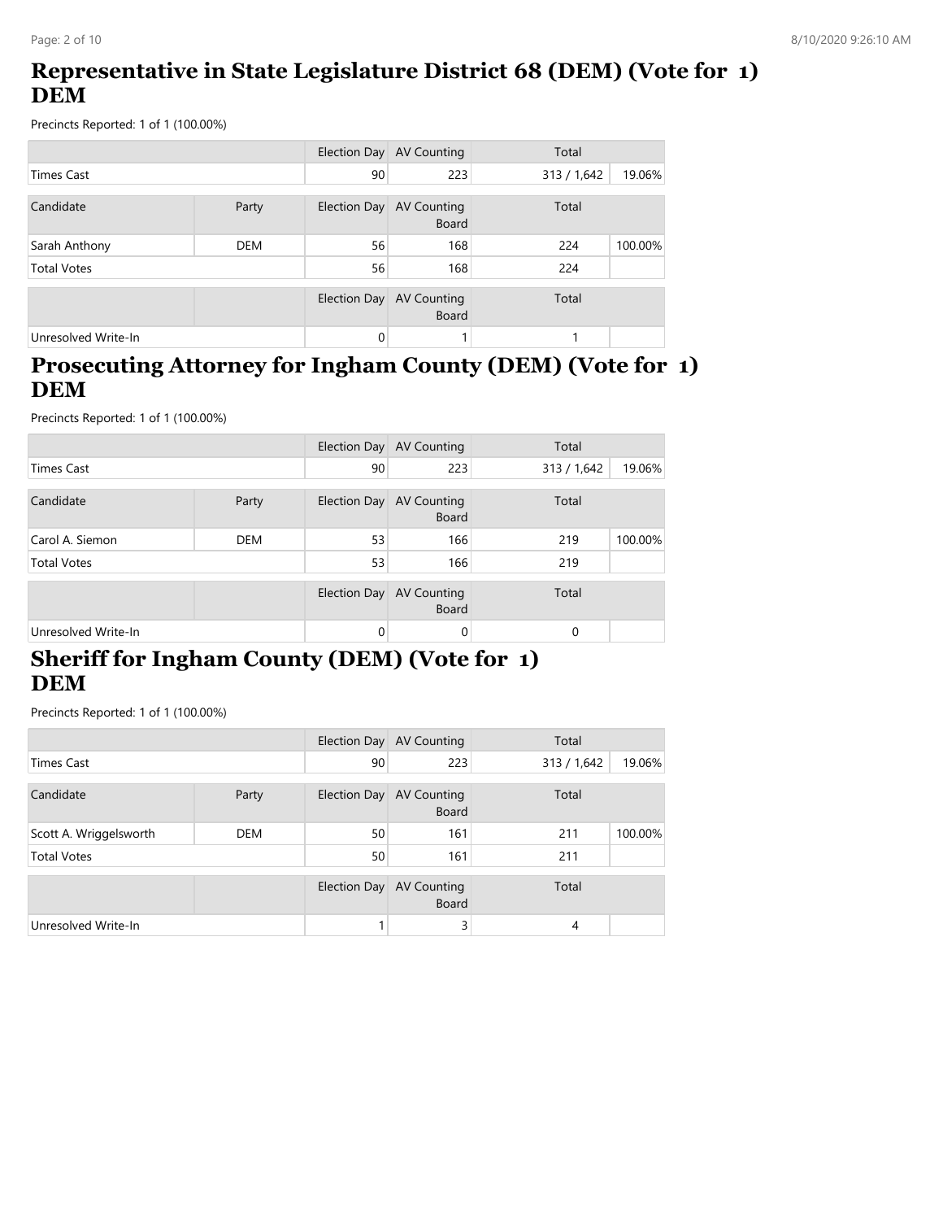## Representative in State Legislature District 68 (DEM) (Vote for 1) DEM

Precincts Reported: 1 of 1 (100.00%)

| | | Election Day | AV Counting | Total | |
|---|---|---|---|---|---|
| Times Cast | | 90 | 223 | 313 / 1,642 | 19.06% |

| Candidate | Party | Election Day | AV Counting Board | Total | |
|---|---|---|---|---|---|
| Sarah Anthony | DEM | 56 | 168 | 224 | 100.00% |
| Total Votes | | 56 | 168 | 224 | |

| | | Election Day | AV Counting Board | Total | |
|---|---|---|---|---|---|
| Unresolved Write-In | | 0 | 1 | 1 | |

## Prosecuting Attorney for Ingham County (DEM) (Vote for 1) DEM

Precincts Reported: 1 of 1 (100.00%)

| | | Election Day | AV Counting | Total | |
|---|---|---|---|---|---|
| Times Cast | | 90 | 223 | 313 / 1,642 | 19.06% |

| Candidate | Party | Election Day | AV Counting Board | Total | |
|---|---|---|---|---|---|
| Carol A. Siemon | DEM | 53 | 166 | 219 | 100.00% |
| Total Votes | | 53 | 166 | 219 | |

| | | Election Day | AV Counting Board | Total | |
|---|---|---|---|---|---|
| Unresolved Write-In | | 0 | 0 | 0 | |

## Sheriff for Ingham County (DEM) (Vote for 1) DEM

Precincts Reported: 1 of 1 (100.00%)

| | | Election Day | AV Counting | Total | |
|---|---|---|---|---|---|
| Times Cast | | 90 | 223 | 313 / 1,642 | 19.06% |

| Candidate | Party | Election Day | AV Counting Board | Total | |
|---|---|---|---|---|---|
| Scott A. Wriggelsworth | DEM | 50 | 161 | 211 | 100.00% |
| Total Votes | | 50 | 161 | 211 | |

| | | Election Day | AV Counting Board | Total | |
|---|---|---|---|---|---|
| Unresolved Write-In | | 1 | 3 | 4 | |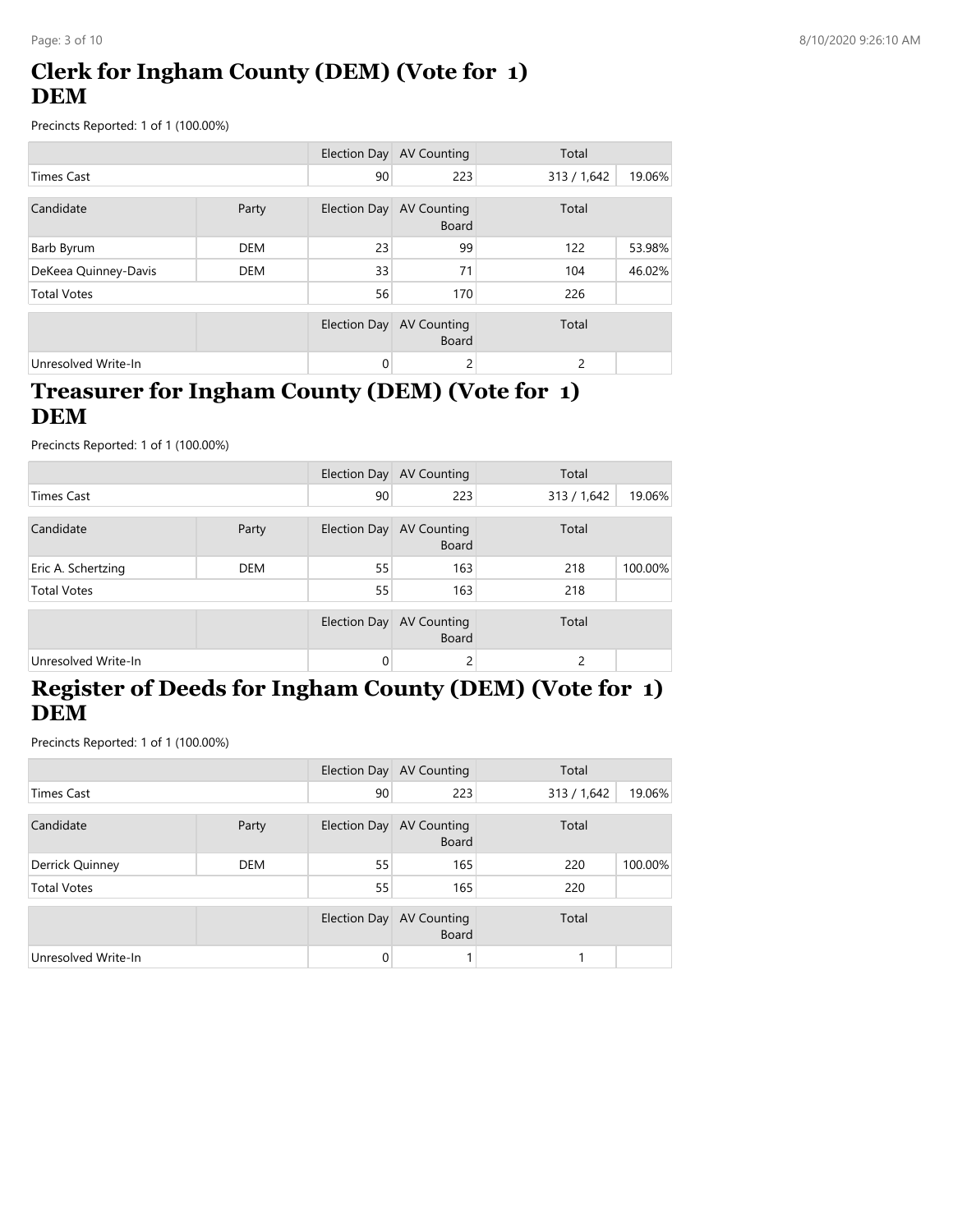# Clerk for Ingham County (DEM) (Vote for 1) DEM

Precincts Reported: 1 of 1 (100.00%)

| | | Election Day | AV Counting | Total | |
|---|---|---|---|---|---|
| Times Cast | | 90 | 223 | 313 / 1,642 | 19.06% |

| Candidate | Party | Election Day | AV Counting Board | Total | |
|---|---|---|---|---|---|
| Barb Byrum | DEM | 23 | 99 | 122 | 53.98% |
| DeKeea Quinney-Davis | DEM | 33 | 71 | 104 | 46.02% |
| Total Votes | | 56 | 170 | 226 | |

| | | Election Day | AV Counting Board | Total | |
|---|---|---|---|---|---|
| Unresolved Write-In | | 0 | 2 | 2 | |

# Treasurer for Ingham County (DEM) (Vote for 1) DEM

Precincts Reported: 1 of 1 (100.00%)

| | | Election Day | AV Counting | Total | |
|---|---|---|---|---|---|
| Times Cast | | 90 | 223 | 313 / 1,642 | 19.06% |

| Candidate | Party | Election Day | AV Counting Board | Total | |
|---|---|---|---|---|---|
| Eric A. Schertzing | DEM | 55 | 163 | 218 | 100.00% |
| Total Votes | | 55 | 163 | 218 | |

| | | Election Day | AV Counting Board | Total | |
|---|---|---|---|---|---|
| Unresolved Write-In | | 0 | 2 | 2 | |

# Register of Deeds for Ingham County (DEM) (Vote for 1) DEM

Precincts Reported: 1 of 1 (100.00%)

| | | Election Day | AV Counting | Total | |
|---|---|---|---|---|---|
| Times Cast | | 90 | 223 | 313 / 1,642 | 19.06% |

| Candidate | Party | Election Day | AV Counting Board | Total | |
|---|---|---|---|---|---|
| Derrick Quinney | DEM | 55 | 165 | 220 | 100.00% |
| Total Votes | | 55 | 165 | 220 | |

| | | Election Day | AV Counting Board | Total | |
|---|---|---|---|---|---|
| Unresolved Write-In | | 0 | 1 | 1 | |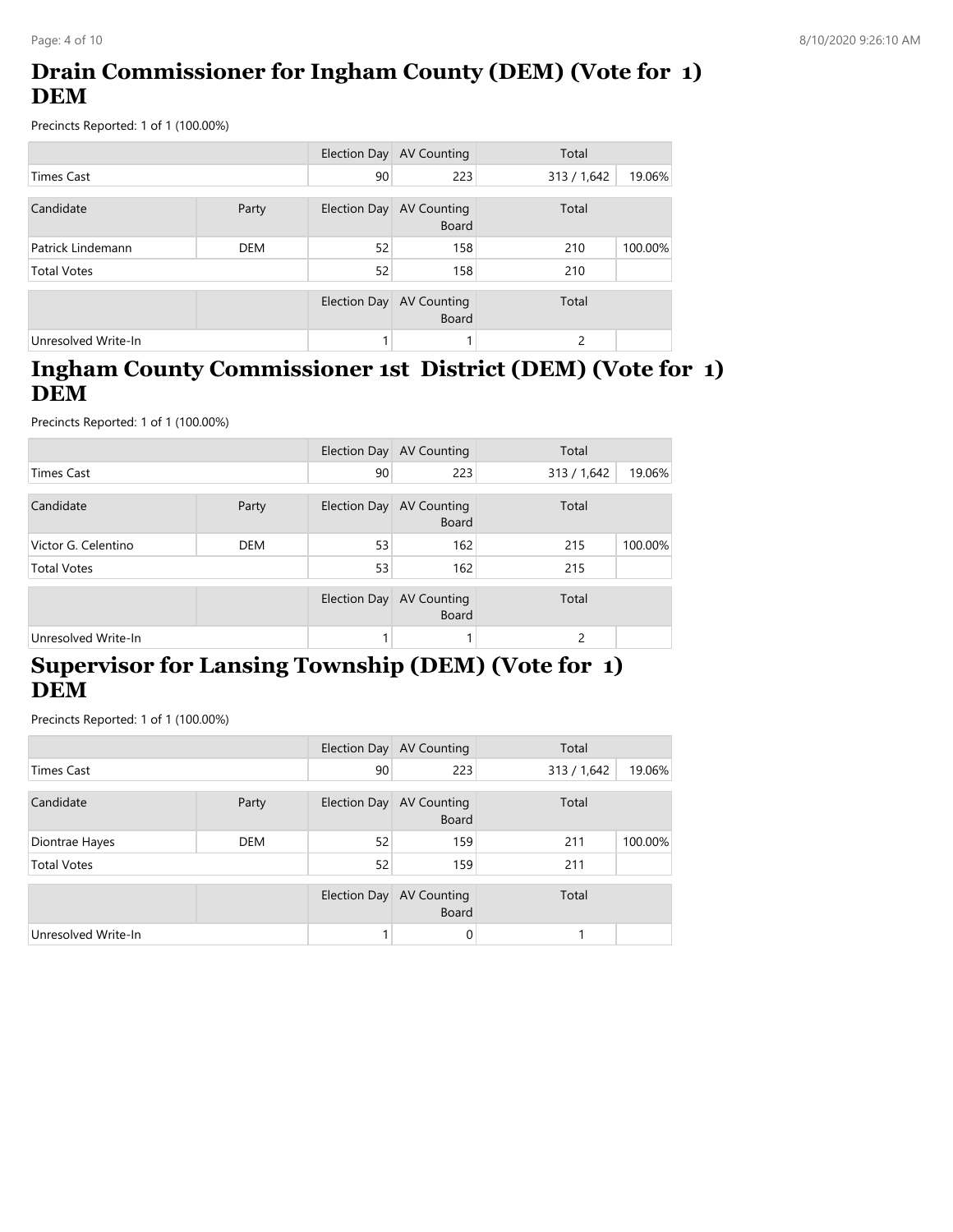## Drain Commissioner for Ingham County (DEM) (Vote for 1) DEM

Precincts Reported: 1 of 1 (100.00%)

| | | Election Day | AV Counting | Total | |
|---|---|---|---|---|---|
| Times Cast | | 90 | 223 | 313 / 1,642 | 19.06% |

| Candidate | Party | Election Day | AV Counting Board | Total | |
|---|---|---|---|---|---|
| Patrick Lindemann | DEM | 52 | 158 | 210 | 100.00% |
| Total Votes | | 52 | 158 | 210 | |

| | | Election Day | AV Counting Board | Total | |
|---|---|---|---|---|---|
| Unresolved Write-In | | 1 | 1 | 2 | |

## Ingham County Commissioner 1st District (DEM) (Vote for 1) DEM

Precincts Reported: 1 of 1 (100.00%)

| | | Election Day | AV Counting | Total | |
|---|---|---|---|---|---|
| Times Cast | | 90 | 223 | 313 / 1,642 | 19.06% |

| Candidate | Party | Election Day | AV Counting Board | Total | |
|---|---|---|---|---|---|
| Victor G. Celentino | DEM | 53 | 162 | 215 | 100.00% |
| Total Votes | | 53 | 162 | 215 | |

| | | Election Day | AV Counting Board | Total | |
|---|---|---|---|---|---|
| Unresolved Write-In | | 1 | 1 | 2 | |

## Supervisor for Lansing Township (DEM) (Vote for 1) DEM

Precincts Reported: 1 of 1 (100.00%)

| | | Election Day | AV Counting | Total | |
|---|---|---|---|---|---|
| Times Cast | | 90 | 223 | 313 / 1,642 | 19.06% |

| Candidate | Party | Election Day | AV Counting Board | Total | |
|---|---|---|---|---|---|
| Diontrae Hayes | DEM | 52 | 159 | 211 | 100.00% |
| Total Votes | | 52 | 159 | 211 | |

| | | Election Day | AV Counting Board | Total | |
|---|---|---|---|---|---|
| Unresolved Write-In | | 1 | 0 | 1 | |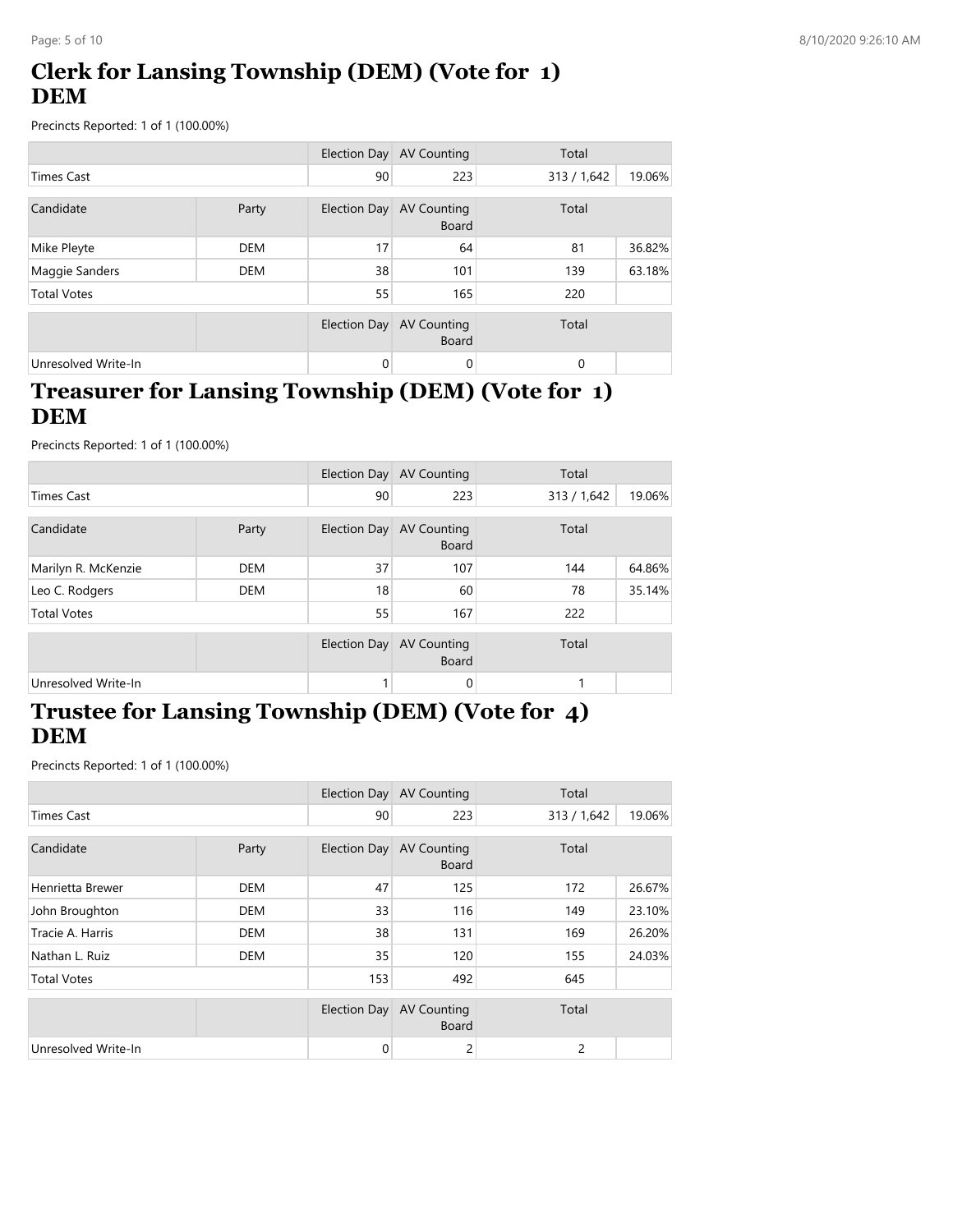## Clerk for Lansing Township (DEM) (Vote for 1) DEM

Precincts Reported: 1 of 1 (100.00%)

| | | Election Day | AV Counting | Total | |
|---|---|---|---|---|---|
| Times Cast | | 90 | 223 | 313 / 1,642 | 19.06% |

| Candidate | Party | Election Day | AV Counting Board | Total | |
|---|---|---|---|---|---|
| Mike Pleyte | DEM | 17 | 64 | 81 | 36.82% |
| Maggie Sanders | DEM | 38 | 101 | 139 | 63.18% |
| Total Votes | | 55 | 165 | 220 | |

| | | Election Day | AV Counting Board | Total | |
|---|---|---|---|---|---|
| Unresolved Write-In | | 0 | 0 | 0 | |

## Treasurer for Lansing Township (DEM) (Vote for 1) DEM

Precincts Reported: 1 of 1 (100.00%)

| | | Election Day | AV Counting | Total | |
|---|---|---|---|---|---|
| Times Cast | | 90 | 223 | 313 / 1,642 | 19.06% |

| Candidate | Party | Election Day | AV Counting Board | Total | |
|---|---|---|---|---|---|
| Marilyn R. McKenzie | DEM | 37 | 107 | 144 | 64.86% |
| Leo C. Rodgers | DEM | 18 | 60 | 78 | 35.14% |
| Total Votes | | 55 | 167 | 222 | |

| | | Election Day | AV Counting Board | Total | |
|---|---|---|---|---|---|
| Unresolved Write-In | | 1 | 0 | 1 | |

## Trustee for Lansing Township (DEM) (Vote for 4) DEM

Precincts Reported: 1 of 1 (100.00%)

| | | Election Day | AV Counting | Total | |
|---|---|---|---|---|---|
| Times Cast | | 90 | 223 | 313 / 1,642 | 19.06% |

| Candidate | Party | Election Day | AV Counting Board | Total | |
|---|---|---|---|---|---|
| Henrietta Brewer | DEM | 47 | 125 | 172 | 26.67% |
| John Broughton | DEM | 33 | 116 | 149 | 23.10% |
| Tracie A. Harris | DEM | 38 | 131 | 169 | 26.20% |
| Nathan L. Ruiz | DEM | 35 | 120 | 155 | 24.03% |
| Total Votes | | 153 | 492 | 645 | |

| | | Election Day | AV Counting Board | Total | |
|---|---|---|---|---|---|
| Unresolved Write-In | | 0 | 2 | 2 | |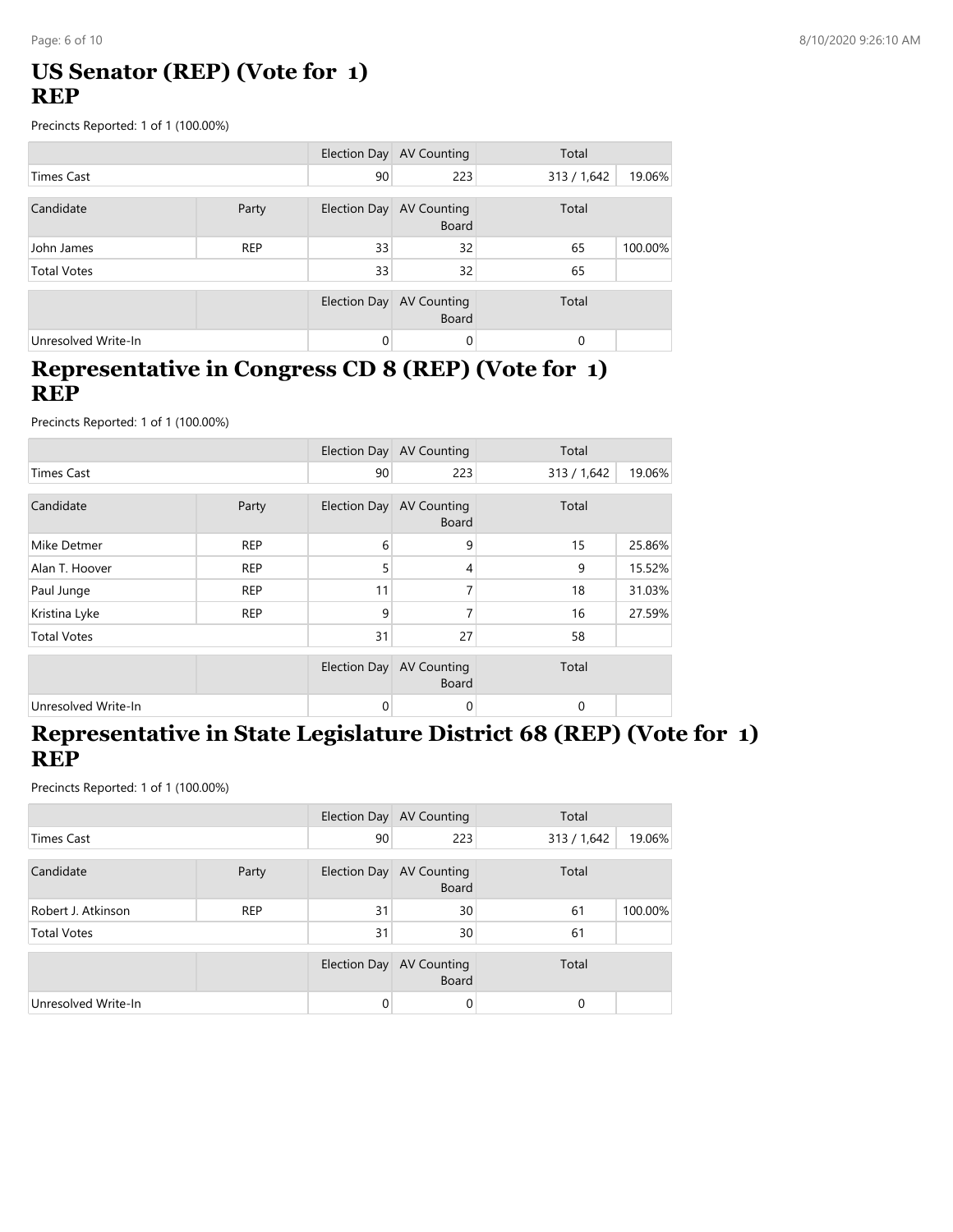## US Senator (REP) (Vote for 1)
## REP

Precincts Reported: 1 of 1 (100.00%)

| | | Election Day | AV Counting | Total | |
|---|---|---|---|---|---|
| Times Cast | | 90 | 223 | 313 / 1,642 | 19.06% |

| Candidate | Party | Election Day | AV Counting Board | Total | |
|---|---|---|---|---|---|
| John James | REP | 33 | 32 | 65 | 100.00% |
| Total Votes | | 33 | 32 | 65 | |

| | | Election Day | AV Counting Board | Total | |
|---|---|---|---|---|---|
| Unresolved Write-In | | 0 | 0 | 0 | |

## Representative in Congress CD 8 (REP) (Vote for 1)
## REP

Precincts Reported: 1 of 1 (100.00%)

| | | Election Day | AV Counting | Total | |
|---|---|---|---|---|---|
| Times Cast | | 90 | 223 | 313 / 1,642 | 19.06% |

| Candidate | Party | Election Day | AV Counting Board | Total | |
|---|---|---|---|---|---|
| Mike Detmer | REP | 6 | 9 | 15 | 25.86% |
| Alan T. Hoover | REP | 5 | 4 | 9 | 15.52% |
| Paul Junge | REP | 11 | 7 | 18 | 31.03% |
| Kristina Lyke | REP | 9 | 7 | 16 | 27.59% |
| Total Votes | | 31 | 27 | 58 | |

| | | Election Day | AV Counting Board | Total | |
|---|---|---|---|---|---|
| Unresolved Write-In | | 0 | 0 | 0 | |

## Representative in State Legislature District 68 (REP) (Vote for 1)
## REP

Precincts Reported: 1 of 1 (100.00%)

| | | Election Day | AV Counting | Total | |
|---|---|---|---|---|---|
| Times Cast | | 90 | 223 | 313 / 1,642 | 19.06% |

| Candidate | Party | Election Day | AV Counting Board | Total | |
|---|---|---|---|---|---|
| Robert J. Atkinson | REP | 31 | 30 | 61 | 100.00% |
| Total Votes | | 31 | 30 | 61 | |

| | | Election Day | AV Counting Board | Total | |
|---|---|---|---|---|---|
| Unresolved Write-In | | 0 | 0 | 0 | |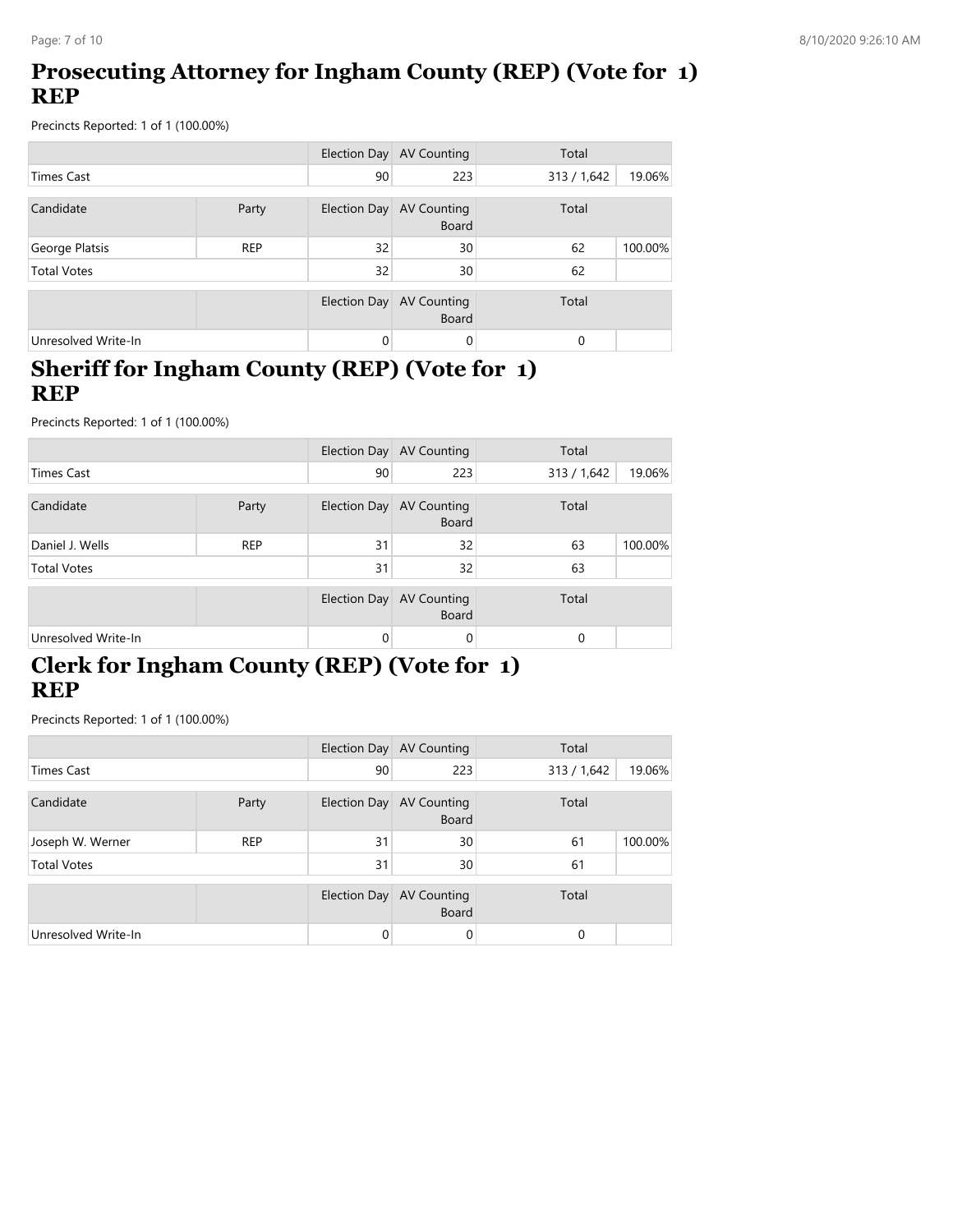## Prosecuting Attorney for Ingham County (REP) (Vote for 1) REP

Precincts Reported: 1 of 1 (100.00%)

| | | Election Day | AV Counting | Total | |
|---|---|---|---|---|---|
| Times Cast | | 90 | 223 | 313 / 1,642 | 19.06% |

| Candidate | Party | Election Day | AV Counting Board | Total | |
|---|---|---|---|---|---|
| George Platsis | REP | 32 | 30 | 62 | 100.00% |
| Total Votes | | 32 | 30 | 62 | |

| | | Election Day | AV Counting Board | Total | |
|---|---|---|---|---|---|
| Unresolved Write-In | | 0 | 0 | 0 | |

## Sheriff for Ingham County (REP) (Vote for 1) REP

Precincts Reported: 1 of 1 (100.00%)

| | | Election Day | AV Counting | Total | |
|---|---|---|---|---|---|
| Times Cast | | 90 | 223 | 313 / 1,642 | 19.06% |

| Candidate | Party | Election Day | AV Counting Board | Total | |
|---|---|---|---|---|---|
| Daniel J. Wells | REP | 31 | 32 | 63 | 100.00% |
| Total Votes | | 31 | 32 | 63 | |

| | | Election Day | AV Counting Board | Total | |
|---|---|---|---|---|---|
| Unresolved Write-In | | 0 | 0 | 0 | |

## Clerk for Ingham County (REP) (Vote for 1) REP

Precincts Reported: 1 of 1 (100.00%)

| | | Election Day | AV Counting | Total | |
|---|---|---|---|---|---|
| Times Cast | | 90 | 223 | 313 / 1,642 | 19.06% |

| Candidate | Party | Election Day | AV Counting Board | Total | |
|---|---|---|---|---|---|
| Joseph W. Werner | REP | 31 | 30 | 61 | 100.00% |
| Total Votes | | 31 | 30 | 61 | |

| | | Election Day | AV Counting Board | Total | |
|---|---|---|---|---|---|
| Unresolved Write-In | | 0 | 0 | 0 | |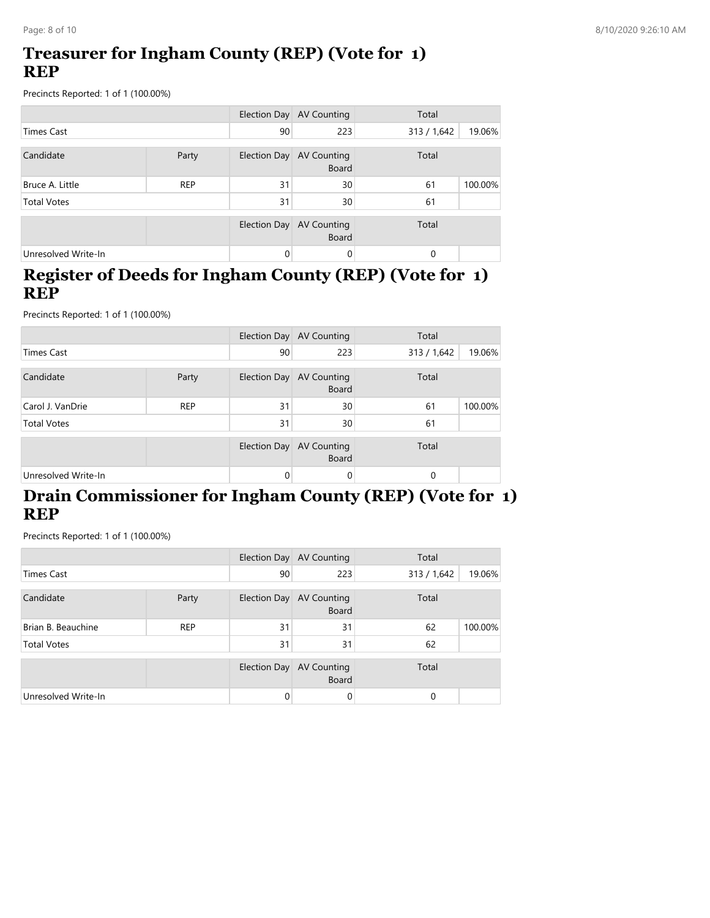## Treasurer for Ingham County (REP) (Vote for 1) REP

Precincts Reported: 1 of 1 (100.00%)

| | | Election Day | AV Counting | Total | |
|---|---|---|---|---|---|
| Times Cast | | 90 | 223 | 313 / 1,642 | 19.06% |

| Candidate | Party | Election Day | AV Counting Board | Total | |
|---|---|---|---|---|---|
| Bruce A. Little | REP | 31 | 30 | 61 | 100.00% |
| Total Votes | | 31 | 30 | 61 | |

| | | Election Day | AV Counting Board | Total | |
|---|---|---|---|---|---|
| Unresolved Write-In | | 0 | 0 | 0 | |

## Register of Deeds for Ingham County (REP) (Vote for 1) REP

Precincts Reported: 1 of 1 (100.00%)

| | | Election Day | AV Counting | Total | |
|---|---|---|---|---|---|
| Times Cast | | 90 | 223 | 313 / 1,642 | 19.06% |

| Candidate | Party | Election Day | AV Counting Board | Total | |
|---|---|---|---|---|---|
| Carol J. VanDrie | REP | 31 | 30 | 61 | 100.00% |
| Total Votes | | 31 | 30 | 61 | |

| | | Election Day | AV Counting Board | Total | |
|---|---|---|---|---|---|
| Unresolved Write-In | | 0 | 0 | 0 | |

## Drain Commissioner for Ingham County (REP) (Vote for 1) REP

Precincts Reported: 1 of 1 (100.00%)

| | | Election Day | AV Counting | Total | |
|---|---|---|---|---|---|
| Times Cast | | 90 | 223 | 313 / 1,642 | 19.06% |

| Candidate | Party | Election Day | AV Counting Board | Total | |
|---|---|---|---|---|---|
| Brian B. Beauchine | REP | 31 | 31 | 62 | 100.00% |
| Total Votes | | 31 | 31 | 62 | |

| | | Election Day | AV Counting Board | Total | |
|---|---|---|---|---|---|
| Unresolved Write-In | | 0 | 0 | 0 | |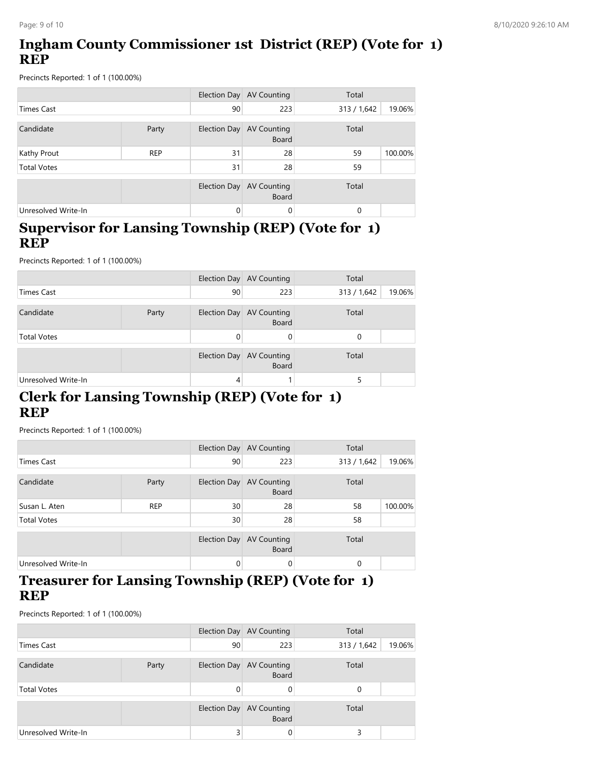## Ingham County Commissioner 1st District (REP) (Vote for 1) REP

Precincts Reported: 1 of 1 (100.00%)

| | | Election Day | AV Counting | Total | |
|---|---|---|---|---|---|
| Times Cast | | 90 | 223 | 313 / 1,642 | 19.06% |

| Candidate | Party | Election Day | AV Counting Board | Total | |
|---|---|---|---|---|---|
| Kathy Prout | REP | 31 | 28 | 59 | 100.00% |
| Total Votes | | 31 | 28 | 59 | |

| | | Election Day | AV Counting Board | Total | |
|---|---|---|---|---|---|
| Unresolved Write-In | | 0 | 0 | 0 | |

## Supervisor for Lansing Township (REP) (Vote for 1) REP

Precincts Reported: 1 of 1 (100.00%)

| | | Election Day | AV Counting | Total | |
|---|---|---|---|---|---|
| Times Cast | | 90 | 223 | 313 / 1,642 | 19.06% |

| Candidate | Party | Election Day | AV Counting Board | Total | |
|---|---|---|---|---|---|
| Total Votes | | 0 | 0 | 0 | |

| | | Election Day | AV Counting Board | Total | |
|---|---|---|---|---|---|
| Unresolved Write-In | | 4 | 1 | 5 | |

## Clerk for Lansing Township (REP) (Vote for 1) REP

Precincts Reported: 1 of 1 (100.00%)

| | | Election Day | AV Counting | Total | |
|---|---|---|---|---|---|
| Times Cast | | 90 | 223 | 313 / 1,642 | 19.06% |

| Candidate | Party | Election Day | AV Counting Board | Total | |
|---|---|---|---|---|---|
| Susan L. Aten | REP | 30 | 28 | 58 | 100.00% |
| Total Votes | | 30 | 28 | 58 | |

| | | Election Day | AV Counting Board | Total | |
|---|---|---|---|---|---|
| Unresolved Write-In | | 0 | 0 | 0 | |

## Treasurer for Lansing Township (REP) (Vote for 1) REP

Precincts Reported: 1 of 1 (100.00%)

| | | Election Day | AV Counting | Total | |
|---|---|---|---|---|---|
| Times Cast | | 90 | 223 | 313 / 1,642 | 19.06% |

| Candidate | Party | Election Day | AV Counting Board | Total | |
|---|---|---|---|---|---|
| Total Votes | | 0 | 0 | 0 | |

| | | Election Day | AV Counting Board | Total | |
|---|---|---|---|---|---|
| Unresolved Write-In | | 3 | 0 | 3 | |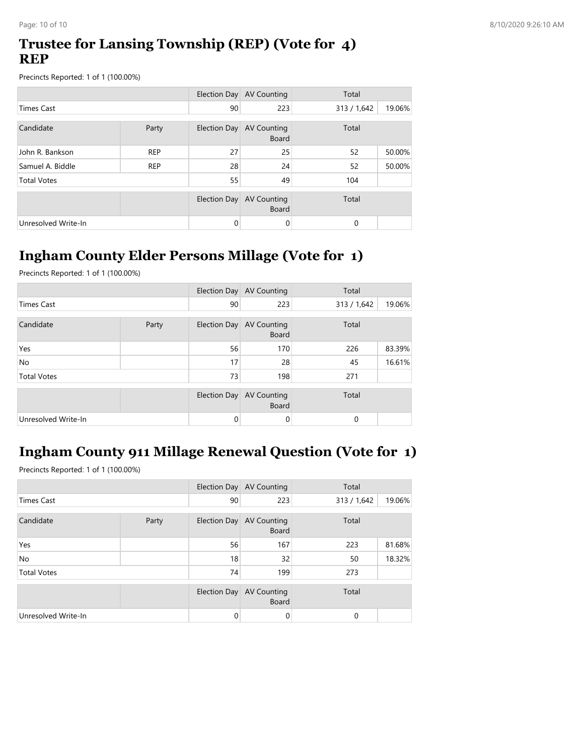## Trustee for Lansing Township (REP) (Vote for 4) REP

Precincts Reported: 1 of 1 (100.00%)

| | | Election Day | AV Counting | Total | |
|---|---|---|---|---|---|
| Times Cast | | 90 | 223 | 313 / 1,642 | 19.06% |

| Candidate | Party | Election Day | AV Counting Board | Total | |
|---|---|---|---|---|---|
| John R. Bankson | REP | 27 | 25 | 52 | 50.00% |
| Samuel A. Biddle | REP | 28 | 24 | 52 | 50.00% |
| Total Votes | | 55 | 49 | 104 | |

| | | Election Day | AV Counting Board | Total | |
|---|---|---|---|---|---|
| Unresolved Write-In | | 0 | 0 | 0 | |

## Ingham County Elder Persons Millage (Vote for 1)

Precincts Reported: 1 of 1 (100.00%)

| | | Election Day | AV Counting | Total | |
|---|---|---|---|---|---|
| Times Cast | | 90 | 223 | 313 / 1,642 | 19.06% |

| Candidate | Party | Election Day | AV Counting Board | Total | |
|---|---|---|---|---|---|
| Yes | | 56 | 170 | 226 | 83.39% |
| No | | 17 | 28 | 45 | 16.61% |
| Total Votes | | 73 | 198 | 271 | |

| | | Election Day | AV Counting Board | Total | |
|---|---|---|---|---|---|
| Unresolved Write-In | | 0 | 0 | 0 | |

## Ingham County 911 Millage Renewal Question (Vote for 1)

Precincts Reported: 1 of 1 (100.00%)

| | | Election Day | AV Counting | Total | |
|---|---|---|---|---|---|
| Times Cast | | 90 | 223 | 313 / 1,642 | 19.06% |

| Candidate | Party | Election Day | AV Counting Board | Total | |
|---|---|---|---|---|---|
| Yes | | 56 | 167 | 223 | 81.68% |
| No | | 18 | 32 | 50 | 18.32% |
| Total Votes | | 74 | 199 | 273 | |

| | | Election Day | AV Counting Board | Total | |
|---|---|---|---|---|---|
| Unresolved Write-In | | 0 | 0 | 0 | |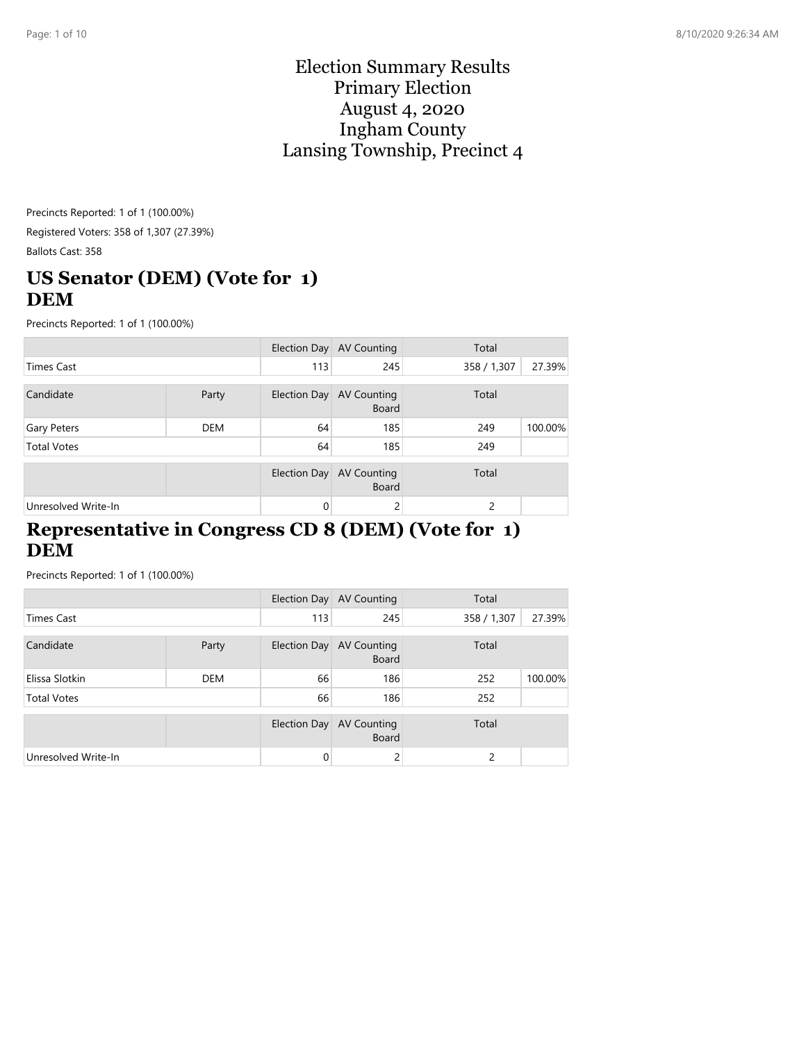# Election Summary Results
# Primary Election
# August 4, 2020
# Ingham County
# Lansing Township, Precinct 4

Precincts Reported: 1 of 1 (100.00%)

Registered Voters: 358 of 1,307 (27.39%)

Ballots Cast: 358

## US Senator (DEM) (Vote for 1) DEM

Precincts Reported: 1 of 1 (100.00%)

| | | Election Day | AV Counting | Total | |
|---|---|---|---|---|---|
| Times Cast | | 113 | 245 | 358 / 1,307 | 27.39% |

| Candidate | Party | Election Day | AV Counting Board | Total | |
|---|---|---|---|---|---|
| Gary Peters | DEM | 64 | 185 | 249 | 100.00% |
| Total Votes | | 64 | 185 | 249 | |

| | | Election Day | AV Counting Board | Total | |
|---|---|---|---|---|---|
| Unresolved Write-In | | 0 | 2 | 2 | |

## Representative in Congress CD 8 (DEM) (Vote for 1) DEM

Precincts Reported: 1 of 1 (100.00%)

| | | Election Day | AV Counting | Total | |
|---|---|---|---|---|---|
| Times Cast | | 113 | 245 | 358 / 1,307 | 27.39% |

| Candidate | Party | Election Day | AV Counting Board | Total | |
|---|---|---|---|---|---|
| Elissa Slotkin | DEM | 66 | 186 | 252 | 100.00% |
| Total Votes | | 66 | 186 | 252 | |

| | | Election Day | AV Counting Board | Total | |
|---|---|---|---|---|---|
| Unresolved Write-In | | 0 | 2 | 2 | |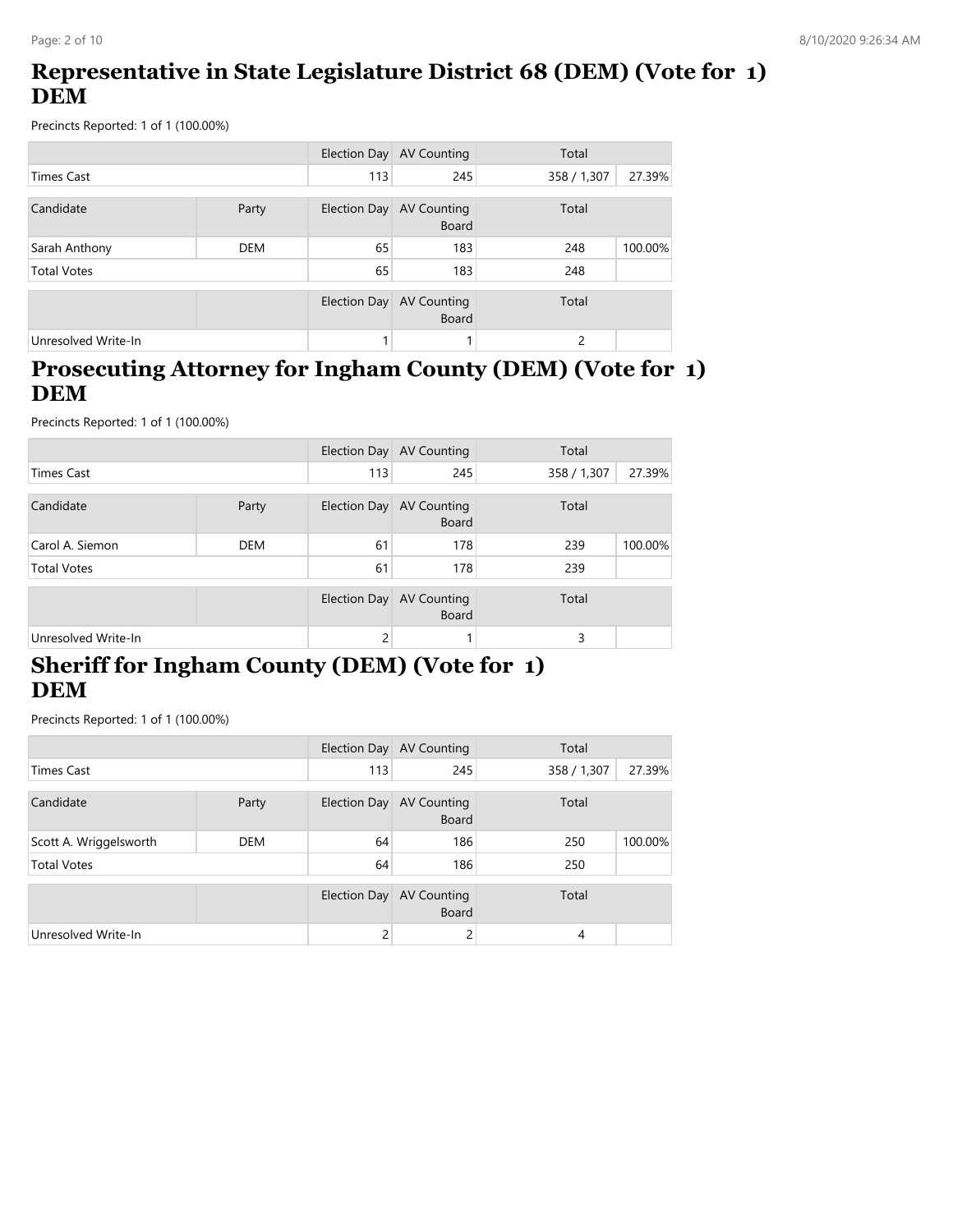# Representative in State Legislature District 68 (DEM) (Vote for 1) DEM

Precincts Reported: 1 of 1 (100.00%)

| | | Election Day | AV Counting | Total | |
|---|---|---|---|---|---|
| Times Cast | | 113 | 245 | 358 / 1,307 | 27.39% |

| Candidate | Party | Election Day | AV Counting Board | Total | |
|---|---|---|---|---|---|
| Sarah Anthony | DEM | 65 | 183 | 248 | 100.00% |
| Total Votes | | 65 | 183 | 248 | |

| | | Election Day | AV Counting Board | Total | |
|---|---|---|---|---|---|
| Unresolved Write-In | | 1 | 1 | 2 | |

# Prosecuting Attorney for Ingham County (DEM) (Vote for 1) DEM

Precincts Reported: 1 of 1 (100.00%)

| | | Election Day | AV Counting | Total | |
|---|---|---|---|---|---|
| Times Cast | | 113 | 245 | 358 / 1,307 | 27.39% |

| Candidate | Party | Election Day | AV Counting Board | Total | |
|---|---|---|---|---|---|
| Carol A. Siemon | DEM | 61 | 178 | 239 | 100.00% |
| Total Votes | | 61 | 178 | 239 | |

| | | Election Day | AV Counting Board | Total | |
|---|---|---|---|---|---|
| Unresolved Write-In | | 2 | 1 | 3 | |

# Sheriff for Ingham County (DEM) (Vote for 1) DEM

Precincts Reported: 1 of 1 (100.00%)

| | | Election Day | AV Counting | Total | |
|---|---|---|---|---|---|
| Times Cast | | 113 | 245 | 358 / 1,307 | 27.39% |

| Candidate | Party | Election Day | AV Counting Board | Total | |
|---|---|---|---|---|---|
| Scott A. Wriggelsworth | DEM | 64 | 186 | 250 | 100.00% |
| Total Votes | | 64 | 186 | 250 | |

| | | Election Day | AV Counting Board | Total | |
|---|---|---|---|---|---|
| Unresolved Write-In | | 2 | 2 | 4 | |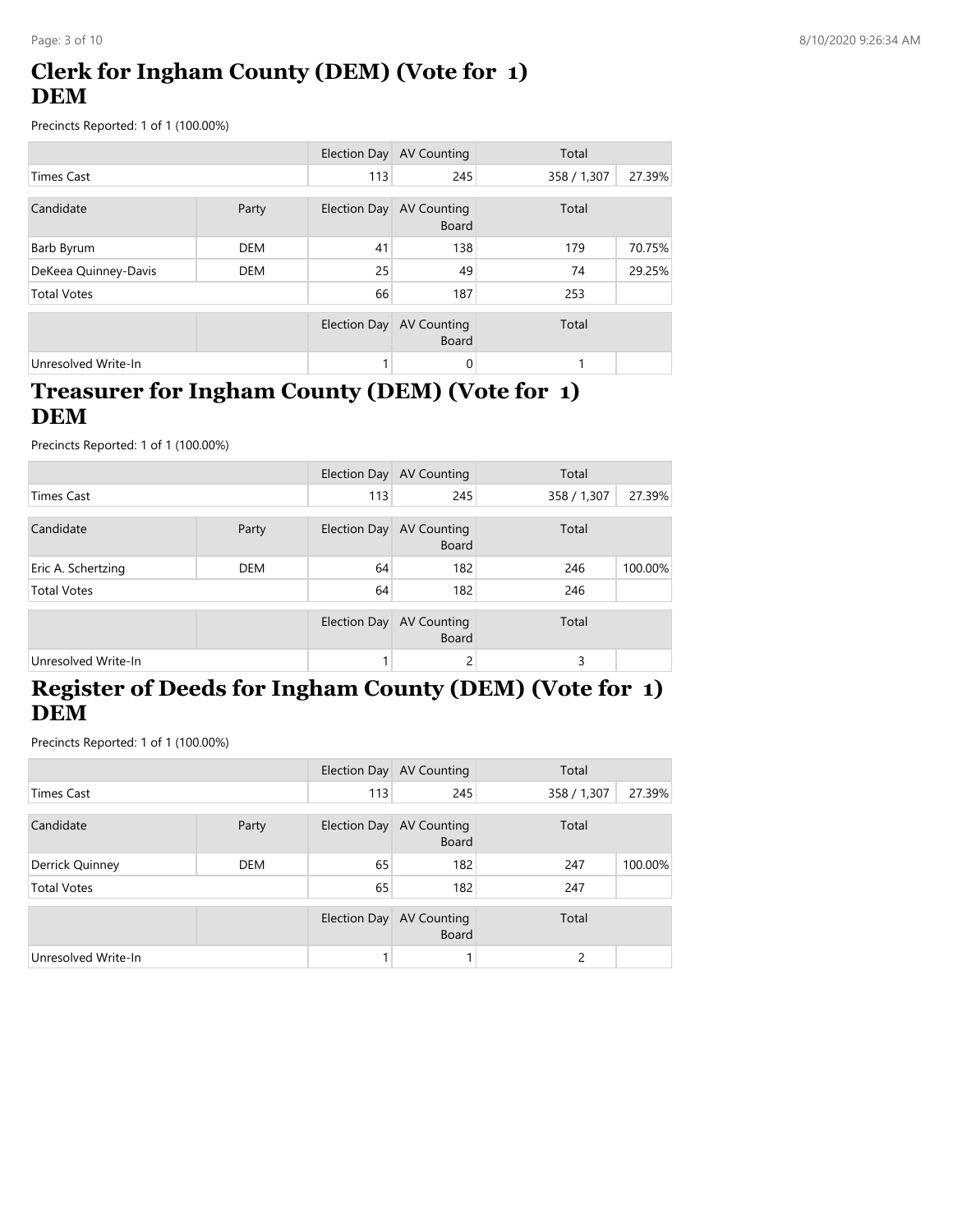## Clerk for Ingham County (DEM) (Vote for 1)
## DEM

Precincts Reported: 1 of 1 (100.00%)

| | | Election Day | AV Counting | Total | |
|---|---|---|---|---|---|
| Times Cast | | 113 | 245 | 358 / 1,307 | 27.39% |

| Candidate | Party | Election Day | AV Counting Board | Total | |
|---|---|---|---|---|---|
| Barb Byrum | DEM | 41 | 138 | 179 | 70.75% |
| DeKeea Quinney-Davis | DEM | 25 | 49 | 74 | 29.25% |
| Total Votes | | 66 | 187 | 253 | |

| | | Election Day | AV Counting Board | Total | |
|---|---|---|---|---|---|
| Unresolved Write-In | | 1 | 0 | 1 | |

## Treasurer for Ingham County (DEM) (Vote for 1)
## DEM

Precincts Reported: 1 of 1 (100.00%)

| | | Election Day | AV Counting | Total | |
|---|---|---|---|---|---|
| Times Cast | | 113 | 245 | 358 / 1,307 | 27.39% |

| Candidate | Party | Election Day | AV Counting Board | Total | |
|---|---|---|---|---|---|
| Eric A. Schertzing | DEM | 64 | 182 | 246 | 100.00% |
| Total Votes | | 64 | 182 | 246 | |

| | | Election Day | AV Counting Board | Total | |
|---|---|---|---|---|---|
| Unresolved Write-In | | 1 | 2 | 3 | |

## Register of Deeds for Ingham County (DEM) (Vote for 1)
## DEM

Precincts Reported: 1 of 1 (100.00%)

| | | Election Day | AV Counting | Total | |
|---|---|---|---|---|---|
| Times Cast | | 113 | 245 | 358 / 1,307 | 27.39% |

| Candidate | Party | Election Day | AV Counting Board | Total | |
|---|---|---|---|---|---|
| Derrick Quinney | DEM | 65 | 182 | 247 | 100.00% |
| Total Votes | | 65 | 182 | 247 | |

| | | Election Day | AV Counting Board | Total | |
|---|---|---|---|---|---|
| Unresolved Write-In | | 1 | 1 | 2 | |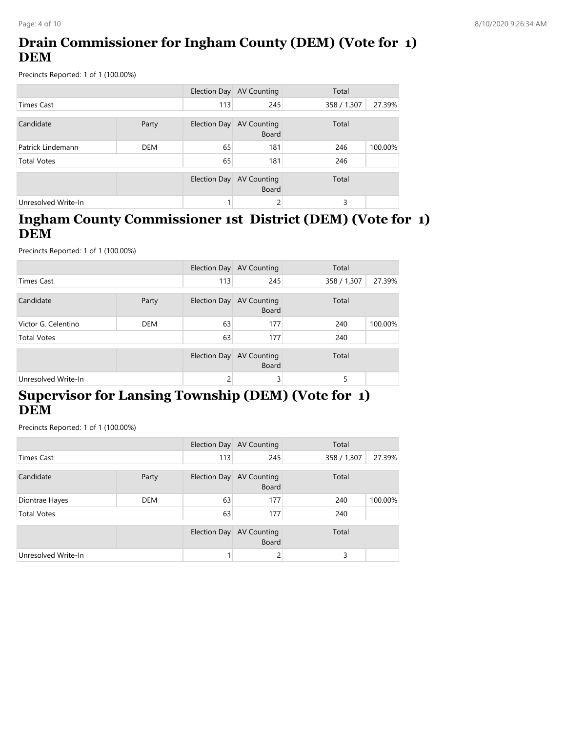## Drain Commissioner for Ingham County (DEM) (Vote for 1) DEM

Precincts Reported: 1 of 1 (100.00%)

| | | Election Day | AV Counting | Total | |
|---|---|---|---|---|---|
| Times Cast | | 113 | 245 | 358 / 1,307 | 27.39% |

| Candidate | Party | Election Day | AV Counting Board | Total | |
|---|---|---|---|---|---|
| Patrick Lindemann | DEM | 65 | 181 | 246 | 100.00% |
| Total Votes | | 65 | 181 | 246 | |

| | | Election Day | AV Counting Board | Total | |
|---|---|---|---|---|---|
| Unresolved Write-In | | 1 | 2 | 3 | |

## Ingham County Commissioner 1st District (DEM) (Vote for 1) DEM

Precincts Reported: 1 of 1 (100.00%)

| | | Election Day | AV Counting | Total | |
|---|---|---|---|---|---|
| Times Cast | | 113 | 245 | 358 / 1,307 | 27.39% |

| Candidate | Party | Election Day | AV Counting Board | Total | |
|---|---|---|---|---|---|
| Victor G. Celentino | DEM | 63 | 177 | 240 | 100.00% |
| Total Votes | | 63 | 177 | 240 | |

| | | Election Day | AV Counting Board | Total | |
|---|---|---|---|---|---|
| Unresolved Write-In | | 2 | 3 | 5 | |

## Supervisor for Lansing Township (DEM) (Vote for 1) DEM

Precincts Reported: 1 of 1 (100.00%)

| | | Election Day | AV Counting | Total | |
|---|---|---|---|---|---|
| Times Cast | | 113 | 245 | 358 / 1,307 | 27.39% |

| Candidate | Party | Election Day | AV Counting Board | Total | |
|---|---|---|---|---|---|
| Diontrae Hayes | DEM | 63 | 177 | 240 | 100.00% |
| Total Votes | | 63 | 177 | 240 | |

| | | Election Day | AV Counting Board | Total | |
|---|---|---|---|---|---|
| Unresolved Write-In | | 1 | 2 | 3 | |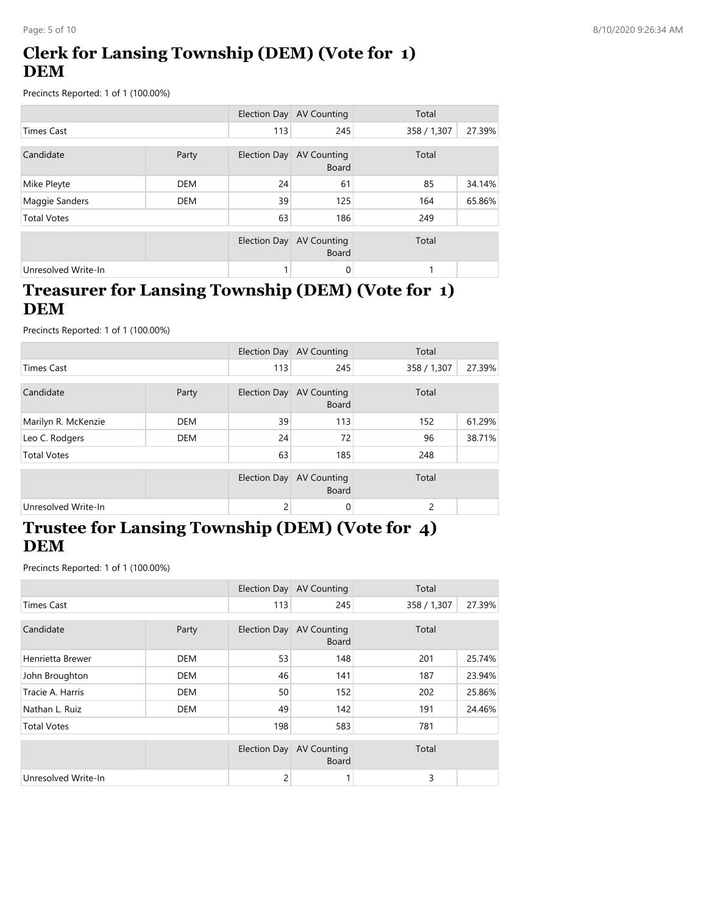## Clerk for Lansing Township (DEM) (Vote for 1) DEM

Precincts Reported: 1 of 1 (100.00%)

| | | Election Day | AV Counting | Total | |
|---|---|---|---|---|---|
| Times Cast | | 113 | 245 | 358 / 1,307 | 27.39% |

| Candidate | Party | Election Day | AV Counting Board | Total | |
|---|---|---|---|---|---|
| Mike Pleyte | DEM | 24 | 61 | 85 | 34.14% |
| Maggie Sanders | DEM | 39 | 125 | 164 | 65.86% |
| Total Votes | | 63 | 186 | 249 | |

| | | Election Day | AV Counting Board | Total | |
|---|---|---|---|---|---|
| Unresolved Write-In | | 1 | 0 | 1 | |

## Treasurer for Lansing Township (DEM) (Vote for 1) DEM

Precincts Reported: 1 of 1 (100.00%)

| | | Election Day | AV Counting | Total | |
|---|---|---|---|---|---|
| Times Cast | | 113 | 245 | 358 / 1,307 | 27.39% |

| Candidate | Party | Election Day | AV Counting Board | Total | |
|---|---|---|---|---|---|
| Marilyn R. McKenzie | DEM | 39 | 113 | 152 | 61.29% |
| Leo C. Rodgers | DEM | 24 | 72 | 96 | 38.71% |
| Total Votes | | 63 | 185 | 248 | |

| | | Election Day | AV Counting Board | Total | |
|---|---|---|---|---|---|
| Unresolved Write-In | | 2 | 0 | 2 | |

## Trustee for Lansing Township (DEM) (Vote for 4) DEM

Precincts Reported: 1 of 1 (100.00%)

| | | Election Day | AV Counting | Total | |
|---|---|---|---|---|---|
| Times Cast | | 113 | 245 | 358 / 1,307 | 27.39% |

| Candidate | Party | Election Day | AV Counting Board | Total | |
|---|---|---|---|---|---|
| Henrietta Brewer | DEM | 53 | 148 | 201 | 25.74% |
| John Broughton | DEM | 46 | 141 | 187 | 23.94% |
| Tracie A. Harris | DEM | 50 | 152 | 202 | 25.86% |
| Nathan L. Ruiz | DEM | 49 | 142 | 191 | 24.46% |
| Total Votes | | 198 | 583 | 781 | |

| | | Election Day | AV Counting Board | Total | |
|---|---|---|---|---|---|
| Unresolved Write-In | | 2 | 1 | 3 | |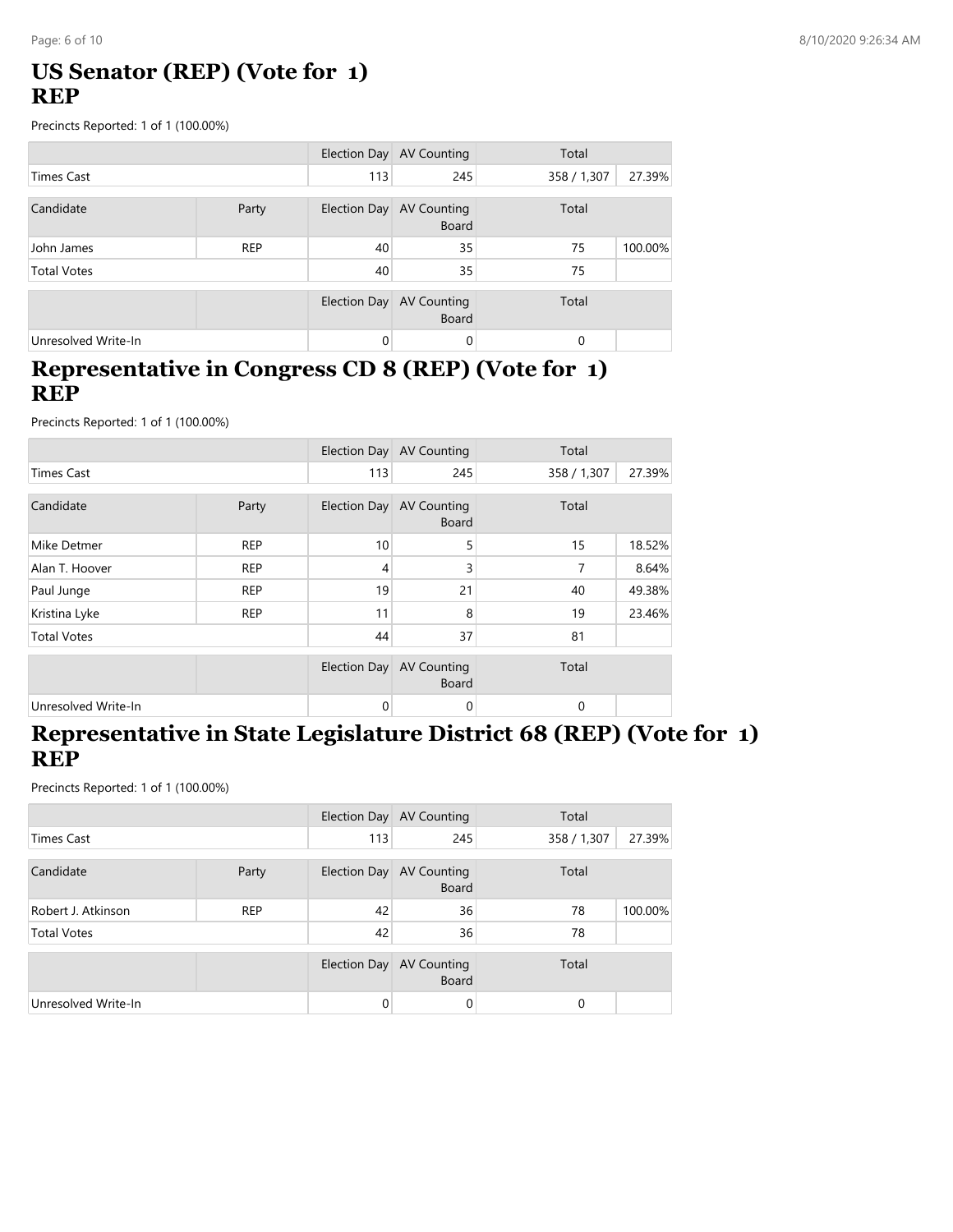## US Senator (REP) (Vote for 1)
## REP

Precincts Reported: 1 of 1 (100.00%)

| | | Election Day | AV Counting | Total | |
|---|---|---|---|---|---|
| Times Cast | | 113 | 245 | 358 / 1,307 | 27.39% |

| Candidate | Party | Election Day | AV Counting Board | Total | |
|---|---|---|---|---|---|
| John James | REP | 40 | 35 | 75 | 100.00% |
| Total Votes | | 40 | 35 | 75 | |

| | | Election Day | AV Counting Board | Total | |
|---|---|---|---|---|---|
| Unresolved Write-In | | 0 | 0 | 0 | |

## Representative in Congress CD 8 (REP) (Vote for 1)
## REP

Precincts Reported: 1 of 1 (100.00%)

| | | Election Day | AV Counting | Total | |
|---|---|---|---|---|---|
| Times Cast | | 113 | 245 | 358 / 1,307 | 27.39% |

| Candidate | Party | Election Day | AV Counting Board | Total | |
|---|---|---|---|---|---|
| Mike Detmer | REP | 10 | 5 | 15 | 18.52% |
| Alan T. Hoover | REP | 4 | 3 | 7 | 8.64% |
| Paul Junge | REP | 19 | 21 | 40 | 49.38% |
| Kristina Lyke | REP | 11 | 8 | 19 | 23.46% |
| Total Votes | | 44 | 37 | 81 | |

| | | Election Day | AV Counting Board | Total | |
|---|---|---|---|---|---|
| Unresolved Write-In | | 0 | 0 | 0 | |

## Representative in State Legislature District 68 (REP) (Vote for 1)
## REP

Precincts Reported: 1 of 1 (100.00%)

| | | Election Day | AV Counting | Total | |
|---|---|---|---|---|---|
| Times Cast | | 113 | 245 | 358 / 1,307 | 27.39% |

| Candidate | Party | Election Day | AV Counting Board | Total | |
|---|---|---|---|---|---|
| Robert J. Atkinson | REP | 42 | 36 | 78 | 100.00% |
| Total Votes | | 42 | 36 | 78 | |

| | | Election Day | AV Counting Board | Total | |
|---|---|---|---|---|---|
| Unresolved Write-In | | 0 | 0 | 0 | |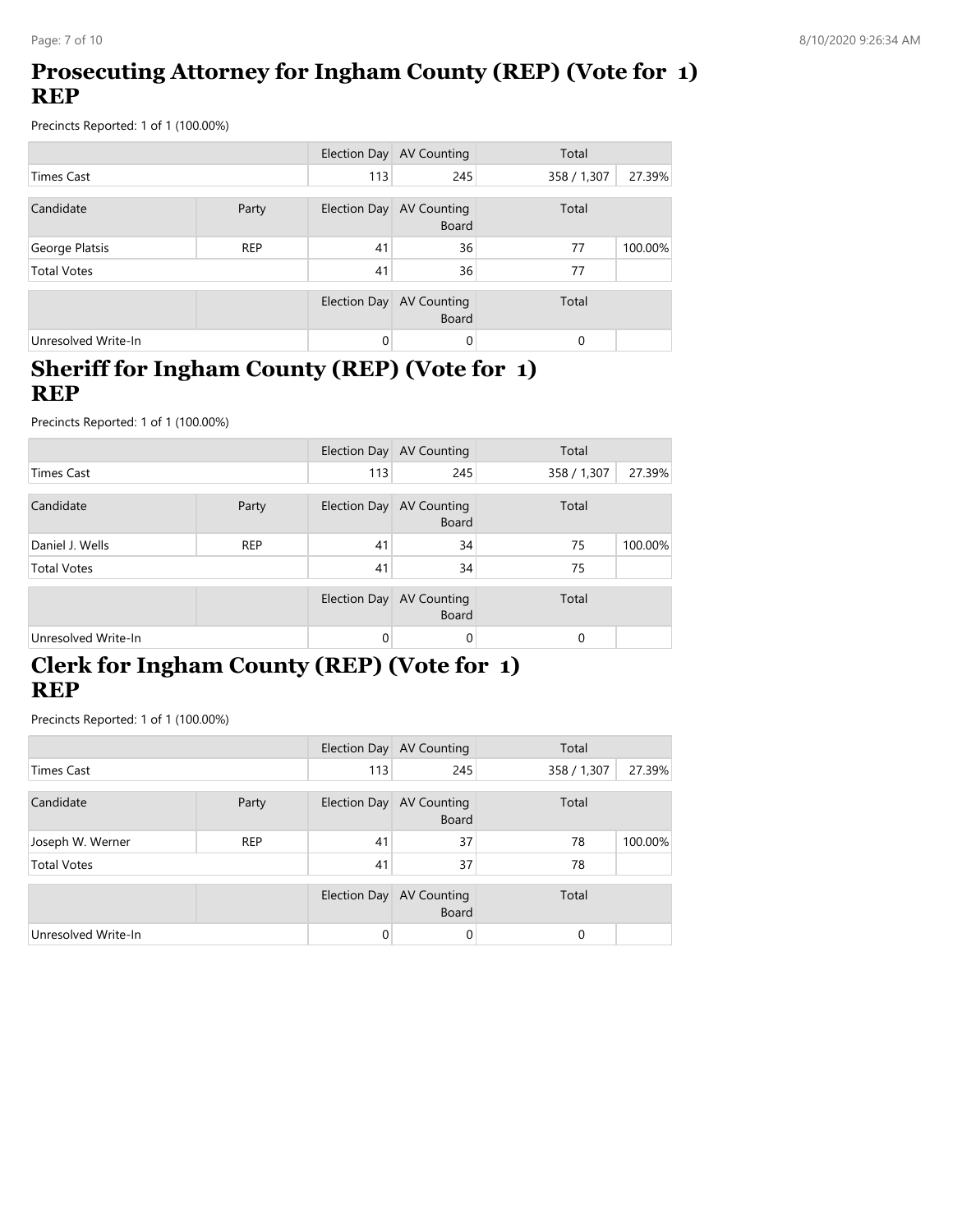## Prosecuting Attorney for Ingham County (REP) (Vote for 1) REP

Precincts Reported: 1 of 1 (100.00%)

| | | Election Day | AV Counting | Total | |
|---|---|---|---|---|---|
| Times Cast | | 113 | 245 | 358 / 1,307 | 27.39% |

| Candidate | Party | Election Day | AV Counting Board | Total | |
|---|---|---|---|---|---|
| George Platsis | REP | 41 | 36 | 77 | 100.00% |
| Total Votes | | 41 | 36 | 77 | |

| | | Election Day | AV Counting Board | Total | |
|---|---|---|---|---|---|
| Unresolved Write-In | | 0 | 0 | 0 | |

## Sheriff for Ingham County (REP) (Vote for 1) REP

Precincts Reported: 1 of 1 (100.00%)

| | | Election Day | AV Counting | Total | |
|---|---|---|---|---|---|
| Times Cast | | 113 | 245 | 358 / 1,307 | 27.39% |

| Candidate | Party | Election Day | AV Counting Board | Total | |
|---|---|---|---|---|---|
| Daniel J. Wells | REP | 41 | 34 | 75 | 100.00% |
| Total Votes | | 41 | 34 | 75 | |

| | | Election Day | AV Counting Board | Total | |
|---|---|---|---|---|---|
| Unresolved Write-In | | 0 | 0 | 0 | |

## Clerk for Ingham County (REP) (Vote for 1) REP

Precincts Reported: 1 of 1 (100.00%)

| | | Election Day | AV Counting | Total | |
|---|---|---|---|---|---|
| Times Cast | | 113 | 245 | 358 / 1,307 | 27.39% |

| Candidate | Party | Election Day | AV Counting Board | Total | |
|---|---|---|---|---|---|
| Joseph W. Werner | REP | 41 | 37 | 78 | 100.00% |
| Total Votes | | 41 | 37 | 78 | |

| | | Election Day | AV Counting Board | Total | |
|---|---|---|---|---|---|
| Unresolved Write-In | | 0 | 0 | 0 | |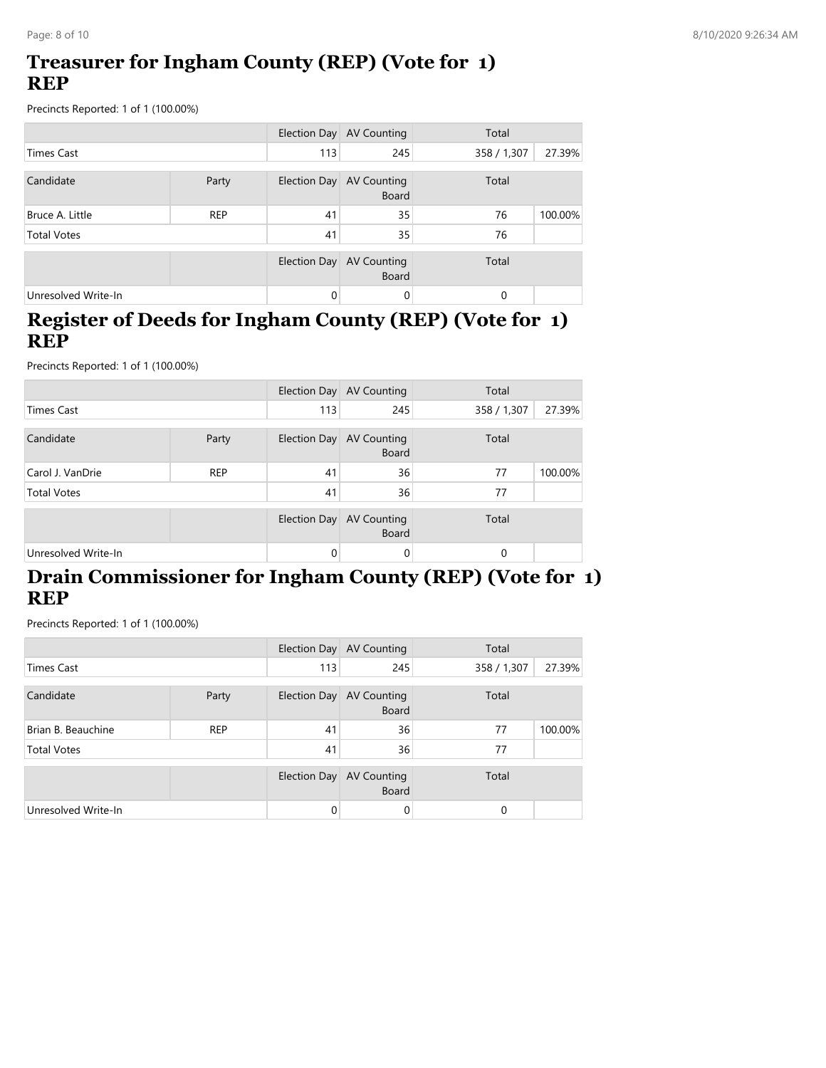## Treasurer for Ingham County (REP) (Vote for 1) REP

Precincts Reported: 1 of 1 (100.00%)

| | | Election Day | AV Counting | Total | |
|---|---|---|---|---|---|
| Times Cast | | 113 | 245 | 358 / 1,307 | 27.39% |

| Candidate | Party | Election Day | AV Counting Board | Total | |
|---|---|---|---|---|---|
| Bruce A. Little | REP | 41 | 35 | 76 | 100.00% |
| Total Votes | | 41 | 35 | 76 | |

| | | Election Day | AV Counting Board | Total | |
|---|---|---|---|---|---|
| Unresolved Write-In | | 0 | 0 | 0 | |

## Register of Deeds for Ingham County (REP) (Vote for 1) REP

Precincts Reported: 1 of 1 (100.00%)

| | | Election Day | AV Counting | Total | |
|---|---|---|---|---|---|
| Times Cast | | 113 | 245 | 358 / 1,307 | 27.39% |

| Candidate | Party | Election Day | AV Counting Board | Total | |
|---|---|---|---|---|---|
| Carol J. VanDrie | REP | 41 | 36 | 77 | 100.00% |
| Total Votes | | 41 | 36 | 77 | |

| | | Election Day | AV Counting Board | Total | |
|---|---|---|---|---|---|
| Unresolved Write-In | | 0 | 0 | 0 | |

## Drain Commissioner for Ingham County (REP) (Vote for 1) REP

Precincts Reported: 1 of 1 (100.00%)

| | | Election Day | AV Counting | Total | |
|---|---|---|---|---|---|
| Times Cast | | 113 | 245 | 358 / 1,307 | 27.39% |

| Candidate | Party | Election Day | AV Counting Board | Total | |
|---|---|---|---|---|---|
| Brian B. Beauchine | REP | 41 | 36 | 77 | 100.00% |
| Total Votes | | 41 | 36 | 77 | |

| | | Election Day | AV Counting Board | Total | |
|---|---|---|---|---|---|
| Unresolved Write-In | | 0 | 0 | 0 | |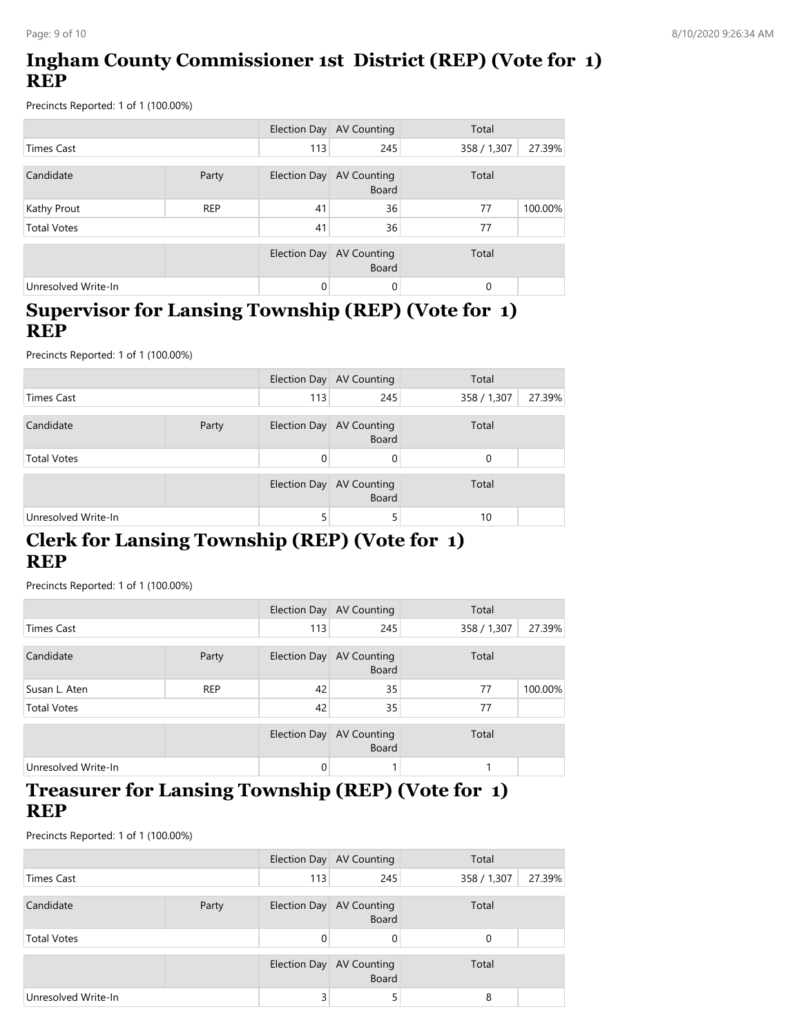## Ingham County Commissioner 1st District (REP) (Vote for 1) REP

Precincts Reported: 1 of 1 (100.00%)

| | | Election Day | AV Counting | Total | |
|---|---|---|---|---|---|
| Times Cast | | 113 | 245 | 358 / 1,307 | 27.39% |

| Candidate | Party | Election Day | AV Counting Board | Total | |
|---|---|---|---|---|---|
| Kathy Prout | REP | 41 | 36 | 77 | 100.00% |
| Total Votes | | 41 | 36 | 77 | |

| | | Election Day | AV Counting Board | Total | |
|---|---|---|---|---|---|
| Unresolved Write-In | | 0 | 0 | 0 | |

## Supervisor for Lansing Township (REP) (Vote for 1) REP

Precincts Reported: 1 of 1 (100.00%)

| | | Election Day | AV Counting | Total | |
|---|---|---|---|---|---|
| Times Cast | | 113 | 245 | 358 / 1,307 | 27.39% |

| Candidate | Party | Election Day | AV Counting Board | Total | |
|---|---|---|---|---|---|
| Total Votes | | 0 | 0 | 0 | |

| | | Election Day | AV Counting Board | Total | |
|---|---|---|---|---|---|
| Unresolved Write-In | | 5 | 5 | 10 | |

## Clerk for Lansing Township (REP) (Vote for 1) REP

Precincts Reported: 1 of 1 (100.00%)

| | | Election Day | AV Counting | Total | |
|---|---|---|---|---|---|
| Times Cast | | 113 | 245 | 358 / 1,307 | 27.39% |

| Candidate | Party | Election Day | AV Counting Board | Total | |
|---|---|---|---|---|---|
| Susan L. Aten | REP | 42 | 35 | 77 | 100.00% |
| Total Votes | | 42 | 35 | 77 | |

| | | Election Day | AV Counting Board | Total | |
|---|---|---|---|---|---|
| Unresolved Write-In | | 0 | 1 | 1 | |

## Treasurer for Lansing Township (REP) (Vote for 1) REP

Precincts Reported: 1 of 1 (100.00%)

| | | Election Day | AV Counting | Total | |
|---|---|---|---|---|---|
| Times Cast | | 113 | 245 | 358 / 1,307 | 27.39% |

| Candidate | Party | Election Day | AV Counting Board | Total | |
|---|---|---|---|---|---|
| Total Votes | | 0 | 0 | 0 | |

| | | Election Day | AV Counting Board | Total | |
|---|---|---|---|---|---|
| Unresolved Write-In | | 3 | 5 | 8 | |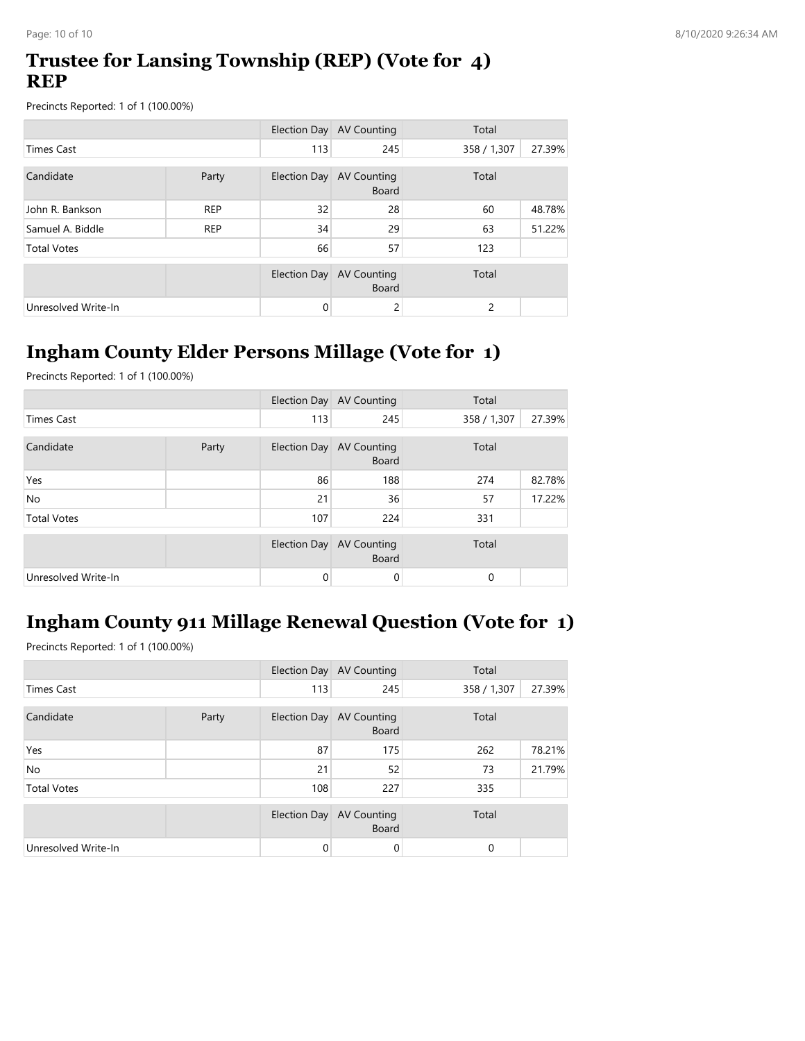## Trustee for Lansing Township (REP) (Vote for 4) REP

Precincts Reported: 1 of 1 (100.00%)

| | | Election Day | AV Counting | Total | |
|---|---|---|---|---|---|
| Times Cast | | 113 | 245 | 358 / 1,307 | 27.39% |

| Candidate | Party | Election Day | AV Counting Board | Total | |
|---|---|---|---|---|---|
| John R. Bankson | REP | 32 | 28 | 60 | 48.78% |
| Samuel A. Biddle | REP | 34 | 29 | 63 | 51.22% |
| Total Votes | | 66 | 57 | 123 | |

| | | Election Day | AV Counting Board | Total | |
|---|---|---|---|---|---|
| Unresolved Write-In | | 0 | 2 | 2 | |

## Ingham County Elder Persons Millage (Vote for 1)

Precincts Reported: 1 of 1 (100.00%)

| | | Election Day | AV Counting | Total | |
|---|---|---|---|---|---|
| Times Cast | | 113 | 245 | 358 / 1,307 | 27.39% |

| Candidate | Party | Election Day | AV Counting Board | Total | |
|---|---|---|---|---|---|
| Yes | | 86 | 188 | 274 | 82.78% |
| No | | 21 | 36 | 57 | 17.22% |
| Total Votes | | 107 | 224 | 331 | |

| | | Election Day | AV Counting Board | Total | |
|---|---|---|---|---|---|
| Unresolved Write-In | | 0 | 0 | 0 | |

## Ingham County 911 Millage Renewal Question (Vote for 1)

Precincts Reported: 1 of 1 (100.00%)

| | | Election Day | AV Counting | Total | |
|---|---|---|---|---|---|
| Times Cast | | 113 | 245 | 358 / 1,307 | 27.39% |

| Candidate | Party | Election Day | AV Counting Board | Total | |
|---|---|---|---|---|---|
| Yes | | 87 | 175 | 262 | 78.21% |
| No | | 21 | 52 | 73 | 21.79% |
| Total Votes | | 108 | 227 | 335 | |

| | | Election Day | AV Counting Board | Total | |
|---|---|---|---|---|---|
| Unresolved Write-In | | 0 | 0 | 0 | |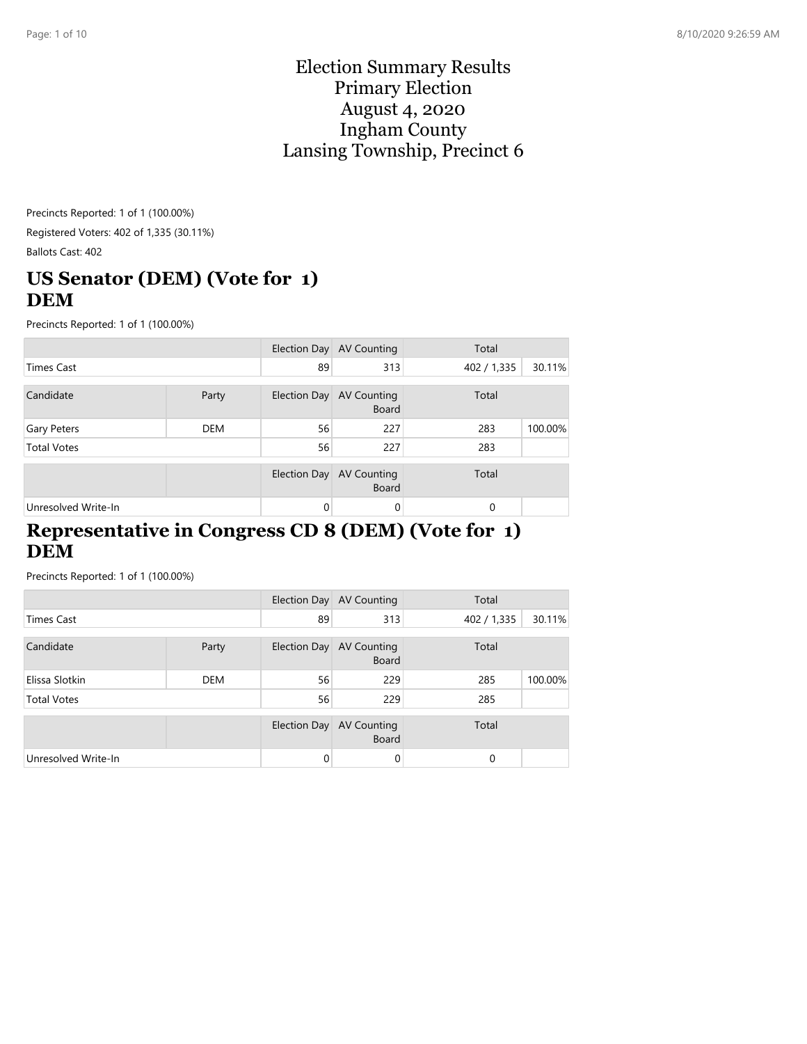# Election Summary Results
# Primary Election
# August 4, 2020
# Ingham County
# Lansing Township, Precinct 6

Precincts Reported: 1 of 1 (100.00%)

Registered Voters: 402 of 1,335 (30.11%)

Ballots Cast: 402

## US Senator (DEM) (Vote for 1) DEM

Precincts Reported: 1 of 1 (100.00%)

| | | Election Day | AV Counting | Total | |
|---|---|---|---|---|---|
| Times Cast | | 89 | 313 | 402 / 1,335 | 30.11% |

| Candidate | Party | Election Day | AV Counting Board | Total | |
|---|---|---|---|---|---|
| Gary Peters | DEM | 56 | 227 | 283 | 100.00% |
| Total Votes | | 56 | 227 | 283 | |

| | | Election Day | AV Counting Board | Total | |
|---|---|---|---|---|---|
| Unresolved Write-In | | 0 | 0 | 0 | |

## Representative in Congress CD 8 (DEM) (Vote for 1) DEM

Precincts Reported: 1 of 1 (100.00%)

| | | Election Day | AV Counting | Total | |
|---|---|---|---|---|---|
| Times Cast | | 89 | 313 | 402 / 1,335 | 30.11% |

| Candidate | Party | Election Day | AV Counting Board | Total | |
|---|---|---|---|---|---|
| Elissa Slotkin | DEM | 56 | 229 | 285 | 100.00% |
| Total Votes | | 56 | 229 | 285 | |

| | | Election Day | AV Counting Board | Total | |
|---|---|---|---|---|---|
| Unresolved Write-In | | 0 | 0 | 0 | |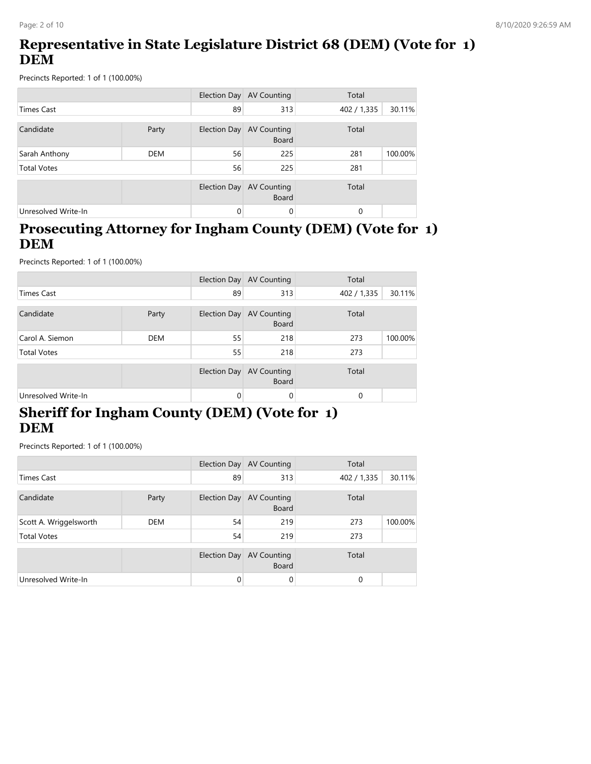## Representative in State Legislature District 68 (DEM) (Vote for 1) DEM

Precincts Reported: 1 of 1 (100.00%)

| | | Election Day | AV Counting | Total | |
|---|---|---|---|---|---|
| Times Cast | | 89 | 313 | 402 / 1,335 | 30.11% |

| Candidate | Party | Election Day | AV Counting Board | Total | |
|---|---|---|---|---|---|
| Sarah Anthony | DEM | 56 | 225 | 281 | 100.00% |
| Total Votes | | 56 | 225 | 281 | |

| | | Election Day | AV Counting Board | Total | |
|---|---|---|---|---|---|
| Unresolved Write-In | | 0 | 0 | 0 | |

## Prosecuting Attorney for Ingham County (DEM) (Vote for 1) DEM

Precincts Reported: 1 of 1 (100.00%)

| | | Election Day | AV Counting | Total | |
|---|---|---|---|---|---|
| Times Cast | | 89 | 313 | 402 / 1,335 | 30.11% |

| Candidate | Party | Election Day | AV Counting Board | Total | |
|---|---|---|---|---|---|
| Carol A. Siemon | DEM | 55 | 218 | 273 | 100.00% |
| Total Votes | | 55 | 218 | 273 | |

| | | Election Day | AV Counting Board | Total | |
|---|---|---|---|---|---|
| Unresolved Write-In | | 0 | 0 | 0 | |

## Sheriff for Ingham County (DEM) (Vote for 1) DEM

Precincts Reported: 1 of 1 (100.00%)

| | | Election Day | AV Counting | Total | |
|---|---|---|---|---|---|
| Times Cast | | 89 | 313 | 402 / 1,335 | 30.11% |

| Candidate | Party | Election Day | AV Counting Board | Total | |
|---|---|---|---|---|---|
| Scott A. Wriggelsworth | DEM | 54 | 219 | 273 | 100.00% |
| Total Votes | | 54 | 219 | 273 | |

| | | Election Day | AV Counting Board | Total | |
|---|---|---|---|---|---|
| Unresolved Write-In | | 0 | 0 | 0 | |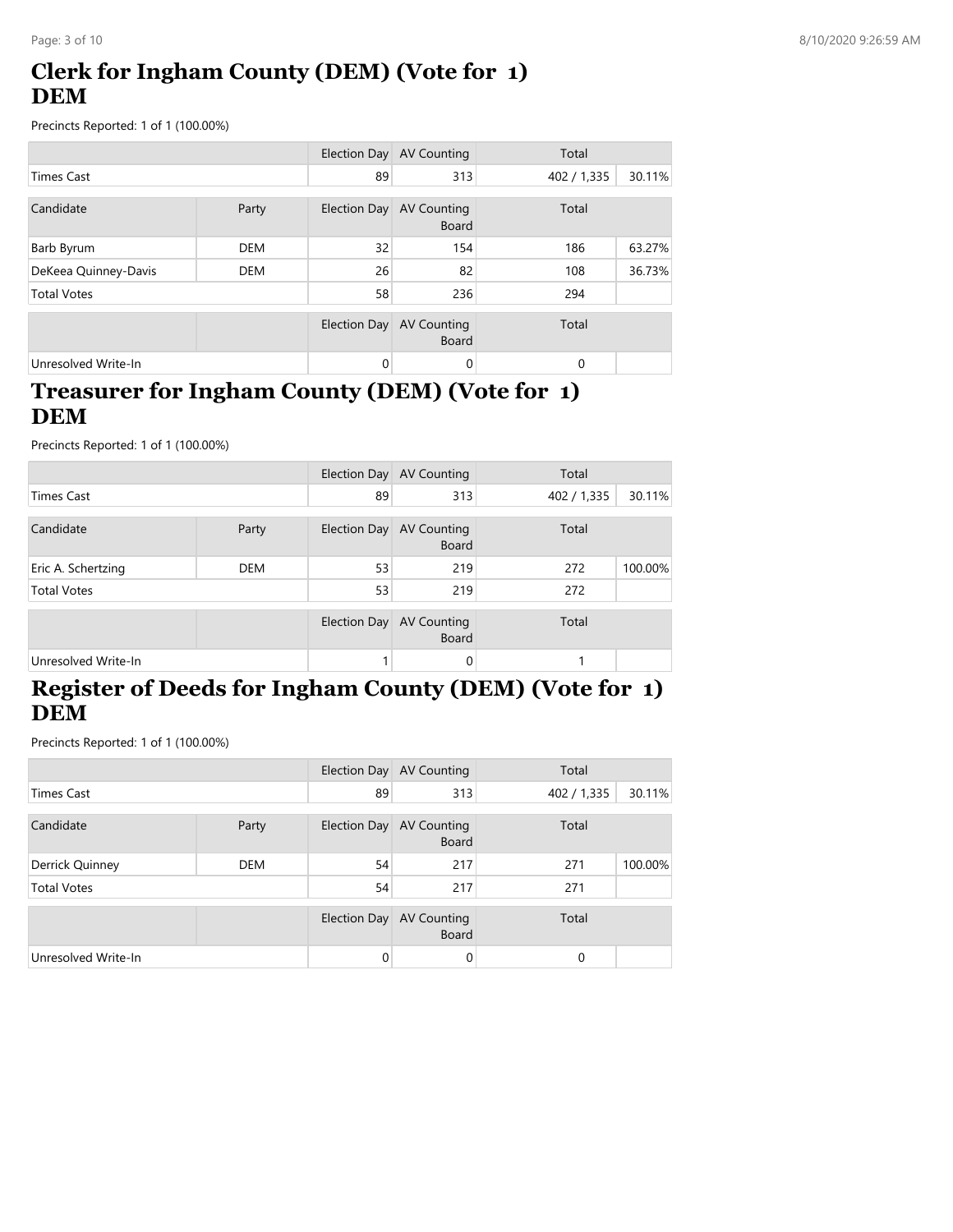## Clerk for Ingham County (DEM) (Vote for 1) DEM

Precincts Reported: 1 of 1 (100.00%)

| | | Election Day | AV Counting | Total | |
|---|---|---|---|---|---|
| Times Cast | | 89 | 313 | 402 / 1,335 | 30.11% |

| Candidate | Party | Election Day | AV Counting Board | Total | |
|---|---|---|---|---|---|
| Barb Byrum | DEM | 32 | 154 | 186 | 63.27% |
| DeKeea Quinney-Davis | DEM | 26 | 82 | 108 | 36.73% |
| Total Votes | | 58 | 236 | 294 | |

| | | Election Day | AV Counting Board | Total | |
|---|---|---|---|---|---|
| Unresolved Write-In | | 0 | 0 | 0 | |

## Treasurer for Ingham County (DEM) (Vote for 1) DEM

Precincts Reported: 1 of 1 (100.00%)

| | | Election Day | AV Counting | Total | |
|---|---|---|---|---|---|
| Times Cast | | 89 | 313 | 402 / 1,335 | 30.11% |

| Candidate | Party | Election Day | AV Counting Board | Total | |
|---|---|---|---|---|---|
| Eric A. Schertzing | DEM | 53 | 219 | 272 | 100.00% |
| Total Votes | | 53 | 219 | 272 | |

| | | Election Day | AV Counting Board | Total | |
|---|---|---|---|---|---|
| Unresolved Write-In | | 1 | 0 | 1 | |

## Register of Deeds for Ingham County (DEM) (Vote for 1) DEM

Precincts Reported: 1 of 1 (100.00%)

| | | Election Day | AV Counting | Total | |
|---|---|---|---|---|---|
| Times Cast | | 89 | 313 | 402 / 1,335 | 30.11% |

| Candidate | Party | Election Day | AV Counting Board | Total | |
|---|---|---|---|---|---|
| Derrick Quinney | DEM | 54 | 217 | 271 | 100.00% |
| Total Votes | | 54 | 217 | 271 | |

| | | Election Day | AV Counting Board | Total | |
|---|---|---|---|---|---|
| Unresolved Write-In | | 0 | 0 | 0 | |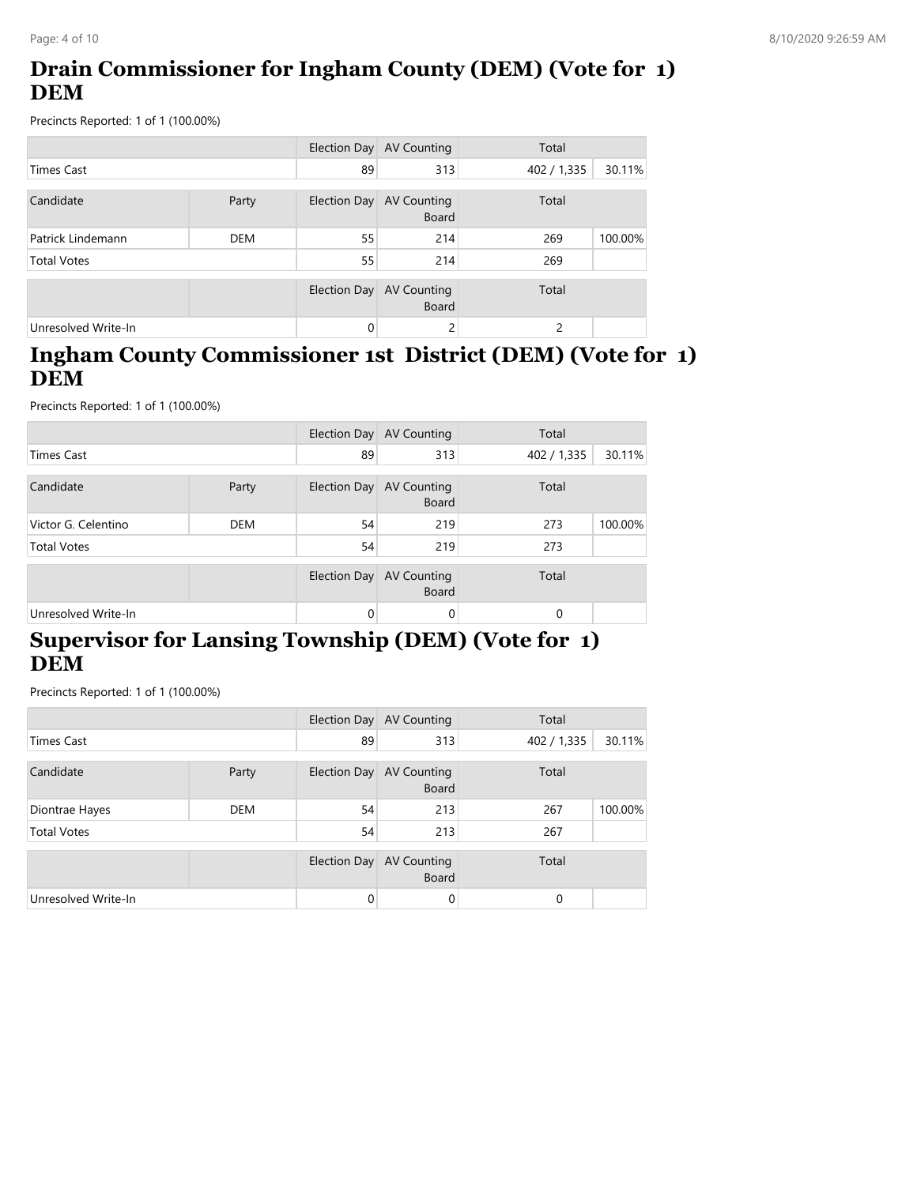## Drain Commissioner for Ingham County (DEM) (Vote for 1) DEM

Precincts Reported: 1 of 1 (100.00%)

| | | Election Day | AV Counting | Total | |
|---|---|---|---|---|---|
| Times Cast | | 89 | 313 | 402 / 1,335 | 30.11% |

| Candidate | Party | Election Day | AV Counting Board | Total | |
|---|---|---|---|---|---|
| Patrick Lindemann | DEM | 55 | 214 | 269 | 100.00% |
| Total Votes | | 55 | 214 | 269 | |

| | | Election Day | AV Counting Board | Total | |
|---|---|---|---|---|---|
| Unresolved Write-In | | 0 | 2 | 2 | |

## Ingham County Commissioner 1st District (DEM) (Vote for 1) DEM

Precincts Reported: 1 of 1 (100.00%)

| | | Election Day | AV Counting | Total | |
|---|---|---|---|---|---|
| Times Cast | | 89 | 313 | 402 / 1,335 | 30.11% |

| Candidate | Party | Election Day | AV Counting Board | Total | |
|---|---|---|---|---|---|
| Victor G. Celentino | DEM | 54 | 219 | 273 | 100.00% |
| Total Votes | | 54 | 219 | 273 | |

| | | Election Day | AV Counting Board | Total | |
|---|---|---|---|---|---|
| Unresolved Write-In | | 0 | 0 | 0 | |

## Supervisor for Lansing Township (DEM) (Vote for 1) DEM

Precincts Reported: 1 of 1 (100.00%)

| | | Election Day | AV Counting | Total | |
|---|---|---|---|---|---|
| Times Cast | | 89 | 313 | 402 / 1,335 | 30.11% |

| Candidate | Party | Election Day | AV Counting Board | Total | |
|---|---|---|---|---|---|
| Diontrae Hayes | DEM | 54 | 213 | 267 | 100.00% |
| Total Votes | | 54 | 213 | 267 | |

| | | Election Day | AV Counting Board | Total | |
|---|---|---|---|---|---|
| Unresolved Write-In | | 0 | 0 | 0 | |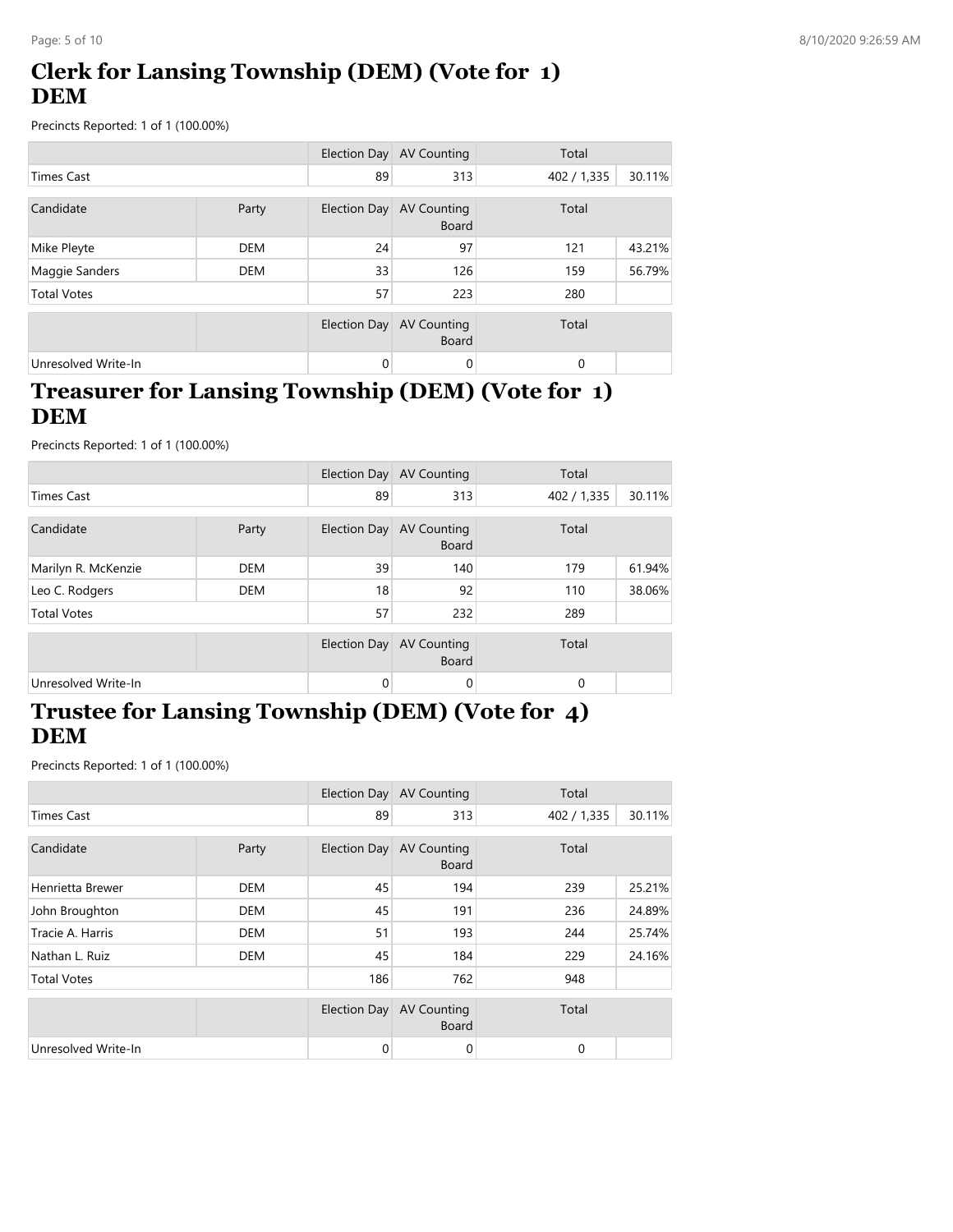## Clerk for Lansing Township (DEM) (Vote for 1) DEM

Precincts Reported: 1 of 1 (100.00%)

| | | Election Day | AV Counting | Total | |
|---|---|---|---|---|---|
| Times Cast | | 89 | 313 | 402 / 1,335 | 30.11% |

| Candidate | Party | Election Day | AV Counting Board | Total | |
|---|---|---|---|---|---|
| Mike Pleyte | DEM | 24 | 97 | 121 | 43.21% |
| Maggie Sanders | DEM | 33 | 126 | 159 | 56.79% |
| Total Votes | | 57 | 223 | 280 | |

| | | Election Day | AV Counting Board | Total | |
|---|---|---|---|---|---|
| Unresolved Write-In | | 0 | 0 | 0 | |

## Treasurer for Lansing Township (DEM) (Vote for 1) DEM

Precincts Reported: 1 of 1 (100.00%)

| | | Election Day | AV Counting | Total | |
|---|---|---|---|---|---|
| Times Cast | | 89 | 313 | 402 / 1,335 | 30.11% |

| Candidate | Party | Election Day | AV Counting Board | Total | |
|---|---|---|---|---|---|
| Marilyn R. McKenzie | DEM | 39 | 140 | 179 | 61.94% |
| Leo C. Rodgers | DEM | 18 | 92 | 110 | 38.06% |
| Total Votes | | 57 | 232 | 289 | |

| | | Election Day | AV Counting Board | Total | |
|---|---|---|---|---|---|
| Unresolved Write-In | | 0 | 0 | 0 | |

## Trustee for Lansing Township (DEM) (Vote for 4) DEM

Precincts Reported: 1 of 1 (100.00%)

| | | Election Day | AV Counting | Total | |
|---|---|---|---|---|---|
| Times Cast | | 89 | 313 | 402 / 1,335 | 30.11% |

| Candidate | Party | Election Day | AV Counting Board | Total | |
|---|---|---|---|---|---|
| Henrietta Brewer | DEM | 45 | 194 | 239 | 25.21% |
| John Broughton | DEM | 45 | 191 | 236 | 24.89% |
| Tracie A. Harris | DEM | 51 | 193 | 244 | 25.74% |
| Nathan L. Ruiz | DEM | 45 | 184 | 229 | 24.16% |
| Total Votes | | 186 | 762 | 948 | |

| | | Election Day | AV Counting Board | Total | |
|---|---|---|---|---|---|
| Unresolved Write-In | | 0 | 0 | 0 | |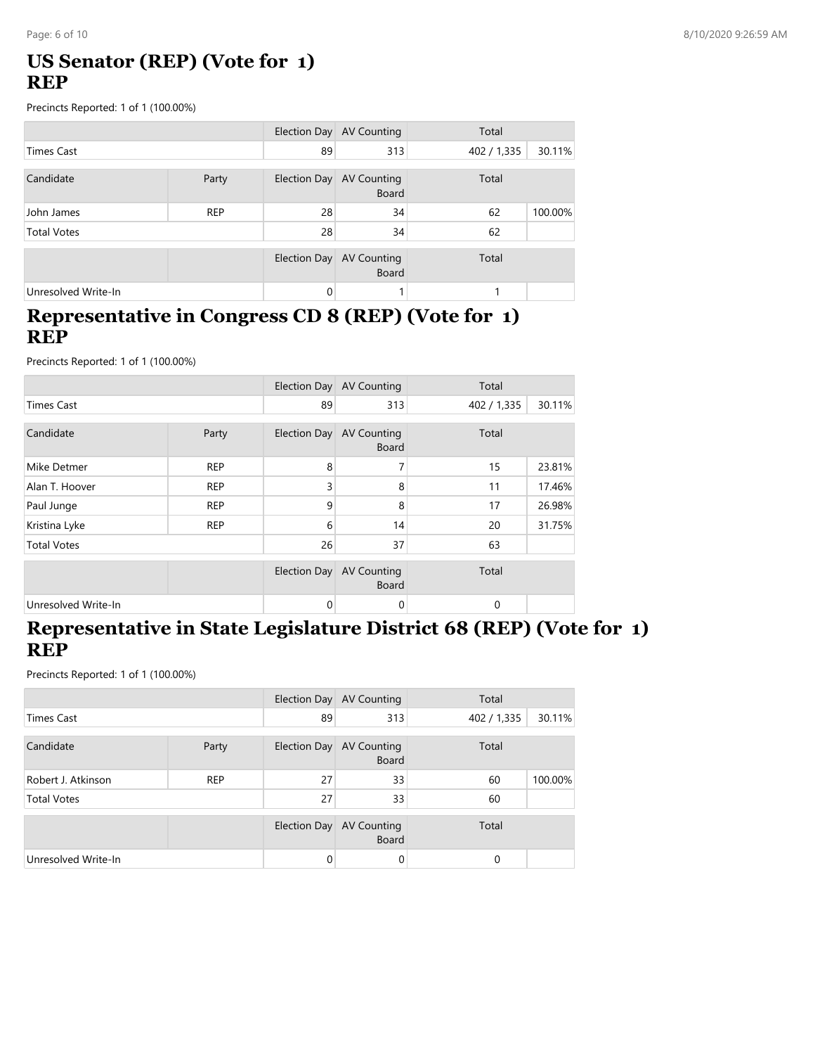## US Senator (REP) (Vote for 1)
## REP

Precincts Reported: 1 of 1 (100.00%)

| | | Election Day | AV Counting | Total | |
|---|---|---|---|---|---|
| Times Cast | | 89 | 313 | 402 / 1,335 | 30.11% |

| Candidate | Party | Election Day | AV Counting Board | Total | |
|---|---|---|---|---|---|
| John James | REP | 28 | 34 | 62 | 100.00% |
| Total Votes | | 28 | 34 | 62 | |

| | | Election Day | AV Counting Board | Total | |
|---|---|---|---|---|---|
| Unresolved Write-In | | 0 | 1 | 1 | |

## Representative in Congress CD 8 (REP) (Vote for 1)
## REP

Precincts Reported: 1 of 1 (100.00%)

| | | Election Day | AV Counting | Total | |
|---|---|---|---|---|---|
| Times Cast | | 89 | 313 | 402 / 1,335 | 30.11% |

| Candidate | Party | Election Day | AV Counting Board | Total | |
|---|---|---|---|---|---|
| Mike Detmer | REP | 8 | 7 | 15 | 23.81% |
| Alan T. Hoover | REP | 3 | 8 | 11 | 17.46% |
| Paul Junge | REP | 9 | 8 | 17 | 26.98% |
| Kristina Lyke | REP | 6 | 14 | 20 | 31.75% |
| Total Votes | | 26 | 37 | 63 | |

| | | Election Day | AV Counting Board | Total | |
|---|---|---|---|---|---|
| Unresolved Write-In | | 0 | 0 | 0 | |

## Representative in State Legislature District 68 (REP) (Vote for 1)
## REP

Precincts Reported: 1 of 1 (100.00%)

| | | Election Day | AV Counting | Total | |
|---|---|---|---|---|---|
| Times Cast | | 89 | 313 | 402 / 1,335 | 30.11% |

| Candidate | Party | Election Day | AV Counting Board | Total | |
|---|---|---|---|---|---|
| Robert J. Atkinson | REP | 27 | 33 | 60 | 100.00% |
| Total Votes | | 27 | 33 | 60 | |

| | | Election Day | AV Counting Board | Total | |
|---|---|---|---|---|---|
| Unresolved Write-In | | 0 | 0 | 0 | |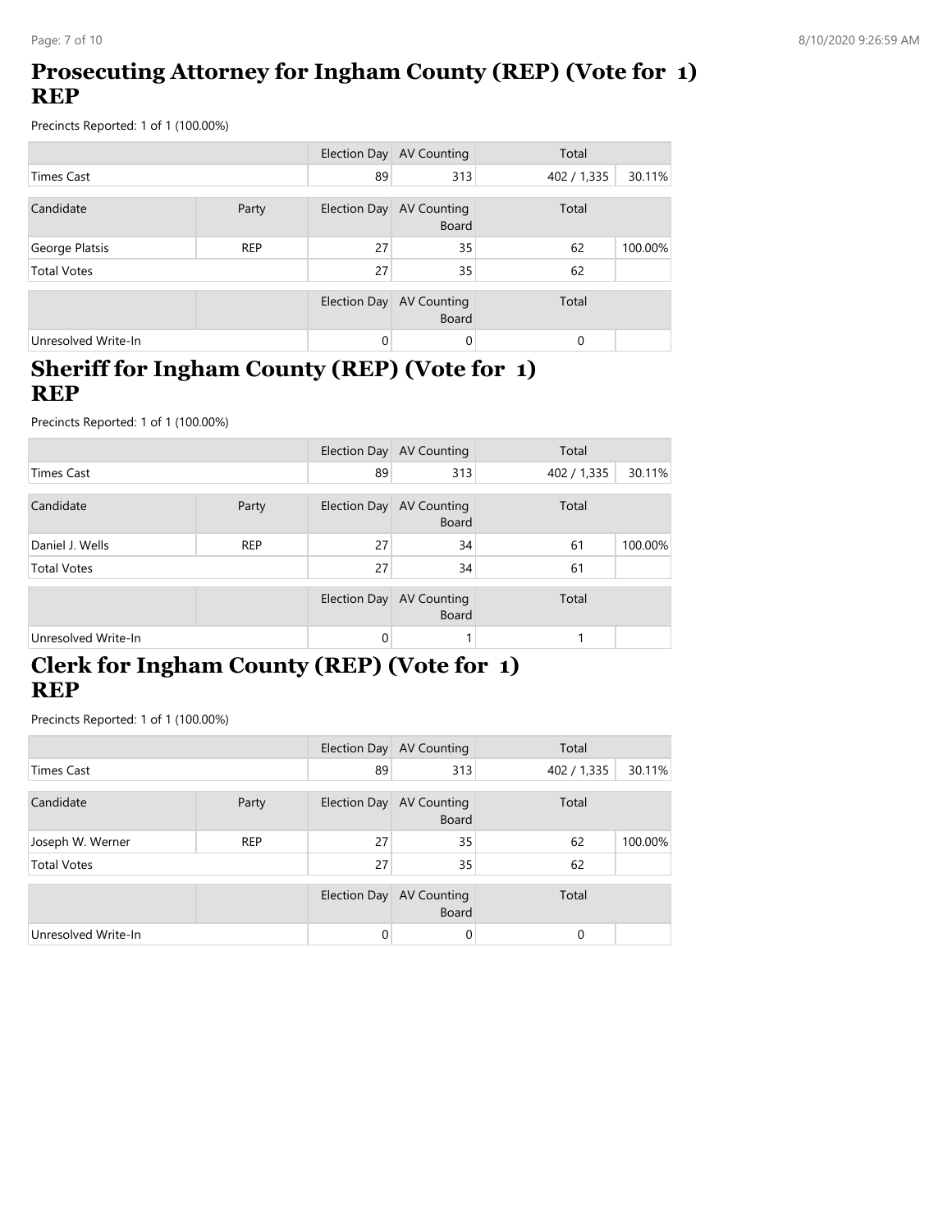# Prosecuting Attorney for Ingham County (REP) (Vote for 1) REP

Precincts Reported: 1 of 1 (100.00%)

| | | Election Day | AV Counting | Total | |
|---|---|---|---|---|---|
| Times Cast | | 89 | 313 | 402 / 1,335 | 30.11% |

| Candidate | Party | Election Day | AV Counting Board | Total | |
|---|---|---|---|---|---|
| George Platsis | REP | 27 | 35 | 62 | 100.00% |
| Total Votes | | 27 | 35 | 62 | |

| | | Election Day | AV Counting Board | Total | |
|---|---|---|---|---|---|
| Unresolved Write-In | | 0 | 0 | 0 | |

# Sheriff for Ingham County (REP) (Vote for 1) REP

Precincts Reported: 1 of 1 (100.00%)

| | | Election Day | AV Counting | Total | |
|---|---|---|---|---|---|
| Times Cast | | 89 | 313 | 402 / 1,335 | 30.11% |

| Candidate | Party | Election Day | AV Counting Board | Total | |
|---|---|---|---|---|---|
| Daniel J. Wells | REP | 27 | 34 | 61 | 100.00% |
| Total Votes | | 27 | 34 | 61 | |

| | | Election Day | AV Counting Board | Total | |
|---|---|---|---|---|---|
| Unresolved Write-In | | 0 | 1 | 1 | |

# Clerk for Ingham County (REP) (Vote for 1) REP

Precincts Reported: 1 of 1 (100.00%)

| | | Election Day | AV Counting | Total | |
|---|---|---|---|---|---|
| Times Cast | | 89 | 313 | 402 / 1,335 | 30.11% |

| Candidate | Party | Election Day | AV Counting Board | Total | |
|---|---|---|---|---|---|
| Joseph W. Werner | REP | 27 | 35 | 62 | 100.00% |
| Total Votes | | 27 | 35 | 62 | |

| | | Election Day | AV Counting Board | Total | |
|---|---|---|---|---|---|
| Unresolved Write-In | | 0 | 0 | 0 | |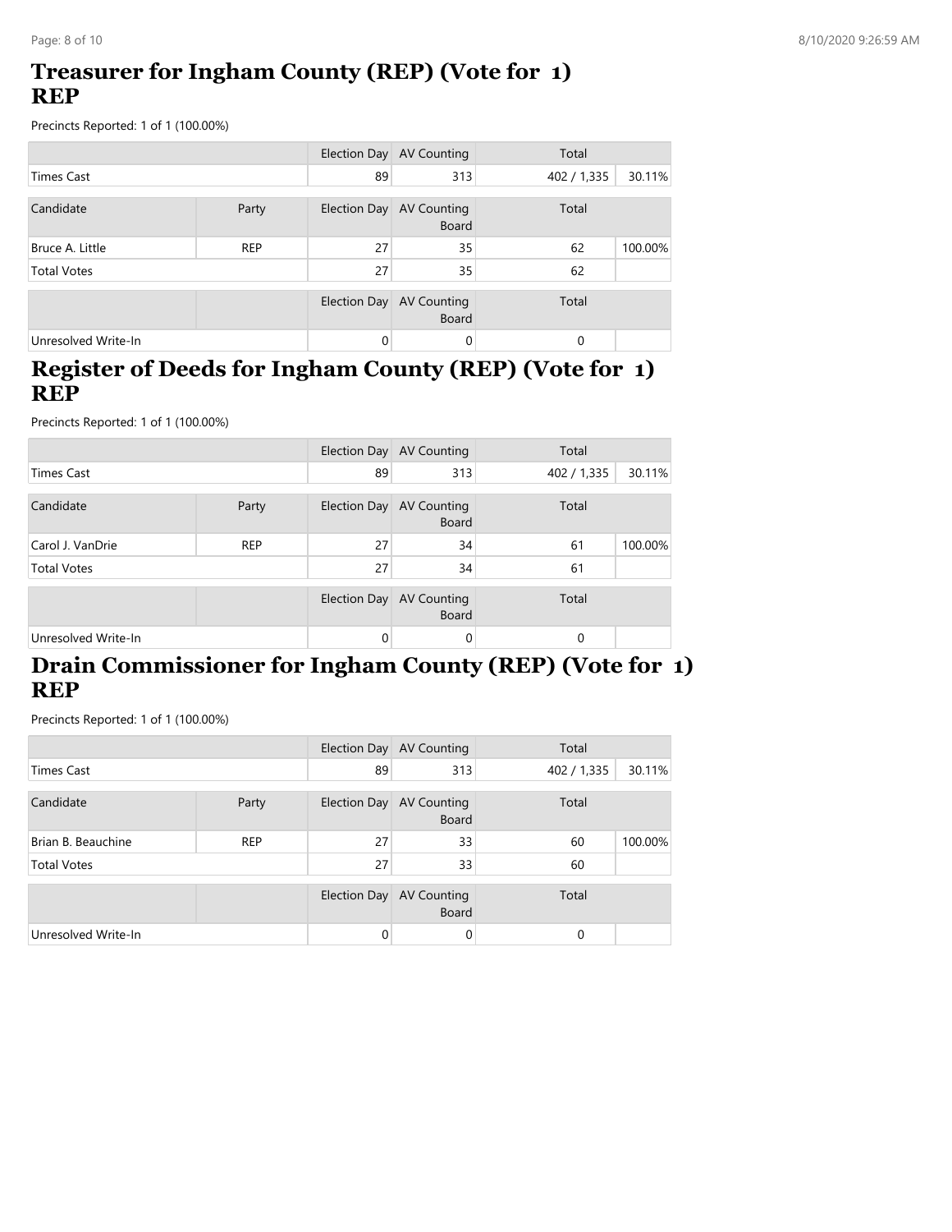## Treasurer for Ingham County (REP) (Vote for 1)
## REP

Precincts Reported: 1 of 1 (100.00%)

| | Election Day | AV Counting | Total | |
|---|---|---|---|---|
| Times Cast | 89 | 313 | 402 / 1,335 | 30.11% |

| Candidate | Party | Election Day | AV Counting Board | Total | |
|---|---|---|---|---|---|
| Bruce A. Little | REP | 27 | 35 | 62 | 100.00% |
| Total Votes | | 27 | 35 | 62 | |

| | | Election Day | AV Counting Board | Total | |
|---|---|---|---|---|---|
| Unresolved Write-In | | 0 | 0 | 0 | |

## Register of Deeds for Ingham County (REP) (Vote for 1)
## REP

Precincts Reported: 1 of 1 (100.00%)

| | Election Day | AV Counting | Total | |
|---|---|---|---|---|
| Times Cast | 89 | 313 | 402 / 1,335 | 30.11% |

| Candidate | Party | Election Day | AV Counting Board | Total | |
|---|---|---|---|---|---|
| Carol J. VanDrie | REP | 27 | 34 | 61 | 100.00% |
| Total Votes | | 27 | 34 | 61 | |

| | | Election Day | AV Counting Board | Total | |
|---|---|---|---|---|---|
| Unresolved Write-In | | 0 | 0 | 0 | |

## Drain Commissioner for Ingham County (REP) (Vote for 1)
## REP

Precincts Reported: 1 of 1 (100.00%)

| | Election Day | AV Counting | Total | |
|---|---|---|---|---|
| Times Cast | 89 | 313 | 402 / 1,335 | 30.11% |

| Candidate | Party | Election Day | AV Counting Board | Total | |
|---|---|---|---|---|---|
| Brian B. Beauchine | REP | 27 | 33 | 60 | 100.00% |
| Total Votes | | 27 | 33 | 60 | |

| | | Election Day | AV Counting Board | Total | |
|---|---|---|---|---|---|
| Unresolved Write-In | | 0 | 0 | 0 | |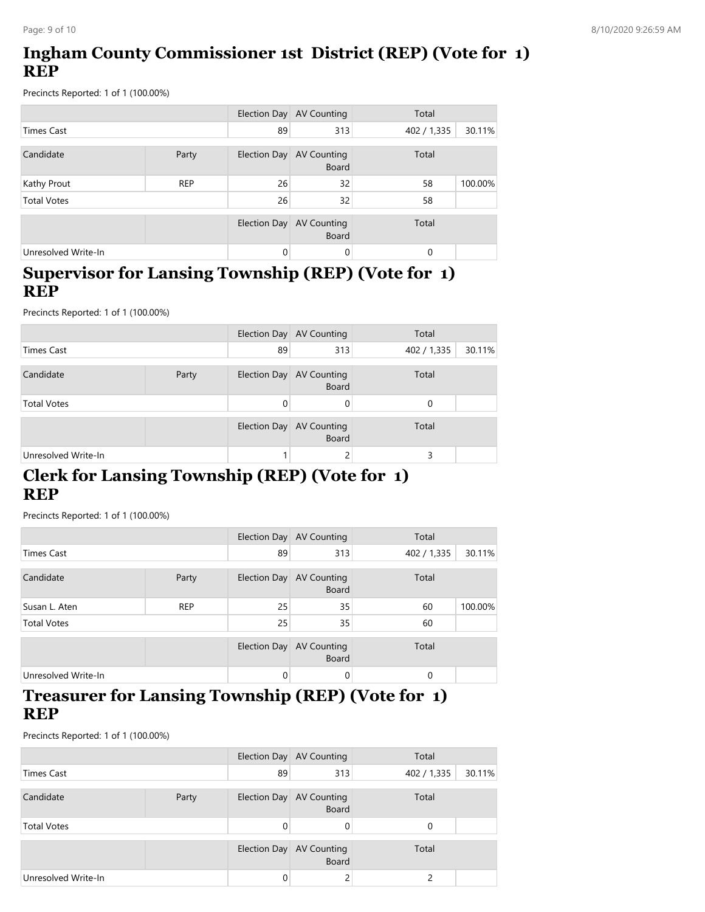## Ingham County Commissioner 1st District (REP) (Vote for 1) REP

Precincts Reported: 1 of 1 (100.00%)

| | | Election Day | AV Counting | Total | |
|---|---|---|---|---|---|
| Times Cast | | 89 | 313 | 402 / 1,335 | 30.11% |

| Candidate | Party | Election Day | AV Counting Board | Total | |
|---|---|---|---|---|---|
| Kathy Prout | REP | 26 | 32 | 58 | 100.00% |
| Total Votes | | 26 | 32 | 58 | |

| | | Election Day | AV Counting Board | Total | |
|---|---|---|---|---|---|
| Unresolved Write-In | | 0 | 0 | 0 | |

## Supervisor for Lansing Township (REP) (Vote for 1) REP

Precincts Reported: 1 of 1 (100.00%)

| | | Election Day | AV Counting | Total | |
|---|---|---|---|---|---|
| Times Cast | | 89 | 313 | 402 / 1,335 | 30.11% |

| Candidate | Party | Election Day | AV Counting Board | Total | |
|---|---|---|---|---|---|
| Total Votes | | 0 | 0 | 0 | |

| | | Election Day | AV Counting Board | Total | |
|---|---|---|---|---|---|
| Unresolved Write-In | | 1 | 2 | 3 | |

## Clerk for Lansing Township (REP) (Vote for 1) REP

Precincts Reported: 1 of 1 (100.00%)

| | | Election Day | AV Counting | Total | |
|---|---|---|---|---|---|
| Times Cast | | 89 | 313 | 402 / 1,335 | 30.11% |

| Candidate | Party | Election Day | AV Counting Board | Total | |
|---|---|---|---|---|---|
| Susan L. Aten | REP | 25 | 35 | 60 | 100.00% |
| Total Votes | | 25 | 35 | 60 | |

| | | Election Day | AV Counting Board | Total | |
|---|---|---|---|---|---|
| Unresolved Write-In | | 0 | 0 | 0 | |

## Treasurer for Lansing Township (REP) (Vote for 1) REP

Precincts Reported: 1 of 1 (100.00%)

| | | Election Day | AV Counting | Total | |
|---|---|---|---|---|---|
| Times Cast | | 89 | 313 | 402 / 1,335 | 30.11% |

| Candidate | Party | Election Day | AV Counting Board | Total | |
|---|---|---|---|---|---|
| Total Votes | | 0 | 0 | 0 | |

| | | Election Day | AV Counting Board | Total | |
|---|---|---|---|---|---|
| Unresolved Write-In | | 0 | 2 | 2 | |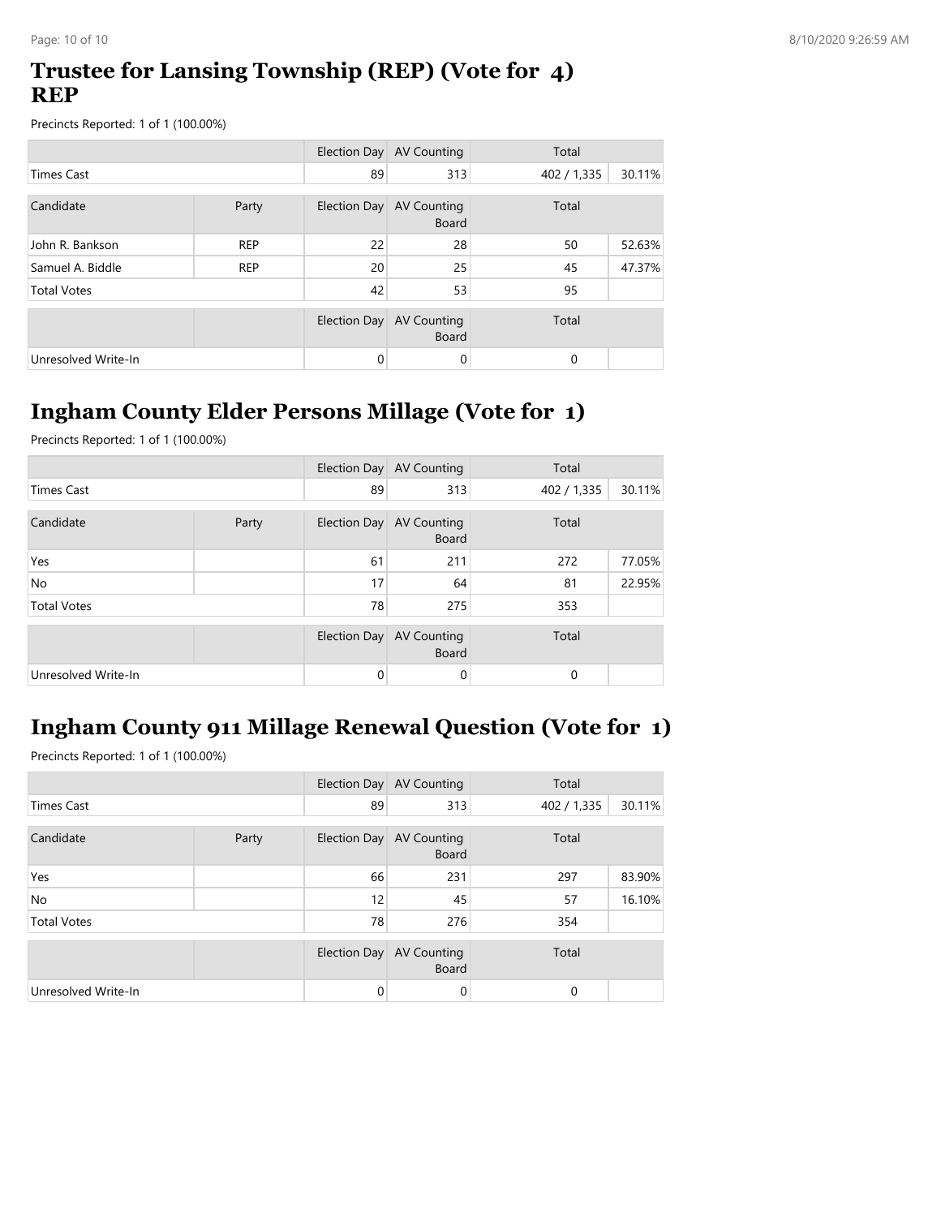## Trustee for Lansing Township (REP) (Vote for 4) REP

Precincts Reported: 1 of 1 (100.00%)

| | | Election Day | AV Counting | Total | |
|---|---|---|---|---|---|
| Times Cast | | 89 | 313 | 402 / 1,335 | 30.11% |
| Candidate | Party | Election Day | AV Counting Board | Total | |
| John R. Bankson | REP | 22 | 28 | 50 | 52.63% |
| Samuel A. Biddle | REP | 20 | 25 | 45 | 47.37% |
| Total Votes | | 42 | 53 | 95 | |
| | | Election Day | AV Counting Board | Total | |
| Unresolved Write-In | | 0 | 0 | 0 | |

## Ingham County Elder Persons Millage (Vote for 1)

Precincts Reported: 1 of 1 (100.00%)

| | | Election Day | AV Counting | Total | |
|---|---|---|---|---|---|
| Times Cast | | 89 | 313 | 402 / 1,335 | 30.11% |
| Candidate | Party | Election Day | AV Counting Board | Total | |
| Yes | | 61 | 211 | 272 | 77.05% |
| No | | 17 | 64 | 81 | 22.95% |
| Total Votes | | 78 | 275 | 353 | |
| | | Election Day | AV Counting Board | Total | |
| Unresolved Write-In | | 0 | 0 | 0 | |

## Ingham County 911 Millage Renewal Question (Vote for 1)

Precincts Reported: 1 of 1 (100.00%)

| | | Election Day | AV Counting | Total | |
|---|---|---|---|---|---|
| Times Cast | | 89 | 313 | 402 / 1,335 | 30.11% |
| Candidate | Party | Election Day | AV Counting Board | Total | |
| Yes | | 66 | 231 | 297 | 83.90% |
| No | | 12 | 45 | 57 | 16.10% |
| Total Votes | | 78 | 276 | 354 | |
| | | Election Day | AV Counting Board | Total | |
| Unresolved Write-In | | 0 | 0 | 0 | |